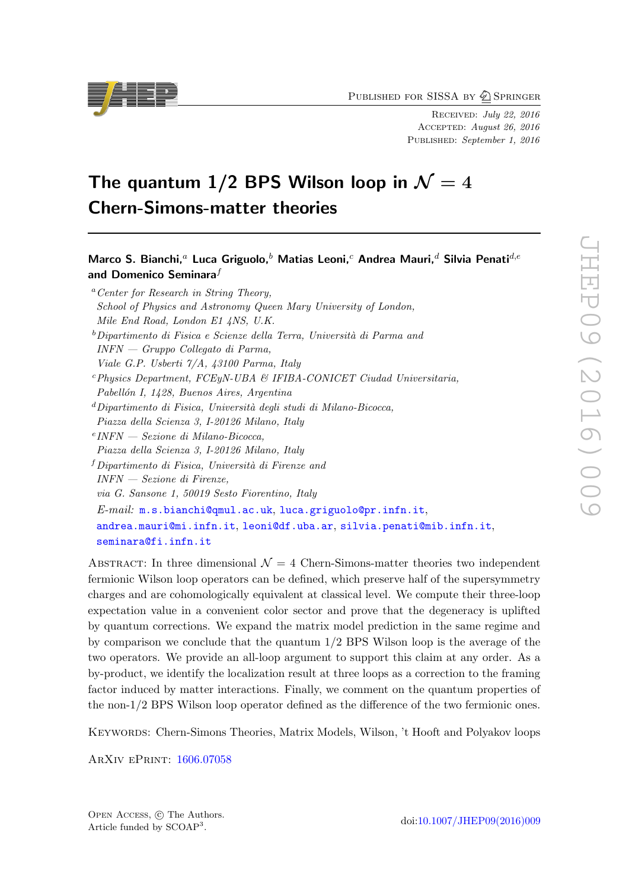Received: *July 22, 2016*
Accepted: *August 26, 2016*
Published: *September 1, 2016*

# The quantum 1/2 BPS Wilson loop in $\mathcal{N} = 4$ Chern-Simons-matter theories

**Marco S. Bianchi,[a] Luca Griguolo,[b] Matias Leoni,[c] Andrea Mauri,[d] Silvia Penati[d,e] and Domenico Seminara[f]**

[a] *Center for Research in String Theory, School of Physics and Astronomy Queen Mary University of London, Mile End Road, London E1 4NS, U.K.*

[b] *Dipartimento di Fisica e Scienze della Terra, Università di Parma and INFN — Gruppo Collegato di Parma, Viale G.P. Usberti 7/A, 43100 Parma, Italy*

[c] *Physics Department, FCEyN-UBA & IFIBA-CONICET Ciudad Universitaria, Pabellón I, 1428, Buenos Aires, Argentina*

[d] *Dipartimento di Fisica, Università degli studi di Milano-Bicocca, Piazza della Scienza 3, I-20126 Milano, Italy*

[e] *INFN — Sezione di Milano-Bicocca, Piazza della Scienza 3, I-20126 Milano, Italy*

[f] *Dipartimento di Fisica, Università di Firenze and INFN — Sezione di Firenze, via G. Sansone 1, 50019 Sesto Fiorentino, Italy*

*E-mail:* m.s.bianchi@qmul.ac.uk, luca.griguolo@pr.infn.it, andrea.mauri@mi.infn.it, leoni@df.uba.ar, silvia.penati@mib.infn.it, seminara@fi.infn.it

Abstract: In three dimensional $\mathcal{N} = 4$ Chern-Simons-matter theories two independent fermionic Wilson loop operators can be defined, which preserve half of the supersymmetry charges and are cohomologically equivalent at classical level. We compute their three-loop expectation value in a convenient color sector and prove that the degeneracy is uplifted by quantum corrections. We expand the matrix model prediction in the same regime and by comparison we conclude that the quantum 1/2 BPS Wilson loop is the average of the two operators. We provide an all-loop argument to support this claim at any order. As a by-product, we identify the localization result at three loops as a correction to the framing factor induced by matter interactions. Finally, we comment on the quantum properties of the non-1/2 BPS Wilson loop operator defined as the difference of the two fermionic ones.

Keywords: Chern-Simons Theories, Matrix Models, Wilson, 't Hooft and Polyakov loops

ArXiv ePrint: 1606.07058

Open Access, © The Authors.
Article funded by SCOAP[3].

doi:10.1007/JHEP09(2016)009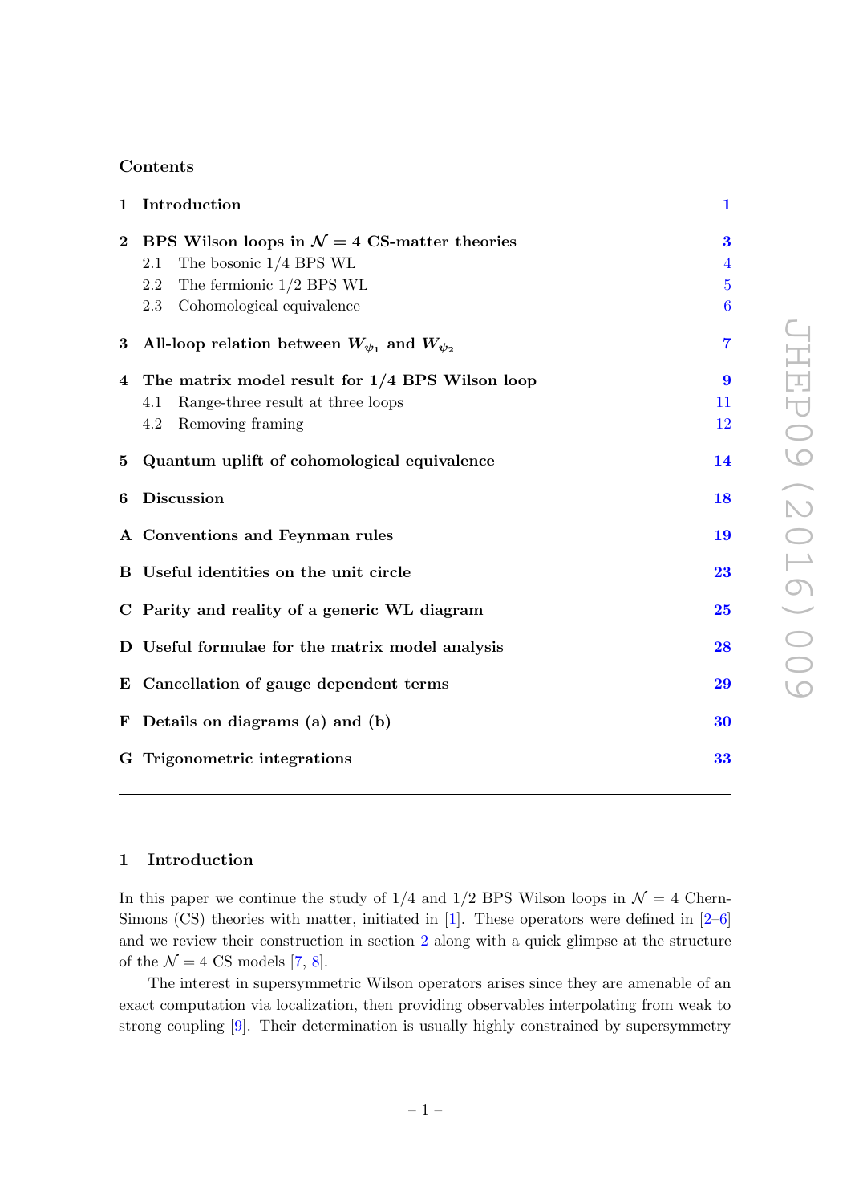## Contents

- 1 Introduction — 1
- 2 BPS Wilson loops in $\mathcal{N} = 4$ CS-matter theories — 3
  - 2.1 The bosonic 1/4 BPS WL — 4
  - 2.2 The fermionic 1/2 BPS WL — 5
  - 2.3 Cohomological equivalence — 6
- 3 All-loop relation between $W_{\psi_1}$ and $W_{\psi_2}$ — 7
- 4 The matrix model result for 1/4 BPS Wilson loop — 9
  - 4.1 Range-three result at three loops — 11
  - 4.2 Removing framing — 12
- 5 Quantum uplift of cohomological equivalence — 14
- 6 Discussion — 18
- A Conventions and Feynman rules — 19
- B Useful identities on the unit circle — 23
- C Parity and reality of a generic WL diagram — 25
- D Useful formulae for the matrix model analysis — 28
- E Cancellation of gauge dependent terms — 29
- F Details on diagrams (a) and (b) — 30
- G Trigonometric integrations — 33

## 1 Introduction

In this paper we continue the study of 1/4 and 1/2 BPS Wilson loops in $\mathcal{N} = 4$ Chern-Simons (CS) theories with matter, initiated in [1]. These operators were defined in [2–6] and we review their construction in section 2 along with a quick glimpse at the structure of the $\mathcal{N} = 4$ CS models [7, 8].

The interest in supersymmetric Wilson operators arises since they are amenable of an exact computation via localization, then providing observables interpolating from weak to strong coupling [9]. Their determination is usually highly constrained by supersymmetry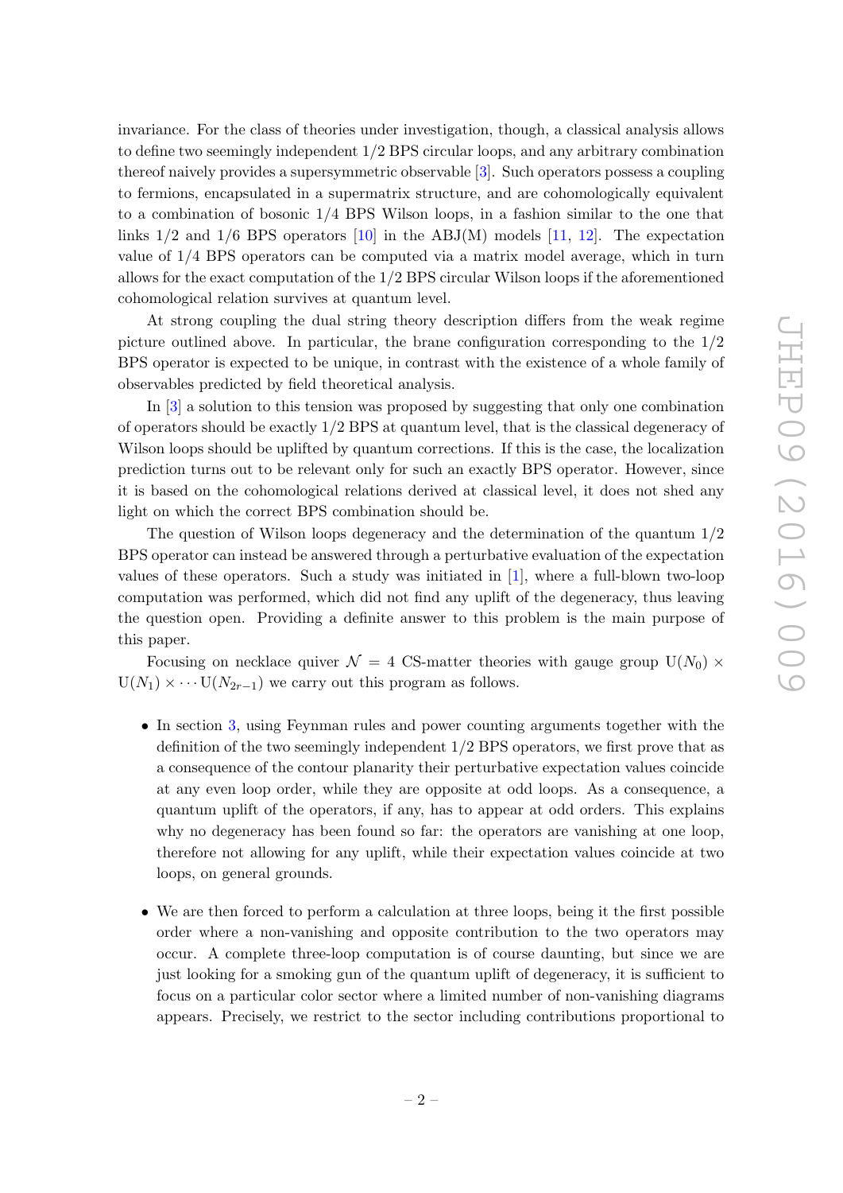invariance. For the class of theories under investigation, though, a classical analysis allows to define two seemingly independent 1/2 BPS circular loops, and any arbitrary combination thereof naively provides a supersymmetric observable [3]. Such operators possess a coupling to fermions, encapsulated in a supermatrix structure, and are cohomologically equivalent to a combination of bosonic 1/4 BPS Wilson loops, in a fashion similar to the one that links 1/2 and 1/6 BPS operators [10] in the ABJ(M) models [11, 12]. The expectation value of 1/4 BPS operators can be computed via a matrix model average, which in turn allows for the exact computation of the 1/2 BPS circular Wilson loops if the aforementioned cohomological relation survives at quantum level.

At strong coupling the dual string theory description differs from the weak regime picture outlined above. In particular, the brane configuration corresponding to the 1/2 BPS operator is expected to be unique, in contrast with the existence of a whole family of observables predicted by field theoretical analysis.

In [3] a solution to this tension was proposed by suggesting that only one combination of operators should be exactly 1/2 BPS at quantum level, that is the classical degeneracy of Wilson loops should be uplifted by quantum corrections. If this is the case, the localization prediction turns out to be relevant only for such an exactly BPS operator. However, since it is based on the cohomological relations derived at classical level, it does not shed any light on which the correct BPS combination should be.

The question of Wilson loops degeneracy and the determination of the quantum 1/2 BPS operator can instead be answered through a perturbative evaluation of the expectation values of these operators. Such a study was initiated in [1], where a full-blown two-loop computation was performed, which did not find any uplift of the degeneracy, thus leaving the question open. Providing a definite answer to this problem is the main purpose of this paper.

Focusing on necklace quiver $\mathcal{N} = 4$ CS-matter theories with gauge group $\mathrm{U}(N_0) \times \mathrm{U}(N_1) \times \cdots \mathrm{U}(N_{2r-1})$ we carry out this program as follows.

- In section 3, using Feynman rules and power counting arguments together with the definition of the two seemingly independent 1/2 BPS operators, we first prove that as a consequence of the contour planarity their perturbative expectation values coincide at any even loop order, while they are opposite at odd loops. As a consequence, a quantum uplift of the operators, if any, has to appear at odd orders. This explains why no degeneracy has been found so far: the operators are vanishing at one loop, therefore not allowing for any uplift, while their expectation values coincide at two loops, on general grounds.

- We are then forced to perform a calculation at three loops, being it the first possible order where a non-vanishing and opposite contribution to the two operators may occur. A complete three-loop computation is of course daunting, but since we are just looking for a smoking gun of the quantum uplift of degeneracy, it is sufficient to focus on a particular color sector where a limited number of non-vanishing diagrams appears. Precisely, we restrict to the sector including contributions proportional to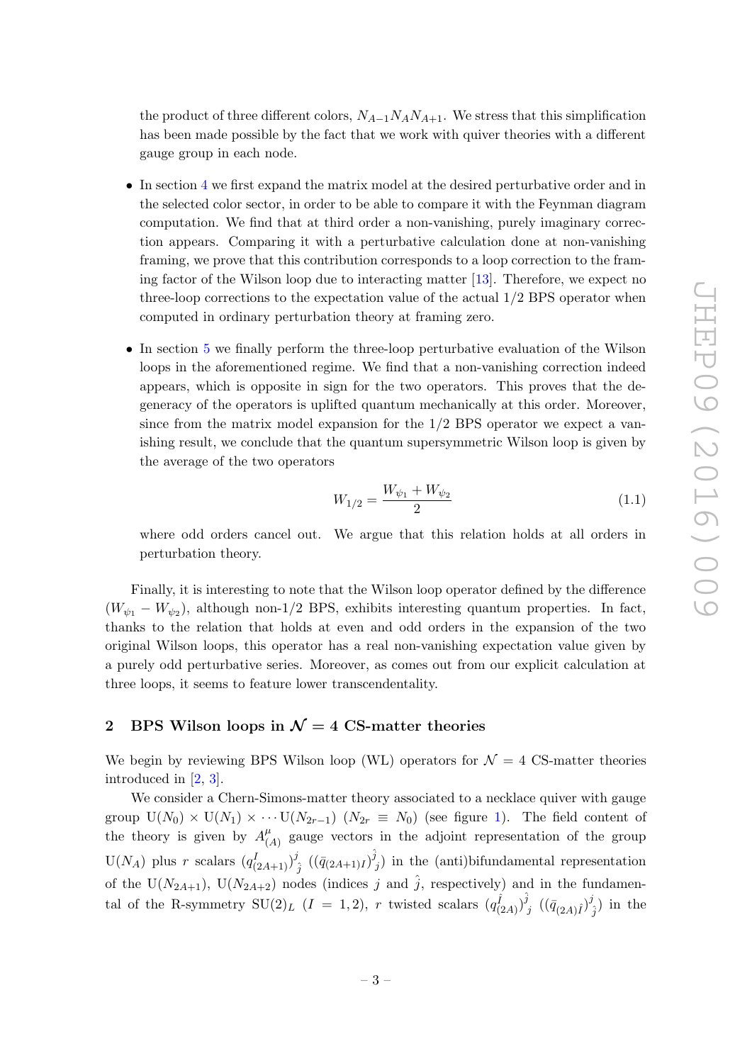the product of three different colors, $N_{A-1}N_AN_{A+1}$. We stress that this simplification has been made possible by the fact that we work with quiver theories with a different gauge group in each node.

- In section 4 we first expand the matrix model at the desired perturbative order and in the selected color sector, in order to be able to compare it with the Feynman diagram computation. We find that at third order a non-vanishing, purely imaginary correction appears. Comparing it with a perturbative calculation done at non-vanishing framing, we prove that this contribution corresponds to a loop correction to the framing factor of the Wilson loop due to interacting matter [13]. Therefore, we expect no three-loop corrections to the expectation value of the actual 1/2 BPS operator when computed in ordinary perturbation theory at framing zero.
- In section 5 we finally perform the three-loop perturbative evaluation of the Wilson loops in the aforementioned regime. We find that a non-vanishing correction indeed appears, which is opposite in sign for the two operators. This proves that the degeneracy of the operators is uplifted quantum mechanically at this order. Moreover, since from the matrix model expansion for the 1/2 BPS operator we expect a vanishing result, we conclude that the quantum supersymmetric Wilson loop is given by the average of the two operators
$$W_{1/2} = \frac{W_{\psi_1} + W_{\psi_2}}{2} \tag{1.1}$$
where odd orders cancel out. We argue that this relation holds at all orders in perturbation theory.

Finally, it is interesting to note that the Wilson loop operator defined by the difference $(W_{\psi_1} - W_{\psi_2})$, although non-1/2 BPS, exhibits interesting quantum properties. In fact, thanks to the relation that holds at even and odd orders in the expansion of the two original Wilson loops, this operator has a real non-vanishing expectation value given by a purely odd perturbative series. Moreover, as comes out from our explicit calculation at three loops, it seems to feature lower transcendentality.

## 2 BPS Wilson loops in $\mathcal{N} = 4$ CS-matter theories

We begin by reviewing BPS Wilson loop (WL) operators for $\mathcal{N} = 4$ CS-matter theories introduced in [2, 3].

We consider a Chern-Simons-matter theory associated to a necklace quiver with gauge group $U(N_0) \times U(N_1) \times \cdots U(N_{2r-1})$ ($N_{2r} \equiv N_0$) (see figure 1). The field content of the theory is given by $A^{\mu}_{(A)}$ gauge vectors in the adjoint representation of the group $U(N_A)$ plus $r$ scalars $(q^I_{(2A+1)})^j_{\;\hat{j}}$ $((\bar{q}_{(2A+1)I})^{\hat{j}}_{\;j})$ in the (anti)bifundamental representation of the $U(N_{2A+1})$, $U(N_{2A+2})$ nodes (indices $j$ and $\hat{j}$, respectively) and in the fundamental of the R-symmetry $SU(2)_L$ ($I = 1, 2$), $r$ twisted scalars $(q^{\hat{I}}_{(2A)})^{\hat{j}}_{\;j}$ $((\bar{q}_{(2A)\hat{I}})^j_{\;\hat{j}})$ in the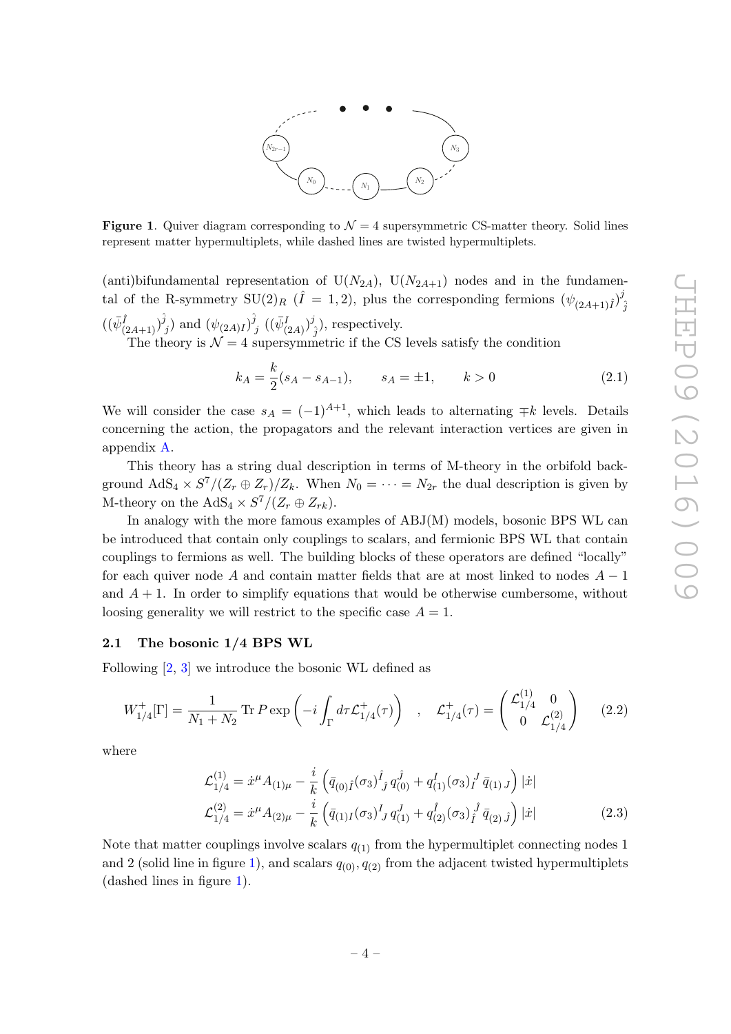**Figure 1**. Quiver diagram corresponding to $\mathcal{N} = 4$ supersymmetric CS-matter theory. Solid lines represent matter hypermultiplets, while dashed lines are twisted hypermultiplets.

(anti)bifundamental representation of $\mathrm{U}(N_{2A})$, $\mathrm{U}(N_{2A+1})$ nodes and in the fundamental of the R-symmetry $\mathrm{SU}(2)_R$ ($\hat{I} = 1, 2$), plus the corresponding fermions $(\psi_{(2A+1)\hat{I}})^{j}_{\;\hat{j}}$ $((\bar{\psi}^{\hat{I}}_{(2A+1)})^{\hat{j}}_{\;j})$ and $(\psi_{(2A)I})^{\hat{j}}_{\;j}$ $((\bar{\psi}^{I}_{(2A)})^{j}_{\;\hat{j}})$, respectively.

The theory is $\mathcal{N} = 4$ supersymmetric if the CS levels satisfy the condition

$$k_A = \frac{k}{2}(s_A - s_{A-1}), \qquad s_A = \pm 1, \qquad k > 0 \tag{2.1}$$

We will consider the case $s_A = (-1)^{A+1}$, which leads to alternating $\mp k$ levels. Details concerning the action, the propagators and the relevant interaction vertices are given in appendix A.

This theory has a string dual description in terms of M-theory in the orbifold background $\mathrm{AdS}_4 \times S^7/(Z_r \oplus Z_r)/Z_k$. When $N_0 = \cdots = N_{2r}$ the dual description is given by M-theory on the $\mathrm{AdS}_4 \times S^7/(Z_r \oplus Z_{rk})$.

In analogy with the more famous examples of ABJ(M) models, bosonic BPS WL can be introduced that contain only couplings to scalars, and fermionic BPS WL that contain couplings to fermions as well. The building blocks of these operators are defined "locally" for each quiver node $A$ and contain matter fields that are at most linked to nodes $A - 1$ and $A + 1$. In order to simplify equations that would be otherwise cumbersome, without loosing generality we will restrict to the specific case $A = 1$.

### 2.1 The bosonic 1/4 BPS WL

Following [2, 3] we introduce the bosonic WL defined as

$$W^{+}_{1/4}[\Gamma] = \frac{1}{N_1 + N_2} \mathrm{Tr}\, P \exp\left(-i \int_\Gamma d\tau \mathcal{L}^{+}_{1/4}(\tau)\right) \quad , \quad \mathcal{L}^{+}_{1/4}(\tau) = \begin{pmatrix} \mathcal{L}^{(1)}_{1/4} & 0 \\ 0 & \mathcal{L}^{(2)}_{1/4} \end{pmatrix} \tag{2.2}$$

where

$$\begin{aligned} \mathcal{L}^{(1)}_{1/4} &= \dot{x}^\mu A_{(1)\mu} - \frac{i}{k}\left(\bar{q}_{(0)\hat{I}}(\sigma_3)^{\hat{I}}_{\;\hat{J}}\, q^{\hat{J}}_{(0)} + q^{I}_{(1)}(\sigma_3)_I^{\;J}\, \bar{q}_{(1)\,J}\right)|\dot{x}| \\ \mathcal{L}^{(2)}_{1/4} &= \dot{x}^\mu A_{(2)\mu} - \frac{i}{k}\left(\bar{q}_{(1)I}(\sigma_3)^{I}_{\;J}\, q^{J}_{(1)} + q^{\hat{I}}_{(2)}(\sigma_3)_{\hat{I}}^{\;\hat{J}}\, \bar{q}_{(2)\,\hat{J}}\right)|\dot{x}| \end{aligned} \tag{2.3}$$

Note that matter couplings involve scalars $q_{(1)}$ from the hypermultiplet connecting nodes 1 and 2 (solid line in figure 1), and scalars $q_{(0)}, q_{(2)}$ from the adjacent twisted hypermultiplets (dashed lines in figure 1).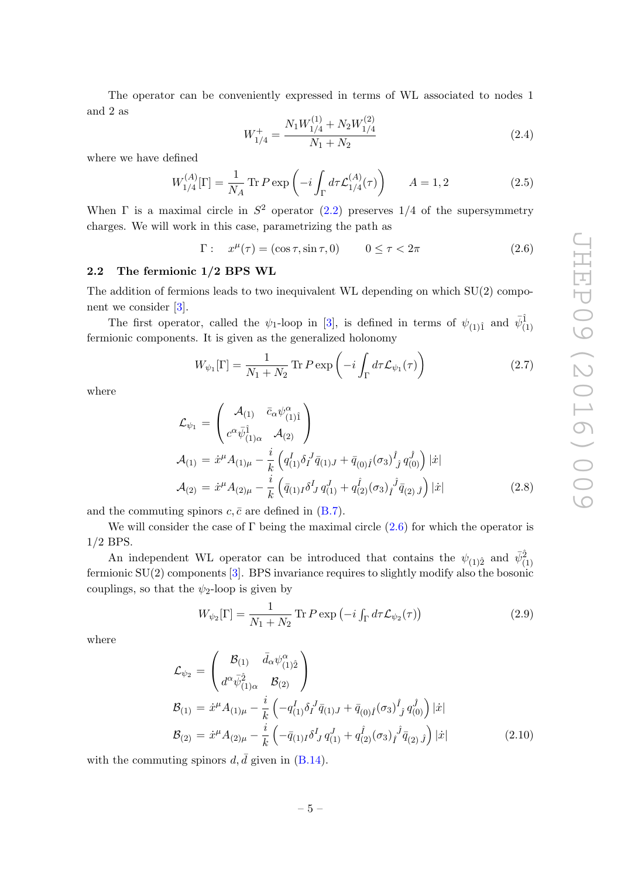The operator can be conveniently expressed in terms of WL associated to nodes 1 and 2 as

$$W_{1/4}^{+} = \frac{N_1 W_{1/4}^{(1)} + N_2 W_{1/4}^{(2)}}{N_1 + N_2} \tag{2.4}$$

where we have defined

$$W_{1/4}^{(A)}[\Gamma] = \frac{1}{N_A} \operatorname{Tr} P \exp\left( -i \int_\Gamma d\tau \mathcal{L}_{1/4}^{(A)}(\tau) \right) \qquad A = 1, 2 \tag{2.5}$$

When $\Gamma$ is a maximal circle in $S^2$ operator (2.2) preserves 1/4 of the supersymmetry charges. We will work in this case, parametrizing the path as

$$\Gamma : \quad x^\mu(\tau) = (\cos\tau, \sin\tau, 0) \qquad 0 \leq \tau < 2\pi \tag{2.6}$$

## 2.2 The fermionic 1/2 BPS WL

The addition of fermions leads to two inequivalent WL depending on which SU(2) component we consider [3].

The first operator, called the $\psi_1$-loop in [3], is defined in terms of $\psi_{(1)\hat{1}}$ and $\bar{\psi}_{(1)}^{\hat{1}}$ fermionic components. It is given as the generalized holonomy

$$W_{\psi_1}[\Gamma] = \frac{1}{N_1 + N_2} \operatorname{Tr} P \exp\left( -i \int_\Gamma d\tau \mathcal{L}_{\psi_1}(\tau) \right) \tag{2.7}$$

where

$$\begin{aligned}
\mathcal{L}_{\psi_1} &= \begin{pmatrix} \mathcal{A}_{(1)} & \bar{c}_\alpha \psi_{(1)\hat{1}}^\alpha \\ c^\alpha \bar{\psi}_{(1)\alpha}^{\hat{1}} & \mathcal{A}_{(2)} \end{pmatrix} \\
\mathcal{A}_{(1)} &= \dot{x}^\mu A_{(1)\mu} - \frac{i}{k} \left( q_{(1)}^I \delta_I^{\ J} \bar{q}_{(1)J} + \bar{q}_{(0)\hat{I}} (\sigma_3)^{\hat{I}}_{\ \hat{J}}\, q_{(0)}^{\hat{J}} \right) |\dot{x}| \\
\mathcal{A}_{(2)} &= \dot{x}^\mu A_{(2)\mu} - \frac{i}{k} \left( \bar{q}_{(1)I} \delta^I_{\ J}\, q_{(1)}^J + q_{(2)}^{\hat{I}} (\sigma_3)_{\hat{I}}^{\ \hat{J}} \bar{q}_{(2)\,\hat{J}} \right) |\dot{x}|
\end{aligned} \tag{2.8}$$

and the commuting spinors $c, \bar{c}$ are defined in (B.7).

We will consider the case of $\Gamma$ being the maximal circle (2.6) for which the operator is 1/2 BPS.

An independent WL operator can be introduced that contains the $\psi_{(1)\hat{2}}$ and $\bar{\psi}_{(1)}^{\hat{2}}$ fermionic SU(2) components [3]. BPS invariance requires to slightly modify also the bosonic couplings, so that the $\psi_2$-loop is given by

$$W_{\psi_2}[\Gamma] = \frac{1}{N_1 + N_2} \operatorname{Tr} P \exp\left( -i \int_\Gamma d\tau \mathcal{L}_{\psi_2}(\tau) \right) \tag{2.9}$$

where

$$\begin{aligned}
\mathcal{L}_{\psi_2} &= \begin{pmatrix} \mathcal{B}_{(1)} & \bar{d}_\alpha \psi_{(1)\hat{2}}^\alpha \\ d^\alpha \bar{\psi}_{(1)\alpha}^{\hat{2}} & \mathcal{B}_{(2)} \end{pmatrix} \\
\mathcal{B}_{(1)} &= \dot{x}^\mu A_{(1)\mu} - \frac{i}{k} \left( -q_{(1)}^I \delta_I^{\ J} \bar{q}_{(1)J} + \bar{q}_{(0)\hat{I}} (\sigma_3)^{\hat{I}}_{\ \hat{J}}\, q_{(0)}^{\hat{J}} \right) |\dot{x}| \\
\mathcal{B}_{(2)} &= \dot{x}^\mu A_{(2)\mu} - \frac{i}{k} \left( -\bar{q}_{(1)I} \delta^I_{\ J}\, q_{(1)}^J + q_{(2)}^{\hat{I}} (\sigma_3)_{\hat{I}}^{\ \hat{J}} \bar{q}_{(2)\,\hat{J}} \right) |\dot{x}|
\end{aligned} \tag{2.10}$$

with the commuting spinors $d, \bar{d}$ given in (B.14).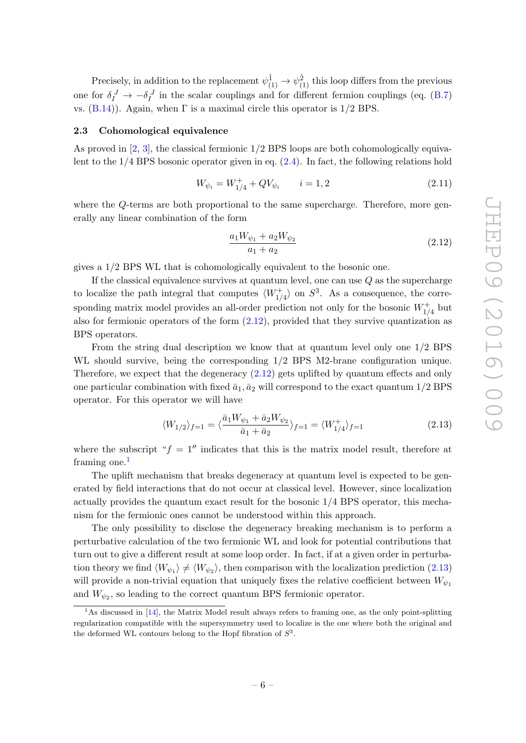Precisely, in addition to the replacement $\psi^{\hat{1}}_{(1)} \to \psi^{\hat{2}}_{(1)}$ this loop differs from the previous one for $\delta^J_I \to -\delta^J_I$ in the scalar couplings and for different fermion couplings (eq. (B.7) vs. (B.14)). Again, when $\Gamma$ is a maximal circle this operator is 1/2 BPS.

### 2.3 Cohomological equivalence

As proved in [2, 3], the classical fermionic 1/2 BPS loops are both cohomologically equivalent to the 1/4 BPS bosonic operator given in eq. (2.4). In fact, the following relations hold

$$W_{\psi_i} = W^+_{1/4} + QV_{\psi_i} \qquad i = 1,2 \tag{2.11}$$

where the $Q$-terms are both proportional to the same supercharge. Therefore, more generally any linear combination of the form

$$\frac{a_1 W_{\psi_1} + a_2 W_{\psi_2}}{a_1 + a_2} \tag{2.12}$$

gives a 1/2 BPS WL that is cohomologically equivalent to the bosonic one.

If the classical equivalence survives at quantum level, one can use $Q$ as the supercharge to localize the path integral that computes $\langle W^+_{1/4} \rangle$ on $S^3$. As a consequence, the corresponding matrix model provides an all-order prediction not only for the bosonic $W^+_{1/4}$ but also for fermionic operators of the form (2.12), provided that they survive quantization as BPS operators.

From the string dual description we know that at quantum level only one 1/2 BPS WL should survive, being the corresponding 1/2 BPS M2-brane configuration unique. Therefore, we expect that the degeneracy (2.12) gets uplifted by quantum effects and only one particular combination with fixed $\bar{a}_1, \bar{a}_2$ will correspond to the exact quantum 1/2 BPS operator. For this operator we will have

$$\langle W_{1/2} \rangle_{f=1} = \langle \frac{\bar{a}_1 W_{\psi_1} + \bar{a}_2 W_{\psi_2}}{\bar{a}_1 + \bar{a}_2} \rangle_{f=1} = \langle W^+_{1/4} \rangle_{f=1} \tag{2.13}$$

where the subscript "$f = 1$" indicates that this is the matrix model result, therefore at framing one.[1]

The uplift mechanism that breaks degeneracy at quantum level is expected to be generated by field interactions that do not occur at classical level. However, since localization actually provides the quantum exact result for the bosonic 1/4 BPS operator, this mechanism for the fermionic ones cannot be understood within this approach.

The only possibility to disclose the degeneracy breaking mechanism is to perform a perturbative calculation of the two fermionic WL and look for potential contributions that turn out to give a different result at some loop order. In fact, if at a given order in perturbation theory we find $\langle W_{\psi_1} \rangle \neq \langle W_{\psi_2} \rangle$, then comparison with the localization prediction (2.13) will provide a non-trivial equation that uniquely fixes the relative coefficient between $W_{\psi_1}$ and $W_{\psi_2}$, so leading to the correct quantum BPS fermionic operator.

[1] As discussed in [14], the Matrix Model result always refers to framing one, as the only point-splitting regularization compatible with the supersymmetry used to localize is the one where both the original and the deformed WL contours belong to the Hopf fibration of $S^3$.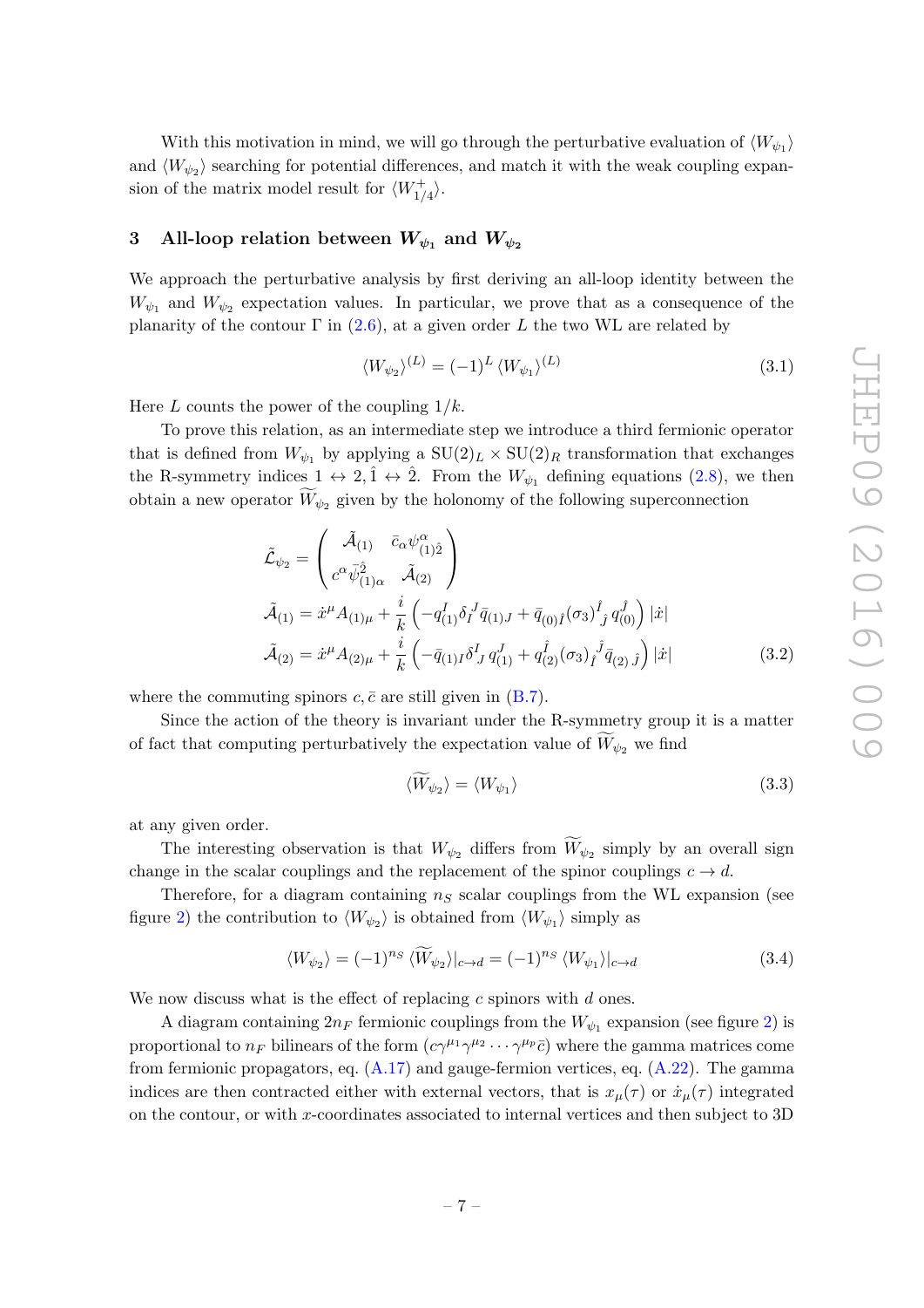With this motivation in mind, we will go through the perturbative evaluation of $\langle W_{\psi_1} \rangle$ and $\langle W_{\psi_2} \rangle$ searching for potential differences, and match it with the weak coupling expansion of the matrix model result for $\langle W^+_{1/4} \rangle$.

## 3 All-loop relation between $W_{\psi_1}$ and $W_{\psi_2}$

We approach the perturbative analysis by first deriving an all-loop identity between the $W_{\psi_1}$ and $W_{\psi_2}$ expectation values. In particular, we prove that as a consequence of the planarity of the contour $\Gamma$ in (2.6), at a given order $L$ the two WL are related by

$$\langle W_{\psi_2} \rangle^{(L)} = (-1)^L \, \langle W_{\psi_1} \rangle^{(L)} \tag{3.1}$$

Here $L$ counts the power of the coupling $1/k$.

To prove this relation, as an intermediate step we introduce a third fermionic operator that is defined from $W_{\psi_1}$ by applying a $\mathrm{SU}(2)_L \times \mathrm{SU}(2)_R$ transformation that exchanges the R-symmetry indices $1 \leftrightarrow 2, \hat{1} \leftrightarrow \hat{2}$. From the $W_{\psi_1}$ defining equations (2.8), we then obtain a new operator $\widetilde{W}_{\psi_2}$ given by the holonomy of the following superconnection

$$\begin{aligned}
\tilde{\mathcal{L}}_{\psi_2} &= \begin{pmatrix} \tilde{\mathcal{A}}_{(1)} & \bar{c}_\alpha \psi^\alpha_{(1)\hat{2}} \\ c^\alpha \bar{\psi}^{\hat{2}}_{(1)\alpha} & \tilde{\mathcal{A}}_{(2)} \end{pmatrix} \\
\tilde{\mathcal{A}}_{(1)} &= \dot{x}^\mu A_{(1)\mu} + \frac{i}{k}\left( -q^I_{(1)} \delta_I^{\ J} \bar{q}_{(1)J} + \bar{q}_{(0)\hat{I}} (\sigma_3)^{\hat{I}}_{\ \hat{J}} \, q^{\hat{J}}_{(0)} \right) |\dot{x}| \\
\tilde{\mathcal{A}}_{(2)} &= \dot{x}^\mu A_{(2)\mu} + \frac{i}{k}\left( -\bar{q}_{(1)I} \delta^I_{\ J} \, q^J_{(1)} + q^{\hat{I}}_{(2)} (\sigma_3)_{\hat{I}}^{\ \hat{J}} \bar{q}_{(2)\,\hat{J}} \right) |\dot{x}|
\end{aligned} \tag{3.2}$$

where the commuting spinors $c, \bar{c}$ are still given in (B.7).

Since the action of the theory is invariant under the R-symmetry group it is a matter of fact that computing perturbatively the expectation value of $\widetilde{W}_{\psi_2}$ we find

$$\langle \widetilde{W}_{\psi_2} \rangle = \langle W_{\psi_1} \rangle \tag{3.3}$$

at any given order.

The interesting observation is that $W_{\psi_2}$ differs from $\widetilde{W}_{\psi_2}$ simply by an overall sign change in the scalar couplings and the replacement of the spinor couplings $c \to d$.

Therefore, for a diagram containing $n_S$ scalar couplings from the WL expansion (see figure 2) the contribution to $\langle W_{\psi_2} \rangle$ is obtained from $\langle W_{\psi_1} \rangle$ simply as

$$\langle W_{\psi_2} \rangle = (-1)^{n_S} \, \langle \widetilde{W}_{\psi_2} \rangle|_{c \to d} = (-1)^{n_S} \, \langle W_{\psi_1} \rangle|_{c \to d} \tag{3.4}$$

We now discuss what is the effect of replacing $c$ spinors with $d$ ones.

A diagram containing $2n_F$ fermionic couplings from the $W_{\psi_1}$ expansion (see figure 2) is proportional to $n_F$ bilinears of the form $(c\gamma^{\mu_1}\gamma^{\mu_2} \cdots \gamma^{\mu_p} \bar{c})$ where the gamma matrices come from fermionic propagators, eq. (A.17) and gauge-fermion vertices, eq. (A.22). The gamma indices are then contracted either with external vectors, that is $x_\mu(\tau)$ or $\dot{x}_\mu(\tau)$ integrated on the contour, or with $x$-coordinates associated to internal vertices and then subject to 3D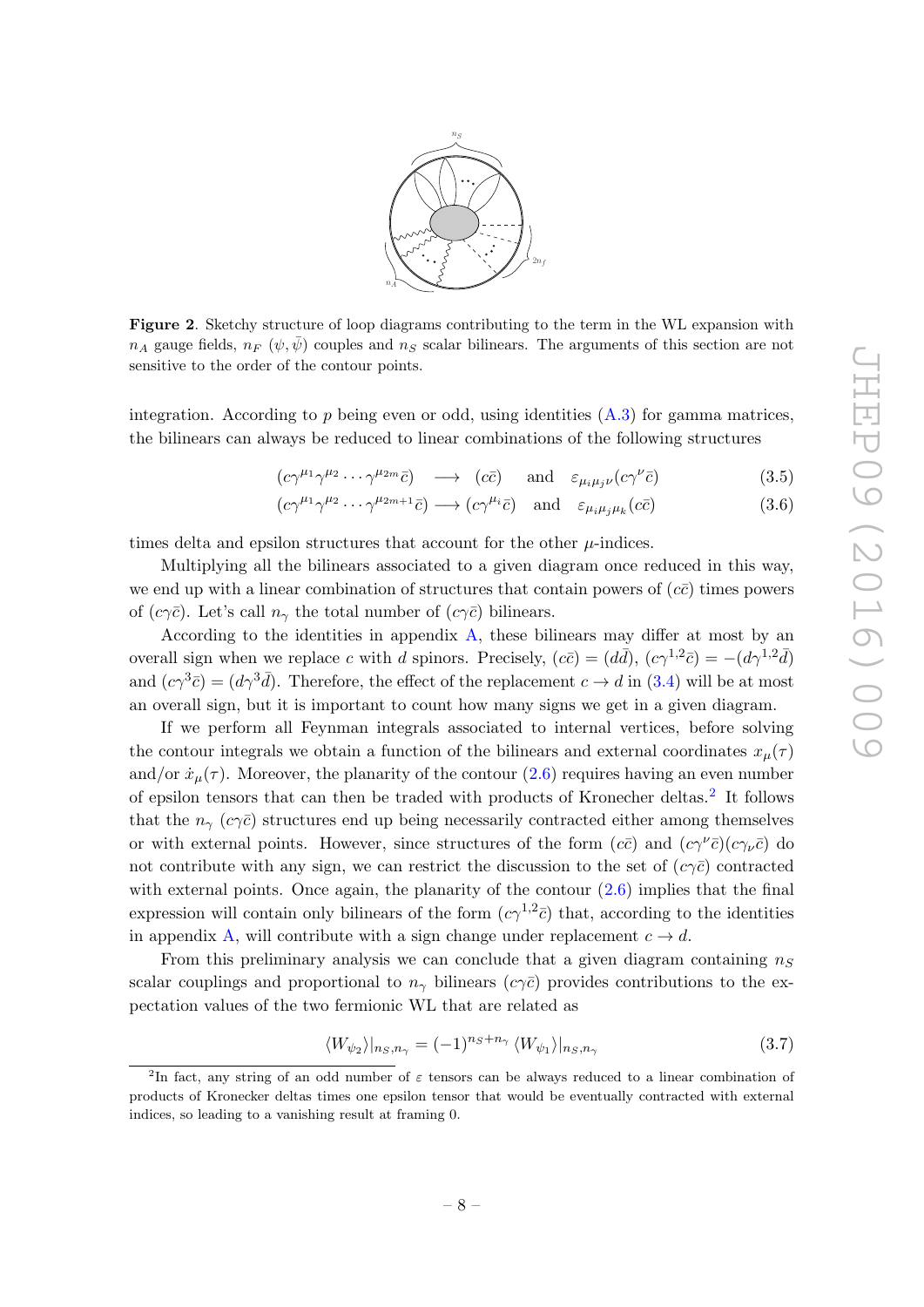**Figure 2**. Sketchy structure of loop diagrams contributing to the term in the WL expansion with $n_A$ gauge fields, $n_F$ $(\psi, \bar{\psi})$ couples and $n_S$ scalar bilinears. The arguments of this section are not sensitive to the order of the contour points.

integration. According to $p$ being even or odd, using identities (A.3) for gamma matrices, the bilinears can always be reduced to linear combinations of the following structures

$$(c\gamma^{\mu_1}\gamma^{\mu_2}\cdots\gamma^{\mu_{2m}}\bar{c}) \quad \longrightarrow \quad (c\bar{c}) \quad \text{and} \quad \varepsilon_{\mu_i\mu_j\nu}(c\gamma^{\nu}\bar{c}) \tag{3.5}$$

$$(c\gamma^{\mu_1}\gamma^{\mu_2}\cdots\gamma^{\mu_{2m+1}}\bar{c}) \longrightarrow (c\gamma^{\mu_i}\bar{c}) \quad \text{and} \quad \varepsilon_{\mu_i\mu_j\mu_k}(c\bar{c}) \tag{3.6}$$

times delta and epsilon structures that account for the other $\mu$-indices.

Multiplying all the bilinears associated to a given diagram once reduced in this way, we end up with a linear combination of structures that contain powers of $(c\bar{c})$ times powers of $(c\gamma\bar{c})$. Let's call $n_\gamma$ the total number of $(c\gamma\bar{c})$ bilinears.

According to the identities in appendix A, these bilinears may differ at most by an overall sign when we replace $c$ with $d$ spinors. Precisely, $(c\bar{c}) = (d\bar{d})$, $(c\gamma^{1,2}\bar{c}) = -(d\gamma^{1,2}\bar{d})$ and $(c\gamma^3\bar{c}) = (d\gamma^3\bar{d})$. Therefore, the effect of the replacement $c \to d$ in (3.4) will be at most an overall sign, but it is important to count how many signs we get in a given diagram.

If we perform all Feynman integrals associated to internal vertices, before solving the contour integrals we obtain a function of the bilinears and external coordinates $x_\mu(\tau)$ and/or $\dot{x}_\mu(\tau)$. Moreover, the planarity of the contour (2.6) requires having an even number of epsilon tensors that can then be traded with products of Kronecher deltas.[2] It follows that the $n_\gamma$ $(c\gamma\bar{c})$ structures end up being necessarily contracted either among themselves or with external points. However, since structures of the form $(c\bar{c})$ and $(c\gamma^\nu\bar{c})(c\gamma_\nu\bar{c})$ do not contribute with any sign, we can restrict the discussion to the set of $(c\gamma\bar{c})$ contracted with external points. Once again, the planarity of the contour (2.6) implies that the final expression will contain only bilinears of the form $(c\gamma^{1,2}\bar{c})$ that, according to the identities in appendix A, will contribute with a sign change under replacement $c \to d$.

From this preliminary analysis we can conclude that a given diagram containing $n_S$ scalar couplings and proportional to $n_\gamma$ bilinears $(c\gamma\bar{c})$ provides contributions to the expectation values of the two fermionic WL that are related as

$$\langle W_{\psi_2}\rangle|_{n_S,n_\gamma} = (-1)^{n_S+n_\gamma}\,\langle W_{\psi_1}\rangle|_{n_S,n_\gamma} \tag{3.7}$$

[2] In fact, any string of an odd number of $\varepsilon$ tensors can be always reduced to a linear combination of products of Kronecker deltas times one epsilon tensor that would be eventually contracted with external indices, so leading to a vanishing result at framing 0.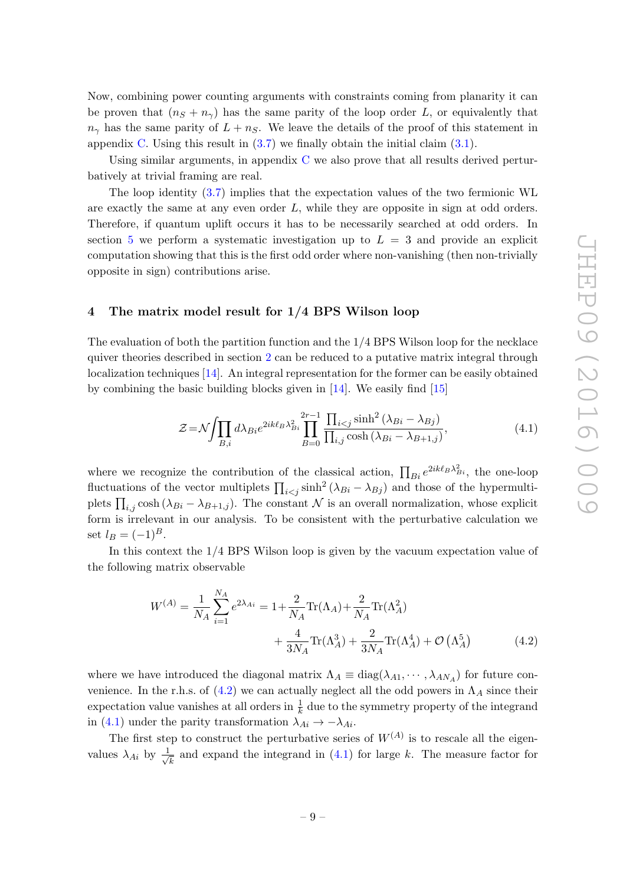Now, combining power counting arguments with constraints coming from planarity it can be proven that $(n_S + n_\gamma)$ has the same parity of the loop order $L$, or equivalently that $n_\gamma$ has the same parity of $L + n_S$. We leave the details of the proof of this statement in appendix C. Using this result in (3.7) we finally obtain the initial claim (3.1).

Using similar arguments, in appendix C we also prove that all results derived perturbatively at trivial framing are real.

The loop identity (3.7) implies that the expectation values of the two fermionic WL are exactly the same at any even order $L$, while they are opposite in sign at odd orders. Therefore, if quantum uplift occurs it has to be necessarily searched at odd orders. In section 5 we perform a systematic investigation up to $L = 3$ and provide an explicit computation showing that this is the first odd order where non-vanishing (then non-trivially opposite in sign) contributions arise.

## 4 The matrix model result for 1/4 BPS Wilson loop

The evaluation of both the partition function and the 1/4 BPS Wilson loop for the necklace quiver theories described in section 2 can be reduced to a putative matrix integral through localization techniques [14]. An integral representation for the former can be easily obtained by combining the basic building blocks given in [14]. We easily find [15]

$$\mathcal{Z} = \mathcal{N} \int \prod_{B,i} d\lambda_{Bi} e^{2ik\ell_B \lambda_{Bi}^2} \prod_{B=0}^{2r-1} \frac{\prod_{i<j} \sinh^2(\lambda_{Bi} - \lambda_{Bj})}{\prod_{i,j} \cosh(\lambda_{Bi} - \lambda_{B+1,j})}, \tag{4.1}$$

where we recognize the contribution of the classical action, $\prod_{Bi} e^{2ik\ell_B \lambda_{Bi}^2}$, the one-loop fluctuations of the vector multiplets $\prod_{i<j} \sinh^2(\lambda_{Bi} - \lambda_{Bj})$ and those of the hypermultiplets $\prod_{i,j} \cosh(\lambda_{Bi} - \lambda_{B+1,j})$. The constant $\mathcal{N}$ is an overall normalization, whose explicit form is irrelevant in our analysis. To be consistent with the perturbative calculation we set $l_B = (-1)^B$.

In this context the 1/4 BPS Wilson loop is given by the vacuum expectation value of the following matrix observable

$$W^{(A)} = \frac{1}{N_A} \sum_{i=1}^{N_A} e^{2\lambda_{Ai}} = 1 + \frac{2}{N_A} \mathrm{Tr}(\Lambda_A) + \frac{2}{N_A} \mathrm{Tr}(\Lambda_A^2) + \frac{4}{3N_A} \mathrm{Tr}(\Lambda_A^3) + \frac{2}{3N_A} \mathrm{Tr}(\Lambda_A^4) + \mathcal{O}\left(\Lambda_A^5\right) \tag{4.2}$$

where we have introduced the diagonal matrix $\Lambda_A \equiv \mathrm{diag}(\lambda_{A1}, \cdots, \lambda_{AN_A})$ for future convenience. In the r.h.s. of (4.2) we can actually neglect all the odd powers in $\Lambda_A$ since their expectation value vanishes at all orders in $\frac{1}{k}$ due to the symmetry property of the integrand in (4.1) under the parity transformation $\lambda_{Ai} \to -\lambda_{Ai}$.

The first step to construct the perturbative series of $W^{(A)}$ is to rescale all the eigenvalues $\lambda_{Ai}$ by $\frac{1}{\sqrt{k}}$ and expand the integrand in (4.1) for large $k$. The measure factor for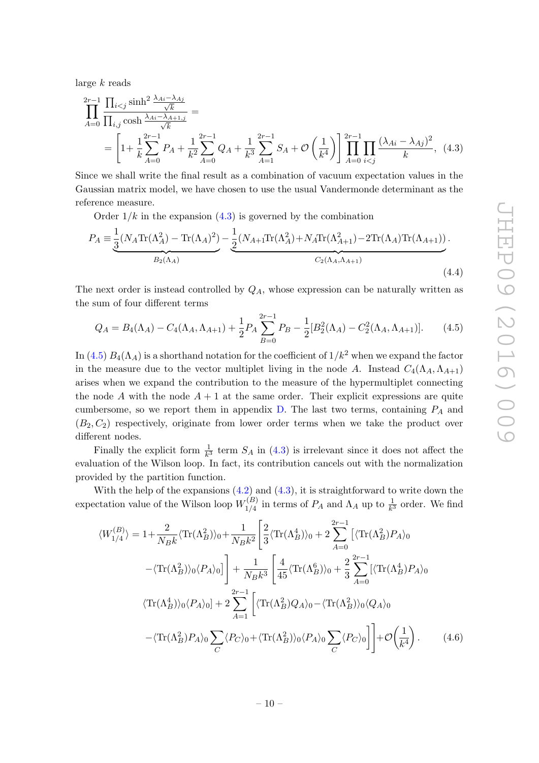large $k$ reads

$$
\begin{aligned}
\prod_{A=0}^{2r-1} \frac{\prod_{i<j} \sinh^2 \frac{\lambda_{Ai}-\lambda_{Aj}}{\sqrt{k}}}{\prod_{i,j} \cosh \frac{\lambda_{Ai}-\lambda_{A+1,j}}{\sqrt{k}}} &= \\
&= \left[1+\frac{1}{k}\sum_{A=0}^{2r-1} P_A + \frac{1}{k^2}\sum_{A=0}^{2r-1} Q_A + \frac{1}{k^3}\sum_{A=1}^{2r-1} S_A + \mathcal{O}\left(\frac{1}{k^4}\right)\right] \prod_{A=0}^{2r-1}\prod_{i<j}\frac{(\lambda_{Ai}-\lambda_{Aj})^2}{k}, \quad (4.3)
\end{aligned}
$$

Since we shall write the final result as a combination of vacuum expectation values in the Gaussian matrix model, we have chosen to use the usual Vandermonde determinant as the reference measure.

Order $1/k$ in the expansion (4.3) is governed by the combination

$$
P_A \equiv \underbrace{\frac{1}{3}(N_A \mathrm{Tr}(\Lambda_A^2) - \mathrm{Tr}(\Lambda_A)^2)}_{B_2(\Lambda_A)} - \underbrace{\frac{1}{2}(N_{A+1}\mathrm{Tr}(\Lambda_A^2) + N_A \mathrm{Tr}(\Lambda_{A+1}^2) - 2\mathrm{Tr}(\Lambda_A)\mathrm{Tr}(\Lambda_{A+1}))}_{C_2(\Lambda_A,\Lambda_{A+1})}. \tag{4.4}
$$

The next order is instead controlled by $Q_A$, whose expression can be naturally written as the sum of four different terms

$$
Q_A = B_4(\Lambda_A) - C_4(\Lambda_A, \Lambda_{A+1}) + \frac{1}{2}P_A \sum_{B=0}^{2r-1} P_B - \frac{1}{2}[B_2^2(\Lambda_A) - C_2^2(\Lambda_A, \Lambda_{A+1})]. \tag{4.5}
$$

In (4.5) $B_4(\Lambda_A)$ is a shorthand notation for the coefficient of $1/k^2$ when we expand the factor in the measure due to the vector multiplet living in the node $A$. Instead $C_4(\Lambda_A, \Lambda_{A+1})$ arises when we expand the contribution to the measure of the hypermultiplet connecting the node $A$ with the node $A+1$ at the same order. Their explicit expressions are quite cumbersome, so we report them in appendix D. The last two terms, containing $P_A$ and $(B_2, C_2)$ respectively, originate from lower order terms when we take the product over different nodes.

Finally the explicit form $\frac{1}{k^3}$ term $S_A$ in (4.3) is irrelevant since it does not affect the evaluation of the Wilson loop. In fact, its contribution cancels out with the normalization provided by the partition function.

With the help of the expansions (4.2) and (4.3), it is straightforward to write down the expectation value of the Wilson loop $W_{1/4}^{(B)}$ in terms of $P_A$ and $\Lambda_A$ up to $\frac{1}{k^3}$ order. We find

$$
\begin{aligned}
\langle W_{1/4}^{(B)}\rangle = 1 &+ \frac{2}{N_B k}\langle \mathrm{Tr}(\Lambda_B^2)\rangle_0 + \frac{1}{N_B k^2}\left[\frac{2}{3}\langle \mathrm{Tr}(\Lambda_B^4)\rangle_0 + 2\sum_{A=0}^{2r-1}\left[\langle \mathrm{Tr}(\Lambda_B^2)P_A\rangle_0\right.\right. \\
&\left.\left. - \langle \mathrm{Tr}(\Lambda_B^2)\rangle_0 \langle P_A\rangle_0\right]\right] + \frac{1}{N_B k^3}\left[\frac{4}{45}\langle \mathrm{Tr}(\Lambda_B^6)\rangle_0 + \frac{2}{3}\sum_{A=0}^{2r-1}[\langle \mathrm{Tr}(\Lambda_B^4)P_A\rangle_0\right. \\
&\langle \mathrm{Tr}(\Lambda_B^4)\rangle_0 \langle P_A\rangle_0] + 2\sum_{A=1}^{2r-1}\left[\langle \mathrm{Tr}(\Lambda_B^2)Q_A\rangle_0 - \langle \mathrm{Tr}(\Lambda_B^2)\rangle_0\langle Q_A\rangle_0\right. \\
&\left.\left. - \langle \mathrm{Tr}(\Lambda_B^2)P_A\rangle_0 \sum_C \langle P_C\rangle_0 + \langle \mathrm{Tr}(\Lambda_B^2)\rangle_0 \langle P_A\rangle_0 \sum_C \langle P_C\rangle_0\right]\right] + \mathcal{O}\left(\frac{1}{k^4}\right). \qquad (4.6)
\end{aligned}
$$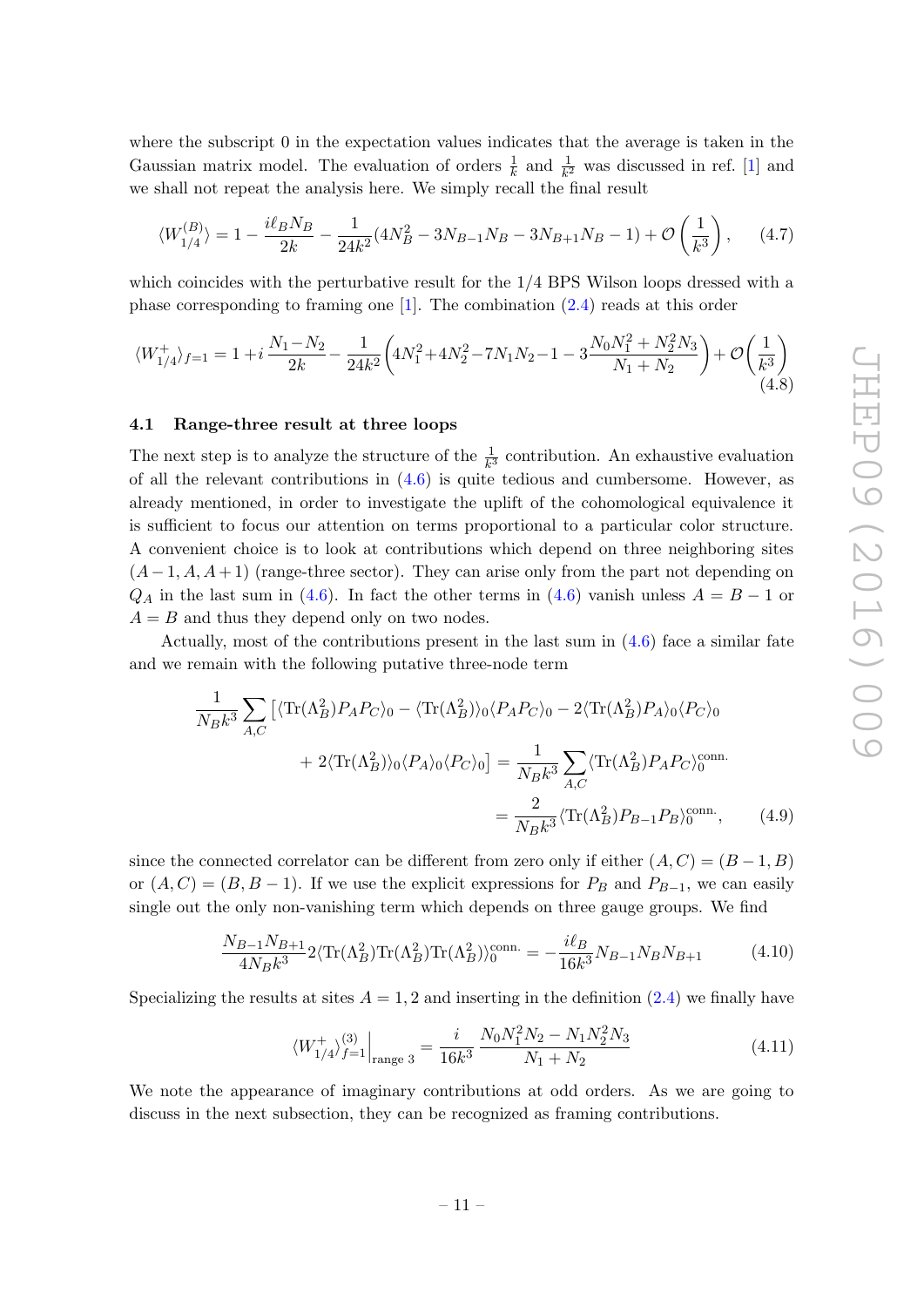where the subscript 0 in the expectation values indicates that the average is taken in the Gaussian matrix model. The evaluation of orders $\frac{1}{k}$ and $\frac{1}{k^2}$ was discussed in ref. [1] and we shall not repeat the analysis here. We simply recall the final result

$$\langle W_{1/4}^{(B)} \rangle = 1 - \frac{i\ell_B N_B}{2k} - \frac{1}{24k^2}(4N_B^2 - 3N_{B-1}N_B - 3N_{B+1}N_B - 1) + \mathcal{O}\left(\frac{1}{k^3}\right), \tag{4.7}$$

which coincides with the perturbative result for the 1/4 BPS Wilson loops dressed with a phase corresponding to framing one [1]. The combination (2.4) reads at this order

$$\langle W_{1/4}^{+} \rangle_{f=1} = 1 + i\frac{N_1 - N_2}{2k} - \frac{1}{24k^2}\left(4N_1^2 + 4N_2^2 - 7N_1N_2 - 1 - 3\frac{N_0N_1^2 + N_2^2N_3}{N_1 + N_2}\right) + \mathcal{O}\left(\frac{1}{k^3}\right) \tag{4.8}$$

### 4.1 Range-three result at three loops

The next step is to analyze the structure of the $\frac{1}{k^3}$ contribution. An exhaustive evaluation of all the relevant contributions in (4.6) is quite tedious and cumbersome. However, as already mentioned, in order to investigate the uplift of the cohomological equivalence it is sufficient to focus our attention on terms proportional to a particular color structure. A convenient choice is to look at contributions which depend on three neighboring sites $(A-1, A, A+1)$ (range-three sector). They can arise only from the part not depending on $Q_A$ in the last sum in (4.6). In fact the other terms in (4.6) vanish unless $A = B-1$ or $A = B$ and thus they depend only on two nodes.

Actually, most of the contributions present in the last sum in (4.6) face a similar fate and we remain with the following putative three-node term

$$\begin{aligned}
\frac{1}{N_B k^3}\sum_{A,C}\big[&\langle \mathrm{Tr}(\Lambda_B^2)P_AP_C\rangle_0 - \langle \mathrm{Tr}(\Lambda_B^2)\rangle_0\langle P_AP_C\rangle_0 - 2\langle \mathrm{Tr}(\Lambda_B^2)P_A\rangle_0\langle P_C\rangle_0 \\
&+ 2\langle \mathrm{Tr}(\Lambda_B^2)\rangle_0\langle P_A\rangle_0\langle P_C\rangle_0\big] = \frac{1}{N_B k^3}\sum_{A,C}\langle \mathrm{Tr}(\Lambda_B^2)P_AP_C\rangle_0^{\mathrm{conn.}} \\
&= \frac{2}{N_B k^3}\langle \mathrm{Tr}(\Lambda_B^2)P_{B-1}P_B\rangle_0^{\mathrm{conn.}},
\end{aligned} \tag{4.9}$$

since the connected correlator can be different from zero only if either $(A, C) = (B-1, B)$ or $(A, C) = (B, B-1)$. If we use the explicit expressions for $P_B$ and $P_{B-1}$, we can easily single out the only non-vanishing term which depends on three gauge groups. We find

$$\frac{N_{B-1}N_{B+1}}{4N_B k^3}2\langle \mathrm{Tr}(\Lambda_B^2)\mathrm{Tr}(\Lambda_B^2)\mathrm{Tr}(\Lambda_B^2)\rangle_0^{\mathrm{conn.}} = -\frac{i\ell_B}{16k^3}N_{B-1}N_BN_{B+1} \tag{4.10}$$

Specializing the results at sites $A = 1, 2$ and inserting in the definition (2.4) we finally have

$$\langle W_{1/4}^{+} \rangle_{f=1}^{(3)}\Big|_{\text{range 3}} = \frac{i}{16k^3}\,\frac{N_0N_1^2N_2 - N_1N_2^2N_3}{N_1 + N_2} \tag{4.11}$$

We note the appearance of imaginary contributions at odd orders. As we are going to discuss in the next subsection, they can be recognized as framing contributions.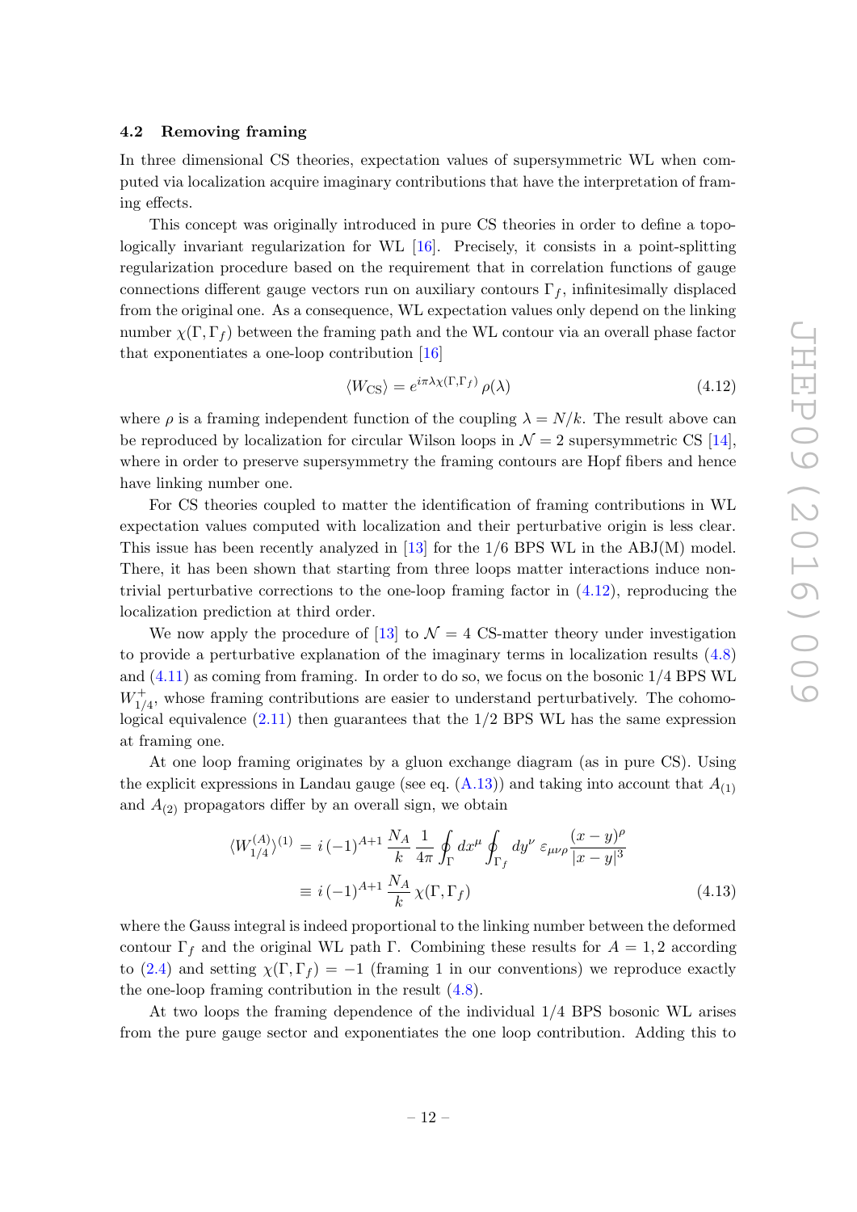### 4.2 Removing framing

In three dimensional CS theories, expectation values of supersymmetric WL when computed via localization acquire imaginary contributions that have the interpretation of framing effects.

This concept was originally introduced in pure CS theories in order to define a topologically invariant regularization for WL [16]. Precisely, it consists in a point-splitting regularization procedure based on the requirement that in correlation functions of gauge connections different gauge vectors run on auxiliary contours $\Gamma_f$, infinitesimally displaced from the original one. As a consequence, WL expectation values only depend on the linking number $\chi(\Gamma, \Gamma_f)$ between the framing path and the WL contour via an overall phase factor that exponentiates a one-loop contribution [16]

$$\langle W_{\text{CS}} \rangle = e^{i\pi\lambda\chi(\Gamma,\Gamma_f)}\, \rho(\lambda) \tag{4.12}$$

where $\rho$ is a framing independent function of the coupling $\lambda = N/k$. The result above can be reproduced by localization for circular Wilson loops in $\mathcal{N} = 2$ supersymmetric CS [14], where in order to preserve supersymmetry the framing contours are Hopf fibers and hence have linking number one.

For CS theories coupled to matter the identification of framing contributions in WL expectation values computed with localization and their perturbative origin is less clear. This issue has been recently analyzed in [13] for the 1/6 BPS WL in the ABJ(M) model. There, it has been shown that starting from three loops matter interactions induce non-trivial perturbative corrections to the one-loop framing factor in (4.12), reproducing the localization prediction at third order.

We now apply the procedure of [13] to $\mathcal{N} = 4$ CS-matter theory under investigation to provide a perturbative explanation of the imaginary terms in localization results (4.8) and (4.11) as coming from framing. In order to do so, we focus on the bosonic 1/4 BPS WL $W^+_{1/4}$, whose framing contributions are easier to understand perturbatively. The cohomological equivalence (2.11) then guarantees that the 1/2 BPS WL has the same expression at framing one.

At one loop framing originates by a gluon exchange diagram (as in pure CS). Using the explicit expressions in Landau gauge (see eq. (A.13)) and taking into account that $A_{(1)}$ and $A_{(2)}$ propagators differ by an overall sign, we obtain

$$\begin{aligned}
\langle W^{(A)}_{1/4} \rangle^{(1)} &= i\,(-1)^{A+1}\,\frac{N_A}{k}\,\frac{1}{4\pi} \oint_\Gamma dx^\mu \oint_{\Gamma_f} dy^\nu\; \varepsilon_{\mu\nu\rho}\, \frac{(x-y)^\rho}{|x-y|^3} \\
&\equiv i\,(-1)^{A+1}\,\frac{N_A}{k}\,\chi(\Gamma, \Gamma_f)
\end{aligned} \tag{4.13}$$

where the Gauss integral is indeed proportional to the linking number between the deformed contour $\Gamma_f$ and the original WL path $\Gamma$. Combining these results for $A = 1, 2$ according to (2.4) and setting $\chi(\Gamma, \Gamma_f) = -1$ (framing 1 in our conventions) we reproduce exactly the one-loop framing contribution in the result (4.8).

At two loops the framing dependence of the individual 1/4 BPS bosonic WL arises from the pure gauge sector and exponentiates the one loop contribution. Adding this to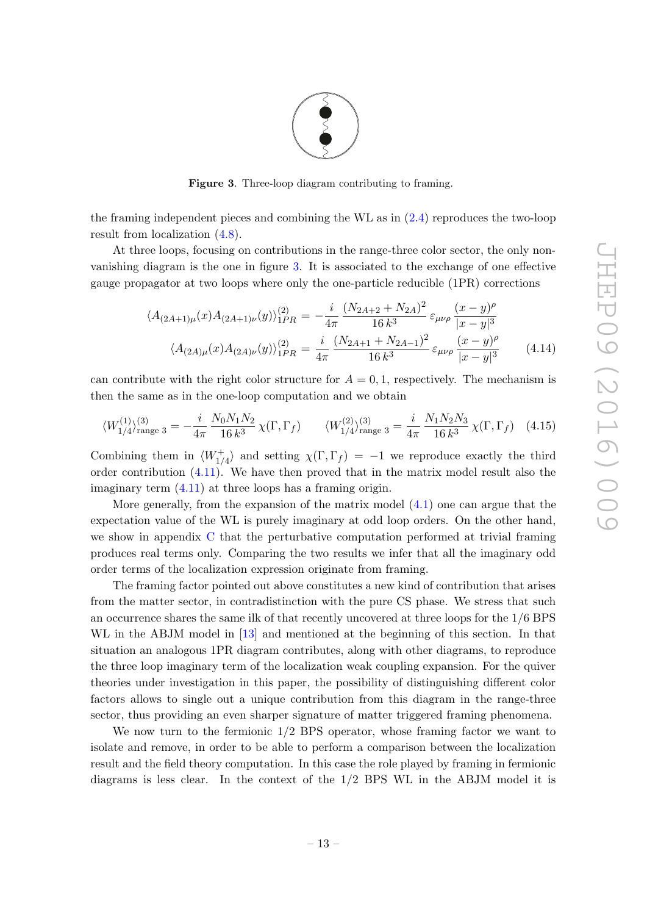Figure 3. Three-loop diagram contributing to framing.

the framing independent pieces and combining the WL as in (2.4) reproduces the two-loop result from localization (4.8).

At three loops, focusing on contributions in the range-three color sector, the only non-vanishing diagram is the one in figure 3. It is associated to the exchange of one effective gauge propagator at two loops where only the one-particle reducible (1PR) corrections

$$
\begin{aligned}
\langle A_{(2A+1)\mu}(x) A_{(2A+1)\nu}(y)\rangle^{(2)}_{1PR} &= -\frac{i}{4\pi}\,\frac{(N_{2A+2}+N_{2A})^2}{16\,k^3}\,\varepsilon_{\mu\nu\rho}\,\frac{(x-y)^\rho}{|x-y|^3} \\
\langle A_{(2A)\mu}(x) A_{(2A)\nu}(y)\rangle^{(2)}_{1PR} &= \frac{i}{4\pi}\,\frac{(N_{2A+1}+N_{2A-1})^2}{16\,k^3}\,\varepsilon_{\mu\nu\rho}\,\frac{(x-y)^\rho}{|x-y|^3}
\end{aligned} \tag{4.14}
$$

can contribute with the right color structure for $A = 0, 1$, respectively. The mechanism is then the same as in the one-loop computation and we obtain

$$
\langle W^{(1)}_{1/4}\rangle^{(3)}_{\text{range } 3} = -\frac{i}{4\pi}\,\frac{N_0 N_1 N_2}{16\,k^3}\,\chi(\Gamma,\Gamma_f) \qquad \langle W^{(2)}_{1/4}\rangle^{(3)}_{\text{range } 3} = \frac{i}{4\pi}\,\frac{N_1 N_2 N_3}{16\,k^3}\,\chi(\Gamma,\Gamma_f) \tag{4.15}
$$

Combining them in $\langle W^{+}_{1/4}\rangle$ and setting $\chi(\Gamma,\Gamma_f) = -1$ we reproduce exactly the third order contribution (4.11). We have then proved that in the matrix model result also the imaginary term (4.11) at three loops has a framing origin.

More generally, from the expansion of the matrix model (4.1) one can argue that the expectation value of the WL is purely imaginary at odd loop orders. On the other hand, we show in appendix C that the perturbative computation performed at trivial framing produces real terms only. Comparing the two results we infer that all the imaginary odd order terms of the localization expression originate from framing.

The framing factor pointed out above constitutes a new kind of contribution that arises from the matter sector, in contradistinction with the pure CS phase. We stress that such an occurrence shares the same ilk of that recently uncovered at three loops for the 1/6 BPS WL in the ABJM model in [13] and mentioned at the beginning of this section. In that situation an analogous 1PR diagram contributes, along with other diagrams, to reproduce the three loop imaginary term of the localization weak coupling expansion. For the quiver theories under investigation in this paper, the possibility of distinguishing different color factors allows to single out a unique contribution from this diagram in the range-three sector, thus providing an even sharper signature of matter triggered framing phenomena.

We now turn to the fermionic 1/2 BPS operator, whose framing factor we want to isolate and remove, in order to be able to perform a comparison between the localization result and the field theory computation. In this case the role played by framing in fermionic diagrams is less clear. In the context of the 1/2 BPS WL in the ABJM model it is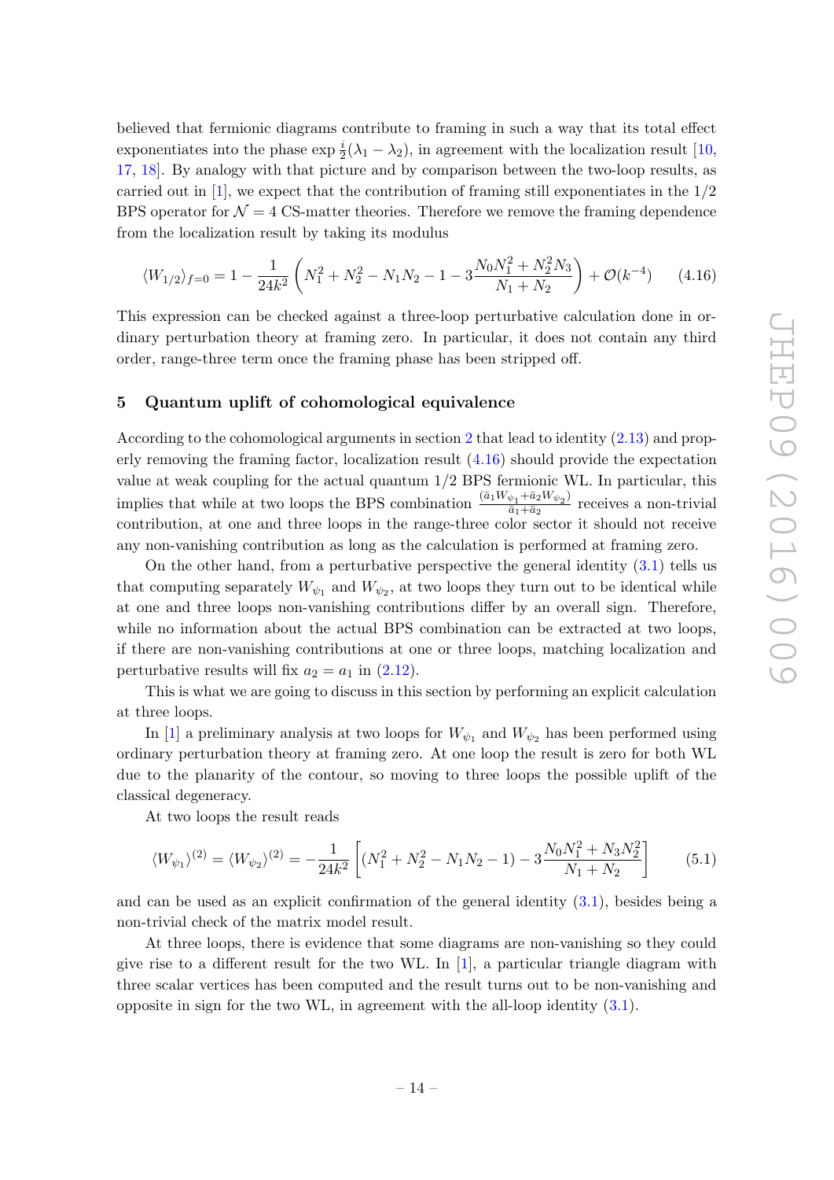believed that fermionic diagrams contribute to framing in such a way that its total effect exponentiates into the phase $\exp \frac{i}{2}(\lambda_1 - \lambda_2)$, in agreement with the localization result [10, 17, 18]. By analogy with that picture and by comparison between the two-loop results, as carried out in [1], we expect that the contribution of framing still exponentiates in the 1/2 BPS operator for $\mathcal{N} = 4$ CS-matter theories. Therefore we remove the framing dependence from the localization result by taking its modulus

$$\langle W_{1/2} \rangle_{f=0} = 1 - \frac{1}{24k^2}\left(N_1^2 + N_2^2 - N_1 N_2 - 1 - 3\frac{N_0 N_1^2 + N_2^2 N_3}{N_1 + N_2}\right) + \mathcal{O}(k^{-4}) \tag{4.16}$$

This expression can be checked against a three-loop perturbative calculation done in ordinary perturbation theory at framing zero. In particular, it does not contain any third order, range-three term once the framing phase has been stripped off.

## 5 Quantum uplift of cohomological equivalence

According to the cohomological arguments in section 2 that lead to identity (2.13) and properly removing the framing factor, localization result (4.16) should provide the expectation value at weak coupling for the actual quantum 1/2 BPS fermionic WL. In particular, this implies that while at two loops the BPS combination $\frac{(\bar{a}_1 W_{\psi_1} + \bar{a}_2 W_{\psi_2})}{\bar{a}_1 + \bar{a}_2}$ receives a non-trivial contribution, at one and three loops in the range-three color sector it should not receive any non-vanishing contribution as long as the calculation is performed at framing zero.

On the other hand, from a perturbative perspective the general identity (3.1) tells us that computing separately $W_{\psi_1}$ and $W_{\psi_2}$, at two loops they turn out to be identical while at one and three loops non-vanishing contributions differ by an overall sign. Therefore, while no information about the actual BPS combination can be extracted at two loops, if there are non-vanishing contributions at one or three loops, matching localization and perturbative results will fix $a_2 = a_1$ in (2.12).

This is what we are going to discuss in this section by performing an explicit calculation at three loops.

In [1] a preliminary analysis at two loops for $W_{\psi_1}$ and $W_{\psi_2}$ has been performed using ordinary perturbation theory at framing zero. At one loop the result is zero for both WL due to the planarity of the contour, so moving to three loops the possible uplift of the classical degeneracy.

At two loops the result reads

$$\langle W_{\psi_1} \rangle^{(2)} = \langle W_{\psi_2} \rangle^{(2)} = -\frac{1}{24k^2}\left[(N_1^2 + N_2^2 - N_1 N_2 - 1) - 3\frac{N_0 N_1^2 + N_3 N_2^2}{N_1 + N_2}\right] \tag{5.1}$$

and can be used as an explicit confirmation of the general identity (3.1), besides being a non-trivial check of the matrix model result.

At three loops, there is evidence that some diagrams are non-vanishing so they could give rise to a different result for the two WL. In [1], a particular triangle diagram with three scalar vertices has been computed and the result turns out to be non-vanishing and opposite in sign for the two WL, in agreement with the all-loop identity (3.1).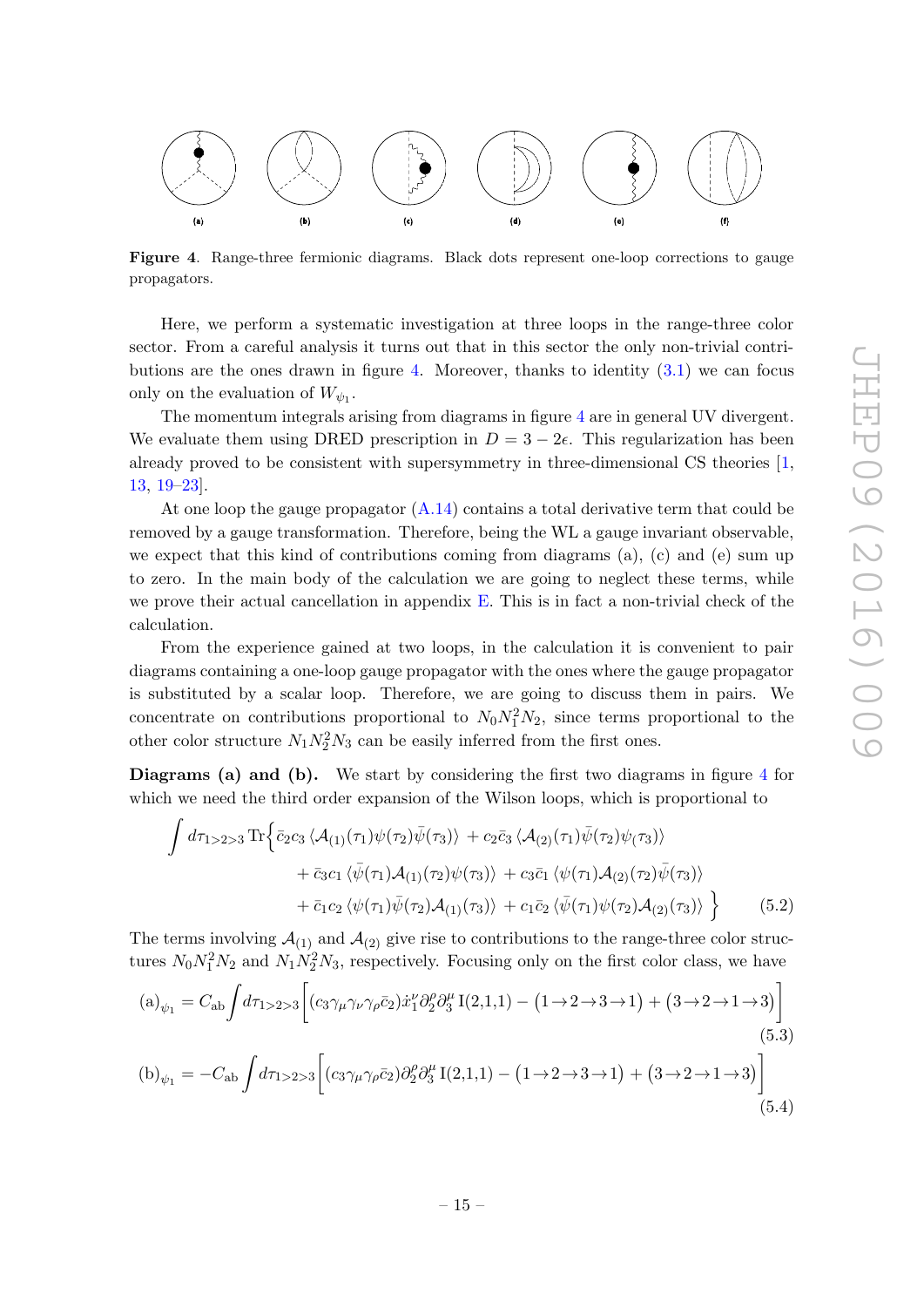**Figure 4**. Range-three fermionic diagrams. Black dots represent one-loop corrections to gauge propagators.

Here, we perform a systematic investigation at three loops in the range-three color sector. From a careful analysis it turns out that in this sector the only non-trivial contributions are the ones drawn in figure 4. Moreover, thanks to identity (3.1) we can focus only on the evaluation of $W_{\psi_1}$.

The momentum integrals arising from diagrams in figure 4 are in general UV divergent. We evaluate them using DRED prescription in $D = 3 - 2\epsilon$. This regularization has been already proved to be consistent with supersymmetry in three-dimensional CS theories [1, 13, 19–23].

At one loop the gauge propagator (A.14) contains a total derivative term that could be removed by a gauge transformation. Therefore, being the WL a gauge invariant observable, we expect that this kind of contributions coming from diagrams (a), (c) and (e) sum up to zero. In the main body of the calculation we are going to neglect these terms, while we prove their actual cancellation in appendix E. This is in fact a non-trivial check of the calculation.

From the experience gained at two loops, in the calculation it is convenient to pair diagrams containing a one-loop gauge propagator with the ones where the gauge propagator is substituted by a scalar loop. Therefore, we are going to discuss them in pairs. We concentrate on contributions proportional to $N_0 N_1^2 N_2$, since terms proportional to the other color structure $N_1 N_2^2 N_3$ can be easily inferred from the first ones.

**Diagrams (a) and (b).** We start by considering the first two diagrams in figure 4 for which we need the third order expansion of the Wilson loops, which is proportional to

$$
\begin{aligned}
\int d\tau_{1>2>3} \,\mathrm{Tr}\Big\{ &\bar{c}_2 c_3 \,\langle \mathcal{A}_{(1)}(\tau_1)\psi(\tau_2)\bar{\psi}(\tau_3)\rangle \;+ c_2\bar{c}_3 \,\langle \mathcal{A}_{(2)}(\tau_1)\bar{\psi}(\tau_2)\psi(\tau_3)\rangle \\
&+ \bar{c}_3 c_1 \,\langle \bar{\psi}(\tau_1)\mathcal{A}_{(1)}(\tau_2)\psi(\tau_3)\rangle \;+ c_3\bar{c}_1 \,\langle \psi(\tau_1)\mathcal{A}_{(2)}(\tau_2)\bar{\psi}(\tau_3)\rangle \\
&+ \bar{c}_1 c_2 \,\langle \psi(\tau_1)\bar{\psi}(\tau_2)\mathcal{A}_{(1)}(\tau_3)\rangle \;+ c_1\bar{c}_2 \,\langle \bar{\psi}(\tau_1)\psi(\tau_2)\mathcal{A}_{(2)}(\tau_3)\rangle \Big\} \qquad (5.2)
\end{aligned}
$$

The terms involving $\mathcal{A}_{(1)}$ and $\mathcal{A}_{(2)}$ give rise to contributions to the range-three color structures $N_0 N_1^2 N_2$ and $N_1 N_2^2 N_3$, respectively. Focusing only on the first color class, we have

$$
(\mathrm{a})_{\psi_1} = C_{\mathrm{ab}} \int d\tau_{1>2>3} \Big[ (c_3\gamma_\mu\gamma_\nu\gamma_\rho\bar{c}_2)\dot{x}_1^\nu \partial_2^\rho \partial_3^\mu \,\mathrm{I}(2,1,1) - (1\to 2\to 3\to 1) + (3\to 2\to 1\to 3) \Big] \qquad (5.3)
$$

$$
(\mathrm{b})_{\psi_1} = -C_{\mathrm{ab}} \int d\tau_{1>2>3} \Big[ (c_3\gamma_\mu\gamma_\rho\bar{c}_2)\partial_2^\rho \partial_3^\mu \,\mathrm{I}(2,1,1) - (1\to 2\to 3\to 1) + (3\to 2\to 1\to 3) \Big] \qquad (5.4)
$$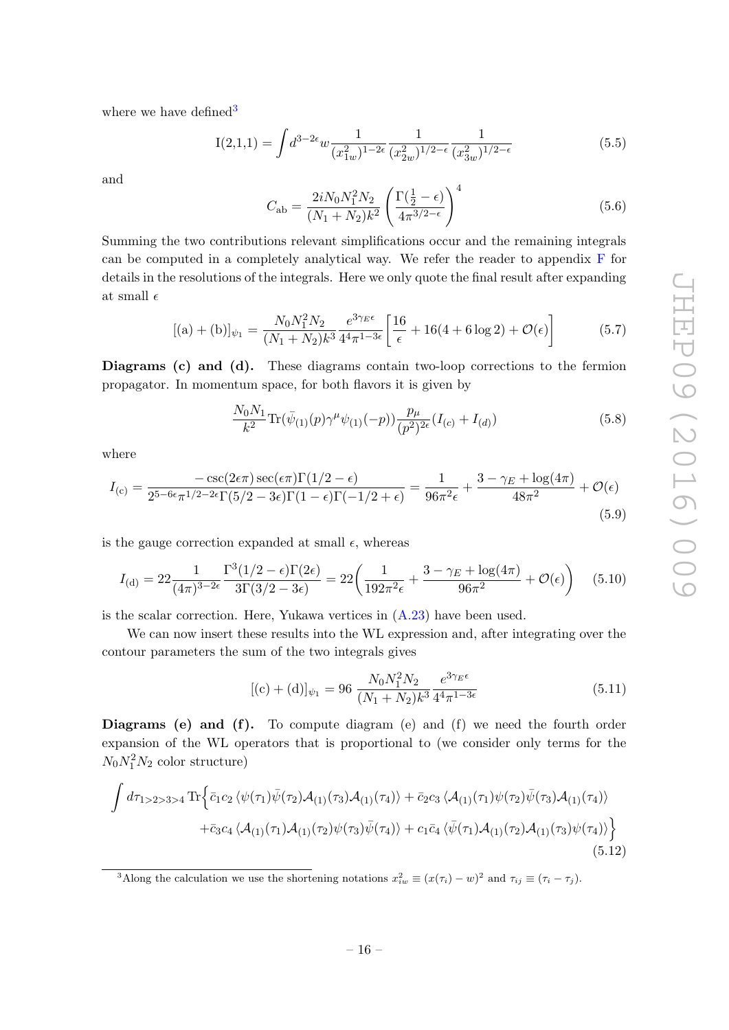where we have defined[3]

$$\mathrm{I}(2,1,1) = \int d^{3-2\epsilon}w \frac{1}{(x_{1w}^2)^{1-2\epsilon}} \frac{1}{(x_{2w}^2)^{1/2-\epsilon}} \frac{1}{(x_{3w}^2)^{1/2-\epsilon}} \tag{5.5}$$

and

$$C_{\mathrm{ab}} = \frac{2iN_0N_1^2N_2}{(N_1+N_2)k^2}\left(\frac{\Gamma(\frac{1}{2}-\epsilon)}{4\pi^{3/2-\epsilon}}\right)^4 \tag{5.6}$$

Summing the two contributions relevant simplifications occur and the remaining integrals can be computed in a completely analytical way. We refer the reader to appendix F for details in the resolutions of the integrals. Here we only quote the final result after expanding at small $\epsilon$

$$[(\mathrm{a})+(\mathrm{b})]_{\psi_1} = \frac{N_0N_1^2N_2}{(N_1+N_2)k^3}\frac{e^{3\gamma_E\epsilon}}{4^4\pi^{1-3\epsilon}}\left[\frac{16}{\epsilon}+16(4+6\log 2)+\mathcal{O}(\epsilon)\right] \tag{5.7}$$

**Diagrams (c) and (d).** These diagrams contain two-loop corrections to the fermion propagator. In momentum space, for both flavors it is given by

$$\frac{N_0N_1}{k^2}\mathrm{Tr}(\bar{\psi}_{(1)}(p)\gamma^\mu\psi_{(1)}(-p))\frac{p_\mu}{(p^2)^{2\epsilon}}(I_{(c)}+I_{(d)}) \tag{5.8}$$

where

$$I_{(c)} = \frac{-\csc(2\epsilon\pi)\sec(\epsilon\pi)\Gamma(1/2-\epsilon)}{2^{5-6\epsilon}\pi^{1/2-2\epsilon}\Gamma(5/2-3\epsilon)\Gamma(1-\epsilon)\Gamma(-1/2+\epsilon)} = \frac{1}{96\pi^2\epsilon}+\frac{3-\gamma_E+\log(4\pi)}{48\pi^2}+\mathcal{O}(\epsilon) \tag{5.9}$$

is the gauge correction expanded at small $\epsilon$, whereas

$$I_{(d)} = 22\frac{1}{(4\pi)^{3-2\epsilon}}\frac{\Gamma^3(1/2-\epsilon)\Gamma(2\epsilon)}{3\Gamma(3/2-3\epsilon)} = 22\left(\frac{1}{192\pi^2\epsilon}+\frac{3-\gamma_E+\log(4\pi)}{96\pi^2}+\mathcal{O}(\epsilon)\right) \tag{5.10}$$

is the scalar correction. Here, Yukawa vertices in (A.23) have been used.

We can now insert these results into the WL expression and, after integrating over the contour parameters the sum of the two integrals gives

$$[(\mathrm{c})+(\mathrm{d})]_{\psi_1} = 96\,\frac{N_0N_1^2N_2}{(N_1+N_2)k^3}\frac{e^{3\gamma_E\epsilon}}{4^4\pi^{1-3\epsilon}} \tag{5.11}$$

**Diagrams (e) and (f).** To compute diagram (e) and (f) we need the fourth order expansion of the WL operators that is proportional to (we consider only terms for the $N_0N_1^2N_2$ color structure)

$$\begin{aligned}\int d\tau_{1>2>3>4}\,\mathrm{Tr}\Big\{&\bar{c}_1c_2\,\langle\psi(\tau_1)\bar{\psi}(\tau_2)\mathcal{A}_{(1)}(\tau_3)\mathcal{A}_{(1)}(\tau_4)\rangle+\bar{c}_2c_3\,\langle\mathcal{A}_{(1)}(\tau_1)\psi(\tau_2)\bar{\psi}(\tau_3)\mathcal{A}_{(1)}(\tau_4)\rangle\\ &+\bar{c}_3c_4\,\langle\mathcal{A}_{(1)}(\tau_1)\mathcal{A}_{(1)}(\tau_2)\psi(\tau_3)\bar{\psi}(\tau_4)\rangle+c_1\bar{c}_4\,\langle\bar{\psi}(\tau_1)\mathcal{A}_{(1)}(\tau_2)\mathcal{A}_{(1)}(\tau_3)\psi(\tau_4)\rangle\Big\}\end{aligned} \tag{5.12}$$

[3]Along the calculation we use the shortening notations $x_{iw}^2 \equiv (x(\tau_i)-w)^2$ and $\tau_{ij} \equiv (\tau_i - \tau_j)$.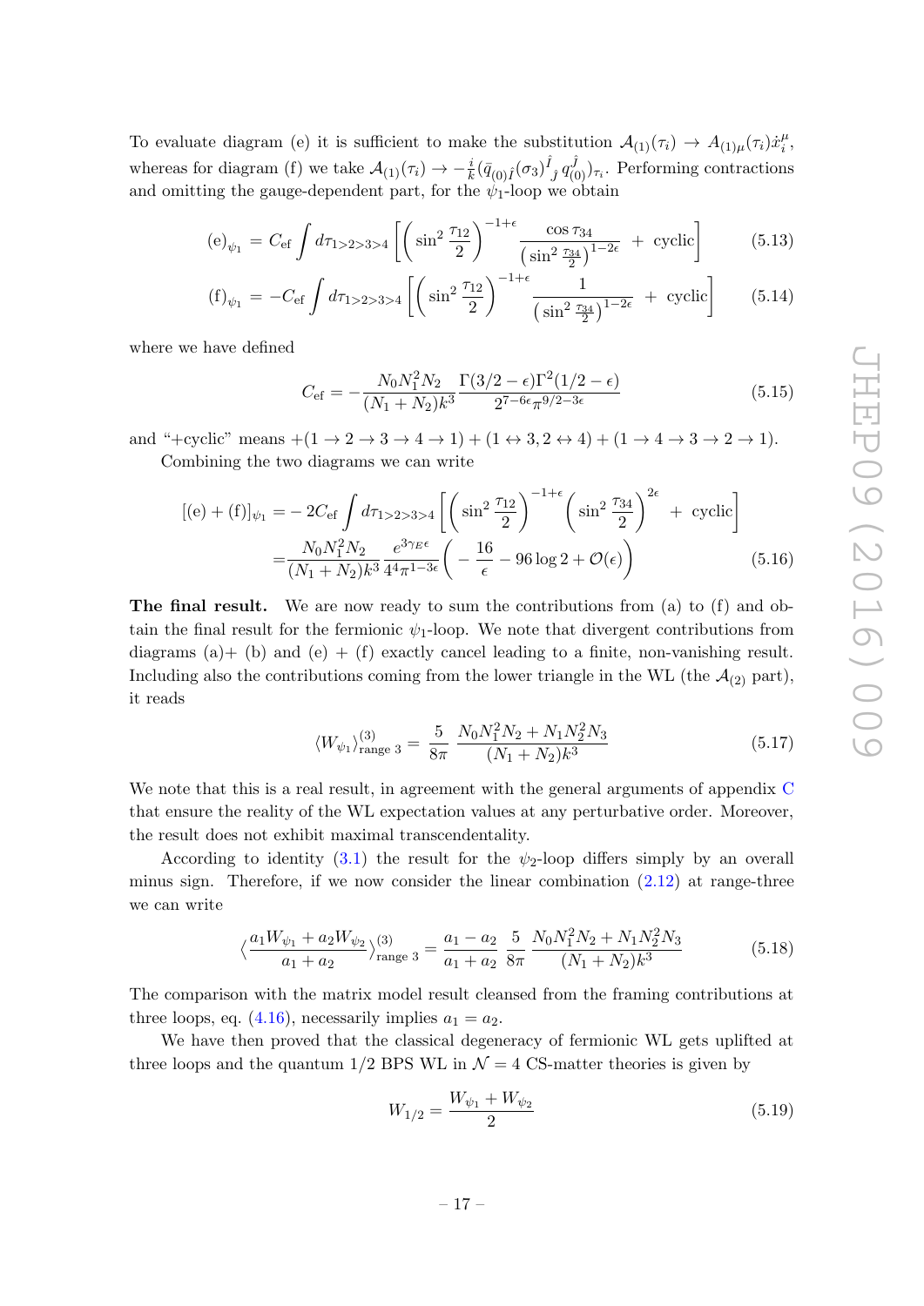To evaluate diagram (e) it is sufficient to make the substitution $\mathcal{A}_{(1)}(\tau_i) \to A_{(1)\mu}(\tau_i)\dot{x}_i^\mu$, whereas for diagram (f) we take $\mathcal{A}_{(1)}(\tau_i) \to -\frac{i}{k}(\bar{q}_{(0)\hat{I}}(\sigma_3)^{\hat{I}}{}_{\hat{J}}\, q^{\hat{J}}_{(0)})_{\tau_i}$. Performing contractions and omitting the gauge-dependent part, for the $\psi_1$-loop we obtain

$$
(\mathrm{e})_{\psi_1} = C_{\mathrm{ef}} \int d\tau_{1>2>3>4} \left[ \left( \sin^2 \frac{\tau_{12}}{2} \right)^{-1+\epsilon} \frac{\cos \tau_{34}}{\left( \sin^2 \frac{\tau_{34}}{2} \right)^{1-2\epsilon}} \;+\; \text{cyclic} \right] \tag{5.13}
$$

$$
(\mathrm{f})_{\psi_1} = -C_{\mathrm{ef}} \int d\tau_{1>2>3>4} \left[ \left( \sin^2 \frac{\tau_{12}}{2} \right)^{-1+\epsilon} \frac{1}{\left( \sin^2 \frac{\tau_{34}}{2} \right)^{1-2\epsilon}} \;+\; \text{cyclic} \right] \tag{5.14}
$$

where we have defined

$$
C_{\mathrm{ef}} = -\frac{N_0 N_1^2 N_2}{(N_1+N_2)k^3} \frac{\Gamma(3/2-\epsilon)\Gamma^2(1/2-\epsilon)}{2^{7-6\epsilon}\pi^{9/2-3\epsilon}} \tag{5.15}
$$

and "+cyclic" means $+(1\to 2\to 3\to 4\to 1) + (1\leftrightarrow 3, 2\leftrightarrow 4) + (1\to 4\to 3\to 2\to 1)$.

Combining the two diagrams we can write

$$
\begin{aligned}
[(\mathrm{e})+(\mathrm{f})]_{\psi_1} =& -2C_{\mathrm{ef}} \int d\tau_{1>2>3>4} \left[ \left( \sin^2 \frac{\tau_{12}}{2} \right)^{-1+\epsilon} \left( \sin^2 \frac{\tau_{34}}{2} \right)^{2\epsilon} \;+\; \text{cyclic} \right] \\
=& \frac{N_0 N_1^2 N_2}{(N_1+N_2)k^3} \frac{e^{3\gamma_E \epsilon}}{4^4 \pi^{1-3\epsilon}} \left( -\frac{16}{\epsilon} - 96 \log 2 + \mathcal{O}(\epsilon) \right)
\end{aligned} \tag{5.16}
$$

**The final result.** We are now ready to sum the contributions from (a) to (f) and obtain the final result for the fermionic $\psi_1$-loop. We note that divergent contributions from diagrams (a)+ (b) and (e) + (f) exactly cancel leading to a finite, non-vanishing result. Including also the contributions coming from the lower triangle in the WL (the $\mathcal{A}_{(2)}$ part), it reads

$$
\langle W_{\psi_1} \rangle^{(3)}_{\text{range } 3} = \frac{5}{8\pi} \frac{N_0 N_1^2 N_2 + N_1 N_2^2 N_3}{(N_1+N_2)k^3} \tag{5.17}
$$

We note that this is a real result, in agreement with the general arguments of appendix C that ensure the reality of the WL expectation values at any perturbative order. Moreover, the result does not exhibit maximal transcendentality.

According to identity (3.1) the result for the $\psi_2$-loop differs simply by an overall minus sign. Therefore, if we now consider the linear combination (2.12) at range-three we can write

$$
\left\langle \frac{a_1 W_{\psi_1} + a_2 W_{\psi_2}}{a_1 + a_2} \right\rangle^{(3)}_{\text{range } 3} = \frac{a_1 - a_2}{a_1 + a_2} \frac{5}{8\pi} \frac{N_0 N_1^2 N_2 + N_1 N_2^2 N_3}{(N_1+N_2)k^3} \tag{5.18}
$$

The comparison with the matrix model result cleansed from the framing contributions at three loops, eq. (4.16), necessarily implies $a_1 = a_2$.

We have then proved that the classical degeneracy of fermionic WL gets uplifted at three loops and the quantum 1/2 BPS WL in $\mathcal{N}=4$ CS-matter theories is given by

$$
W_{1/2} = \frac{W_{\psi_1} + W_{\psi_2}}{2} \tag{5.19}
$$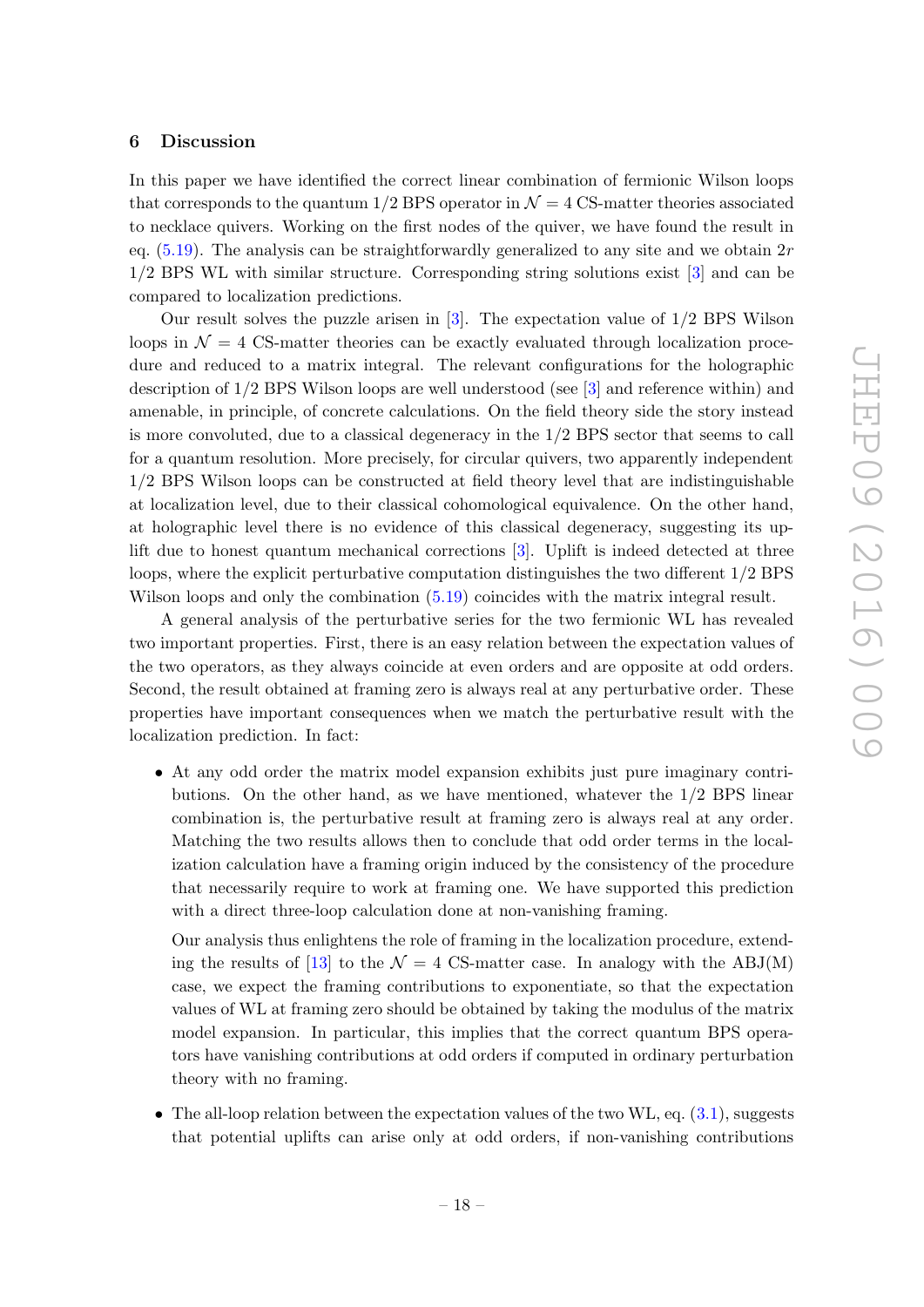## 6 Discussion

In this paper we have identified the correct linear combination of fermionic Wilson loops that corresponds to the quantum 1/2 BPS operator in $\mathcal{N} = 4$ CS-matter theories associated to necklace quivers. Working on the first nodes of the quiver, we have found the result in eq. (5.19). The analysis can be straightforwardly generalized to any site and we obtain $2r$ 1/2 BPS WL with similar structure. Corresponding string solutions exist [3] and can be compared to localization predictions.

Our result solves the puzzle arisen in [3]. The expectation value of 1/2 BPS Wilson loops in $\mathcal{N} = 4$ CS-matter theories can be exactly evaluated through localization procedure and reduced to a matrix integral. The relevant configurations for the holographic description of 1/2 BPS Wilson loops are well understood (see [3] and reference within) and amenable, in principle, of concrete calculations. On the field theory side the story instead is more convoluted, due to a classical degeneracy in the 1/2 BPS sector that seems to call for a quantum resolution. More precisely, for circular quivers, two apparently independent 1/2 BPS Wilson loops can be constructed at field theory level that are indistinguishable at localization level, due to their classical cohomological equivalence. On the other hand, at holographic level there is no evidence of this classical degeneracy, suggesting its uplift due to honest quantum mechanical corrections [3]. Uplift is indeed detected at three loops, where the explicit perturbative computation distinguishes the two different 1/2 BPS Wilson loops and only the combination (5.19) coincides with the matrix integral result.

A general analysis of the perturbative series for the two fermionic WL has revealed two important properties. First, there is an easy relation between the expectation values of the two operators, as they always coincide at even orders and are opposite at odd orders. Second, the result obtained at framing zero is always real at any perturbative order. These properties have important consequences when we match the perturbative result with the localization prediction. In fact:

- At any odd order the matrix model expansion exhibits just pure imaginary contributions. On the other hand, as we have mentioned, whatever the 1/2 BPS linear combination is, the perturbative result at framing zero is always real at any order. Matching the two results allows then to conclude that odd order terms in the localization calculation have a framing origin induced by the consistency of the procedure that necessarily require to work at framing one. We have supported this prediction with a direct three-loop calculation done at non-vanishing framing.

  Our analysis thus enlightens the role of framing in the localization procedure, extending the results of [13] to the $\mathcal{N} = 4$ CS-matter case. In analogy with the ABJ(M) case, we expect the framing contributions to exponentiate, so that the expectation values of WL at framing zero should be obtained by taking the modulus of the matrix model expansion. In particular, this implies that the correct quantum BPS operators have vanishing contributions at odd orders if computed in ordinary perturbation theory with no framing.

- The all-loop relation between the expectation values of the two WL, eq. (3.1), suggests that potential uplifts can arise only at odd orders, if non-vanishing contributions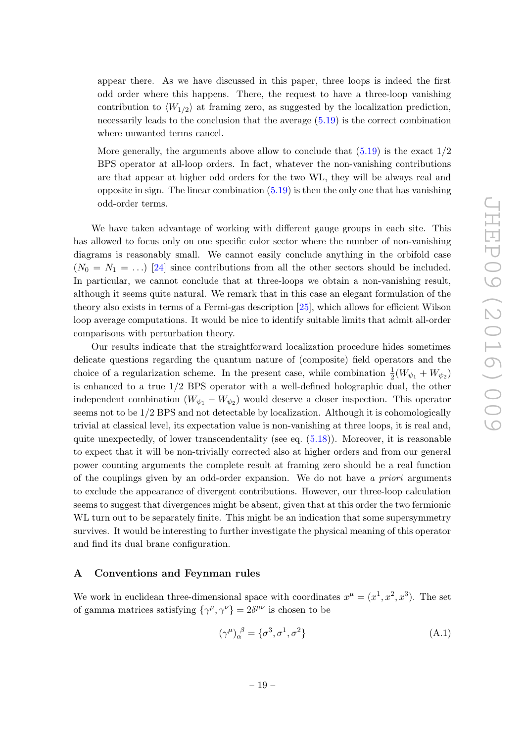appear there. As we have discussed in this paper, three loops is indeed the first odd order where this happens. There, the request to have a three-loop vanishing contribution to $\langle W_{1/2}\rangle$ at framing zero, as suggested by the localization prediction, necessarily leads to the conclusion that the average (5.19) is the correct combination where unwanted terms cancel.

More generally, the arguments above allow to conclude that (5.19) is the exact 1/2 BPS operator at all-loop orders. In fact, whatever the non-vanishing contributions are that appear at higher odd orders for the two WL, they will be always real and opposite in sign. The linear combination (5.19) is then the only one that has vanishing odd-order terms.

We have taken advantage of working with different gauge groups in each site. This has allowed to focus only on one specific color sector where the number of non-vanishing diagrams is reasonably small. We cannot easily conclude anything in the orbifold case ($N_0 = N_1 = \ldots$) [24] since contributions from all the other sectors should be included. In particular, we cannot conclude that at three-loops we obtain a non-vanishing result, although it seems quite natural. We remark that in this case an elegant formulation of the theory also exists in terms of a Fermi-gas description [25], which allows for efficient Wilson loop average computations. It would be nice to identify suitable limits that admit all-order comparisons with perturbation theory.

Our results indicate that the straightforward localization procedure hides sometimes delicate questions regarding the quantum nature of (composite) field operators and the choice of a regularization scheme. In the present case, while combination $\frac{1}{2}(W_{\psi_1} + W_{\psi_2})$ is enhanced to a true 1/2 BPS operator with a well-defined holographic dual, the other independent combination $(W_{\psi_1} - W_{\psi_2})$ would deserve a closer inspection. This operator seems not to be 1/2 BPS and not detectable by localization. Although it is cohomologically trivial at classical level, its expectation value is non-vanishing at three loops, it is real and, quite unexpectedly, of lower transcendentality (see eq. (5.18)). Moreover, it is reasonable to expect that it will be non-trivially corrected also at higher orders and from our general power counting arguments the complete result at framing zero should be a real function of the couplings given by an odd-order expansion. We do not have *a priori* arguments to exclude the appearance of divergent contributions. However, our three-loop calculation seems to suggest that divergences might be absent, given that at this order the two fermionic WL turn out to be separately finite. This might be an indication that some supersymmetry survives. It would be interesting to further investigate the physical meaning of this operator and find its dual brane configuration.

## A Conventions and Feynman rules

We work in euclidean three-dimensional space with coordinates $x^\mu = (x^1, x^2, x^3)$. The set of gamma matrices satisfying $\{\gamma^\mu, \gamma^\nu\} = 2\delta^{\mu\nu}$ is chosen to be

$$(\gamma^\mu)_\alpha^{\ \beta} = \{\sigma^3, \sigma^1, \sigma^2\} \tag{A.1}$$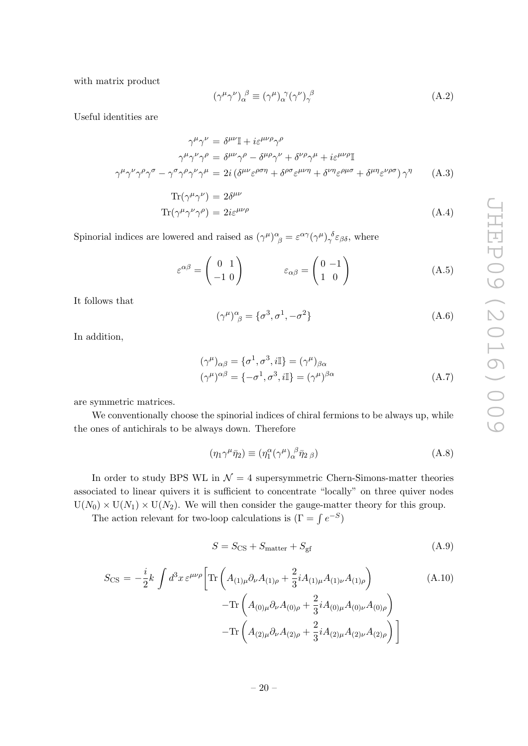with matrix product

$$(\gamma^\mu \gamma^\nu)_\alpha^{\ \beta} \equiv (\gamma^\mu)_\alpha^{\ \gamma} (\gamma^\nu)_\gamma^{\ \beta} \tag{A.2}$$

Useful identities are

$$\begin{aligned}
\gamma^\mu \gamma^\nu &= \delta^{\mu\nu} \mathbb{I} + i\varepsilon^{\mu\nu\rho} \gamma^\rho \\
\gamma^\mu \gamma^\nu \gamma^\rho &= \delta^{\mu\nu} \gamma^\rho - \delta^{\mu\rho} \gamma^\nu + \delta^{\nu\rho} \gamma^\mu + i\varepsilon^{\mu\nu\rho} \mathbb{I} \\
\gamma^\mu \gamma^\nu \gamma^\rho \gamma^\sigma - \gamma^\sigma \gamma^\rho \gamma^\nu \gamma^\mu &= 2i \left( \delta^{\mu\nu} \varepsilon^{\rho\sigma\eta} + \delta^{\rho\sigma} \varepsilon^{\mu\nu\eta} + \delta^{\nu\eta} \varepsilon^{\rho\mu\sigma} + \delta^{\mu\eta} \varepsilon^{\nu\rho\sigma} \right) \gamma^\eta
\end{aligned} \tag{A.3}$$

$$\begin{aligned}
\mathrm{Tr}(\gamma^\mu \gamma^\nu) &= 2\delta^{\mu\nu} \\
\mathrm{Tr}(\gamma^\mu \gamma^\nu \gamma^\rho) &= 2i\varepsilon^{\mu\nu\rho}
\end{aligned} \tag{A.4}$$

Spinorial indices are lowered and raised as $(\gamma^\mu)^\alpha_{\ \beta} = \varepsilon^{\alpha\gamma} (\gamma^\mu)_\gamma^{\ \delta} \varepsilon_{\beta\delta}$, where

$$\varepsilon^{\alpha\beta} = \begin{pmatrix} 0 & 1 \\ -1 & 0 \end{pmatrix} \qquad \qquad \varepsilon_{\alpha\beta} = \begin{pmatrix} 0 & -1 \\ 1 & 0 \end{pmatrix} \tag{A.5}$$

It follows that

$$(\gamma^\mu)^\alpha_{\ \beta} = \{\sigma^3, \sigma^1, -\sigma^2\} \tag{A.6}$$

In addition,

$$\begin{aligned}
(\gamma^\mu)_{\alpha\beta} &= \{\sigma^1, \sigma^3, i\mathbb{I}\} = (\gamma^\mu)_{\beta\alpha} \\
(\gamma^\mu)^{\alpha\beta} &= \{-\sigma^1, \sigma^3, i\mathbb{I}\} = (\gamma^\mu)^{\beta\alpha}
\end{aligned} \tag{A.7}$$

are symmetric matrices.

We conventionally choose the spinorial indices of chiral fermions to be always up, while the ones of antichirals to be always down. Therefore

$$(\eta_1 \gamma^\mu \bar{\eta}_2) \equiv (\eta_1^\alpha (\gamma^\mu)_\alpha^{\ \beta} \bar{\eta}_{2\,\beta}) \tag{A.8}$$

In order to study BPS WL in $\mathcal{N} = 4$ supersymmetric Chern-Simons-matter theories associated to linear quivers it is sufficient to concentrate "locally" on three quiver nodes $\mathrm{U}(N_0) \times \mathrm{U}(N_1) \times \mathrm{U}(N_2)$. We will then consider the gauge-matter theory for this group.

The action relevant for two-loop calculations is ($\Gamma = \int e^{-S}$)

$$S = S_{\mathrm{CS}} + S_{\mathrm{matter}} + S_{\mathrm{gf}} \tag{A.9}$$

$$\begin{aligned}
S_{\mathrm{CS}} = -\frac{i}{2} k \int d^3x\, \varepsilon^{\mu\nu\rho} \Bigg[ &\mathrm{Tr} \left( A_{(1)\mu} \partial_\nu A_{(1)\rho} + \frac{2}{3} i A_{(1)\mu} A_{(1)\nu} A_{(1)\rho} \right) \\
&- \mathrm{Tr} \left( A_{(0)\mu} \partial_\nu A_{(0)\rho} + \frac{2}{3} i A_{(0)\mu} A_{(0)\nu} A_{(0)\rho} \right) \\
&- \mathrm{Tr} \left( A_{(2)\mu} \partial_\nu A_{(2)\rho} + \frac{2}{3} i A_{(2)\mu} A_{(2)\nu} A_{(2)\rho} \right) \Bigg]
\end{aligned} \tag{A.10}$$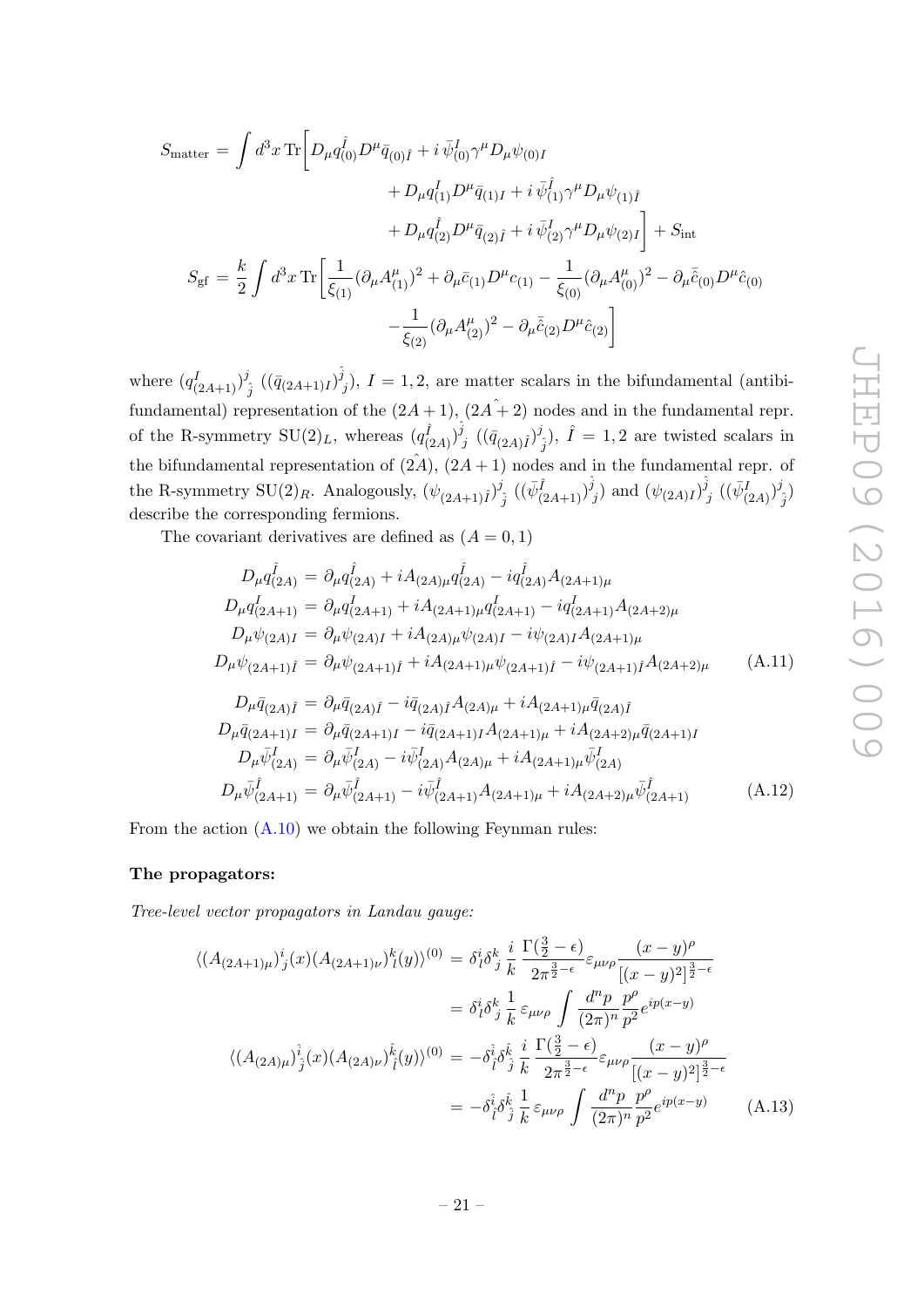$$
\begin{aligned}
S_{\text{matter}} = \int d^3x \, \text{Tr}\Big[ & D_\mu q_{(0)}^{\hat{I}} D^\mu \bar{q}_{(0)\hat{I}} + i\, \bar{\psi}_{(0)}^{I} \gamma^\mu D_\mu \psi_{(0)I} \\
& + D_\mu q_{(1)}^{I} D^\mu \bar{q}_{(1)I} + i\, \bar{\psi}_{(1)}^{\hat{I}} \gamma^\mu D_\mu \psi_{(1)\hat{I}} \\
& + D_\mu q_{(2)}^{\hat{I}} D^\mu \bar{q}_{(2)\hat{I}} + i\, \bar{\psi}_{(2)}^{I} \gamma^\mu D_\mu \psi_{(2)I} \Big] + S_{\text{int}} \\
S_{\text{gf}} = \frac{k}{2} \int d^3x \, \text{Tr}\Big[ & \frac{1}{\xi_{(1)}} (\partial_\mu A_{(1)}^\mu)^2 + \partial_\mu \bar{c}_{(1)} D^\mu c_{(1)} - \frac{1}{\xi_{(0)}} (\partial_\mu A_{(0)}^\mu)^2 - \partial_\mu \bar{\hat{c}}_{(0)} D^\mu \hat{c}_{(0)} \\
& - \frac{1}{\xi_{(2)}} (\partial_\mu A_{(2)}^\mu)^2 - \partial_\mu \bar{\hat{c}}_{(2)} D^\mu \hat{c}_{(2)} \Big]
\end{aligned}
$$

where $(q^I_{(2A+1)})^j_{\ \hat{j}}$ $((\bar{q}_{(2A+1)I})^{\hat{j}}_{\ j})$, $I = 1, 2$, are matter scalars in the bifundamental (antibifundamental) representation of the $(2A+1)$, $(2A\hat{+}2)$ nodes and in the fundamental repr. of the R-symmetry $\mathrm{SU}(2)_L$, whereas $(q^{\hat{I}}_{(2A)})^{\hat{j}}_{\ j}$ $((\bar{q}_{(2A)\hat{I}})^j_{\ \hat{j}})$, $\hat{I} = 1, 2$ are twisted scalars in the bifundamental representation of $(\hat{2A})$, $(2A+1)$ nodes and in the fundamental repr. of the R-symmetry $\mathrm{SU}(2)_R$. Analogously, $(\psi_{(2A+1)\hat{I}})^j_{\ \hat{j}}$ $((\bar{\psi}^{\hat{I}}_{(2A+1)})^{\hat{j}}_{\ j})$ and $(\psi_{(2A)I})^{\hat{j}}_{\ j}$ $((\bar{\psi}^I_{(2A)})^j_{\ \hat{j}})$ describe the corresponding fermions.

The covariant derivatives are defined as $(A = 0, 1)$

$$
\begin{aligned}
D_\mu q^{\hat{I}}_{(2A)} &= \partial_\mu q^{\hat{I}}_{(2A)} + i A_{(2A)\mu} q^{\hat{I}}_{(2A)} - i q^{\hat{I}}_{(2A)} A_{(2A+1)\mu} \\
D_\mu q^{I}_{(2A+1)} &= \partial_\mu q^{I}_{(2A+1)} + i A_{(2A+1)\mu} q^{I}_{(2A+1)} - i q^{I}_{(2A+1)} A_{(2A+2)\mu} \\
D_\mu \psi_{(2A)I} &= \partial_\mu \psi_{(2A)I} + i A_{(2A)\mu} \psi_{(2A)I} - i \psi_{(2A)I} A_{(2A+1)\mu} \\
D_\mu \psi_{(2A+1)\hat{I}} &= \partial_\mu \psi_{(2A+1)\hat{I}} + i A_{(2A+1)\mu} \psi_{(2A+1)\hat{I}} - i \psi_{(2A+1)\hat{I}} A_{(2A+2)\mu}
\end{aligned}
\tag{A.11}
$$

$$
\begin{aligned}
D_\mu \bar{q}_{(2A)\hat{I}} &= \partial_\mu \bar{q}_{(2A)\hat{I}} - i \bar{q}_{(2A)\hat{I}} A_{(2A)\mu} + i A_{(2A+1)\mu} \bar{q}_{(2A)\hat{I}} \\
D_\mu \bar{q}_{(2A+1)I} &= \partial_\mu \bar{q}_{(2A+1)I} - i \bar{q}_{(2A+1)I} A_{(2A+1)\mu} + i A_{(2A+2)\mu} \bar{q}_{(2A+1)I} \\
D_\mu \bar{\psi}^I_{(2A)} &= \partial_\mu \bar{\psi}^I_{(2A)} - i \bar{\psi}^I_{(2A)} A_{(2A)\mu} + i A_{(2A+1)\mu} \bar{\psi}^I_{(2A)} \\
D_\mu \bar{\psi}^{\hat{I}}_{(2A+1)} &= \partial_\mu \bar{\psi}^{\hat{I}}_{(2A+1)} - i \bar{\psi}^{\hat{I}}_{(2A+1)} A_{(2A+1)\mu} + i A_{(2A+2)\mu} \bar{\psi}^{\hat{I}}_{(2A+1)}
\end{aligned}
\tag{A.12}
$$

From the action (A.10) we obtain the following Feynman rules:

**The propagators:**

*Tree-level vector propagators in Landau gauge:*

$$
\begin{aligned}
\langle (A_{(2A+1)\mu})^i_{\ j}(x) (A_{(2A+1)\nu})^k_{\ l}(y) \rangle^{(0)} &= \delta^i_l \delta^k_j \, \frac{i}{k} \, \frac{\Gamma(\frac{3}{2}-\epsilon)}{2\pi^{\frac{3}{2}-\epsilon}} \varepsilon_{\mu\nu\rho} \frac{(x-y)^\rho}{[(x-y)^2]^{\frac{3}{2}-\epsilon}} \\
&= \delta^i_l \delta^k_j \, \frac{1}{k} \, \varepsilon_{\mu\nu\rho} \int \frac{d^n p}{(2\pi)^n} \frac{p^\rho}{p^2} e^{ip(x-y)} \\
\langle (A_{(2A)\mu})^{\hat{i}}_{\ \hat{j}}(x) (A_{(2A)\nu})^{\hat{k}}_{\ \hat{l}}(y) \rangle^{(0)} &= -\delta^{\hat{i}}_{\hat{l}} \delta^{\hat{k}}_{\hat{j}} \, \frac{i}{k} \, \frac{\Gamma(\frac{3}{2}-\epsilon)}{2\pi^{\frac{3}{2}-\epsilon}} \varepsilon_{\mu\nu\rho} \frac{(x-y)^\rho}{[(x-y)^2]^{\frac{3}{2}-\epsilon}} \\
&= -\delta^{\hat{i}}_{\hat{l}} \delta^{\hat{k}}_{\hat{j}} \, \frac{1}{k} \, \varepsilon_{\mu\nu\rho} \int \frac{d^n p}{(2\pi)^n} \frac{p^\rho}{p^2} e^{ip(x-y)}
\end{aligned}
\tag{A.13}
$$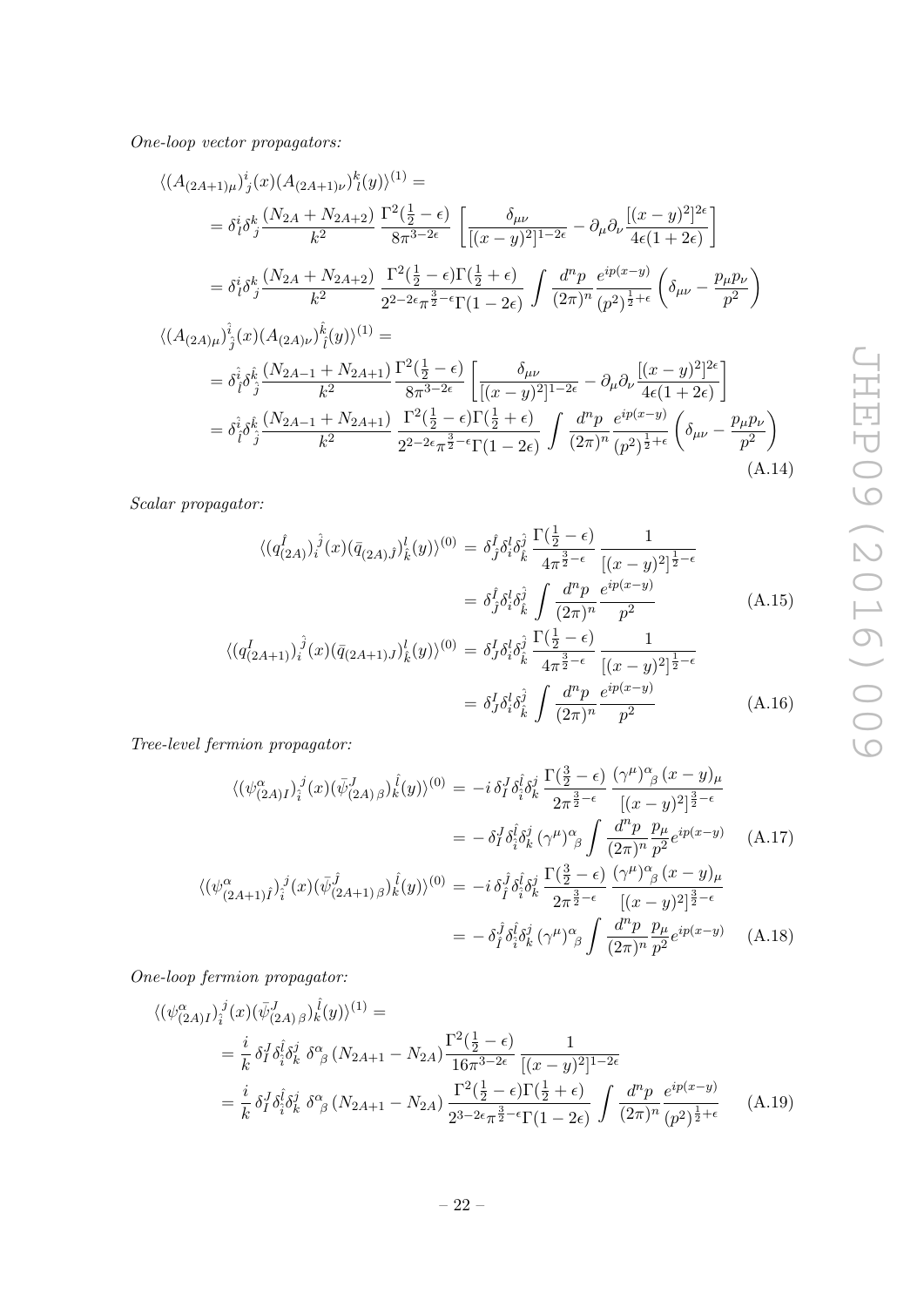*One-loop vector propagators:*

$$
\begin{aligned}
&\langle (A_{(2A+1)\mu})^i_{\ j}(x)(A_{(2A+1)\nu})^k_{\ l}(y)\rangle^{(1)} = \\
&= \delta^i_l \delta^k_j \frac{(N_{2A}+N_{2A+2})}{k^2}\,\frac{\Gamma^2(\frac{1}{2}-\epsilon)}{8\pi^{3-2\epsilon}}\left[\frac{\delta_{\mu\nu}}{[(x-y)^2]^{1-2\epsilon}} - \partial_\mu\partial_\nu \frac{[(x-y)^2]^{2\epsilon}}{4\epsilon(1+2\epsilon)}\right] \\
&= \delta^i_l \delta^k_j \frac{(N_{2A}+N_{2A+2})}{k^2}\,\frac{\Gamma^2(\frac{1}{2}-\epsilon)\Gamma(\frac{1}{2}+\epsilon)}{2^{2-2\epsilon}\pi^{\frac{3}{2}-\epsilon}\Gamma(1-2\epsilon)}\int \frac{d^np}{(2\pi)^n}\frac{e^{ip(x-y)}}{(p^2)^{\frac{1}{2}+\epsilon}}\left(\delta_{\mu\nu}-\frac{p_\mu p_\nu}{p^2}\right) \\
&\langle (A_{(2A)\mu})^{\hat{i}}_{\ \hat{j}}(x)(A_{(2A)\nu})^{\hat{k}}_{\ \hat{l}}(y)\rangle^{(1)} = \\
&= \delta^{\hat{i}}_{\hat{l}} \delta^{\hat{k}}_{\hat{j}} \frac{(N_{2A-1}+N_{2A+1})}{k^2}\frac{\Gamma^2(\frac{1}{2}-\epsilon)}{8\pi^{3-2\epsilon}}\left[\frac{\delta_{\mu\nu}}{[(x-y)^2]^{1-2\epsilon}} - \partial_\mu\partial_\nu \frac{[(x-y)^2]^{2\epsilon}}{4\epsilon(1+2\epsilon)}\right] \\
&= \delta^{\hat{i}}_{\hat{l}} \delta^{\hat{k}}_{\hat{j}} \frac{(N_{2A-1}+N_{2A+1})}{k^2}\,\frac{\Gamma^2(\frac{1}{2}-\epsilon)\Gamma(\frac{1}{2}+\epsilon)}{2^{2-2\epsilon}\pi^{\frac{3}{2}-\epsilon}\Gamma(1-2\epsilon)}\int \frac{d^np}{(2\pi)^n}\frac{e^{ip(x-y)}}{(p^2)^{\frac{1}{2}+\epsilon}}\left(\delta_{\mu\nu}-\frac{p_\mu p_\nu}{p^2}\right)
\end{aligned}
\tag{A.14}
$$

*Scalar propagator:*

$$
\begin{aligned}
\langle (q^{\hat{I}}_{(2A)})_i^{\ \hat{j}}(x)(\bar{q}_{(2A)\hat{J}})_{\hat{k}}^{\ l}(y)\rangle^{(0)} &= \delta^{\hat{I}}_{\hat{J}}\delta^l_i\delta^{\hat{j}}_{\hat{k}}\,\frac{\Gamma(\frac{1}{2}-\epsilon)}{4\pi^{\frac{3}{2}-\epsilon}}\,\frac{1}{[(x-y)^2]^{\frac{1}{2}-\epsilon}} \\
&= \delta^{\hat{I}}_{\hat{J}}\delta^l_i\delta^{\hat{j}}_{\hat{k}}\int\frac{d^np}{(2\pi)^n}\frac{e^{ip(x-y)}}{p^2}
\end{aligned}
\tag{A.15}
$$

$$
\begin{aligned}
\langle (q^{I}_{(2A+1)})_i^{\ \hat{j}}(x)(\bar{q}_{(2A+1)J})_{\hat{k}}^{\ l}(y)\rangle^{(0)} &= \delta^{I}_{J}\delta^l_i\delta^{\hat{j}}_{\hat{k}}\,\frac{\Gamma(\frac{1}{2}-\epsilon)}{4\pi^{\frac{3}{2}-\epsilon}}\,\frac{1}{[(x-y)^2]^{\frac{1}{2}-\epsilon}} \\
&= \delta^{I}_{J}\delta^l_i\delta^{\hat{j}}_{\hat{k}}\int\frac{d^np}{(2\pi)^n}\frac{e^{ip(x-y)}}{p^2}
\end{aligned}
\tag{A.16}
$$

*Tree-level fermion propagator:*

$$
\begin{aligned}
\langle (\psi^\alpha_{(2A)I})_{\hat{i}}^{\ j}(x)(\bar{\psi}^J_{(2A)\,\beta})_k^{\ \hat{l}}(y)\rangle^{(0)} &= -i\,\delta^J_I\delta^{\hat{l}}_{\hat{i}}\delta^j_k\,\frac{\Gamma(\frac{3}{2}-\epsilon)}{2\pi^{\frac{3}{2}-\epsilon}}\,\frac{(\gamma^\mu)^\alpha_{\ \beta}\,(x-y)_\mu}{[(x-y)^2]^{\frac{3}{2}-\epsilon}} \\
&= -\,\delta^J_I\delta^{\hat{l}}_{\hat{i}}\delta^j_k\,(\gamma^\mu)^\alpha_{\ \beta}\int\frac{d^np}{(2\pi)^n}\frac{p_\mu}{p^2}e^{ip(x-y)}
\end{aligned}
\tag{A.17}
$$

$$
\begin{aligned}
\langle (\psi^\alpha_{(2A+1)\hat{I}})_{\hat{i}}^{\ j}(x)(\bar{\psi}^{\hat{J}}_{(2A+1)\,\beta})_k^{\ \hat{l}}(y)\rangle^{(0)} &= -i\,\delta^{\hat{J}}_{\hat{I}}\delta^{\hat{l}}_{\hat{i}}\delta^j_k\,\frac{\Gamma(\frac{3}{2}-\epsilon)}{2\pi^{\frac{3}{2}-\epsilon}}\,\frac{(\gamma^\mu)^\alpha_{\ \beta}\,(x-y)_\mu}{[(x-y)^2]^{\frac{3}{2}-\epsilon}} \\
&= -\,\delta^{\hat{J}}_{\hat{I}}\delta^{\hat{l}}_{\hat{i}}\delta^j_k\,(\gamma^\mu)^\alpha_{\ \beta}\int\frac{d^np}{(2\pi)^n}\frac{p_\mu}{p^2}e^{ip(x-y)}
\end{aligned}
\tag{A.18}
$$

*One-loop fermion propagator:*

$$
\begin{aligned}
&\langle (\psi^\alpha_{(2A)I})_{\hat{i}}^{\ j}(x)(\bar{\psi}^J_{(2A)\,\beta})_k^{\ \hat{l}}(y)\rangle^{(1)} = \\
&= \frac{i}{k}\,\delta^J_I\delta^{\hat{l}}_{\hat{i}}\delta^j_k\;\delta^\alpha_{\ \beta}\,(N_{2A+1}-N_{2A})\frac{\Gamma^2(\frac{1}{2}-\epsilon)}{16\pi^{3-2\epsilon}}\,\frac{1}{[(x-y)^2]^{1-2\epsilon}} \\
&= \frac{i}{k}\,\delta^J_I\delta^{\hat{l}}_{\hat{i}}\delta^j_k\;\delta^\alpha_{\ \beta}\,(N_{2A+1}-N_{2A})\,\frac{\Gamma^2(\frac{1}{2}-\epsilon)\Gamma(\frac{1}{2}+\epsilon)}{2^{3-2\epsilon}\pi^{\frac{3}{2}-\epsilon}\Gamma(1-2\epsilon)}\int\frac{d^np}{(2\pi)^n}\frac{e^{ip(x-y)}}{(p^2)^{\frac{1}{2}+\epsilon}}
\end{aligned}
\tag{A.19}
$$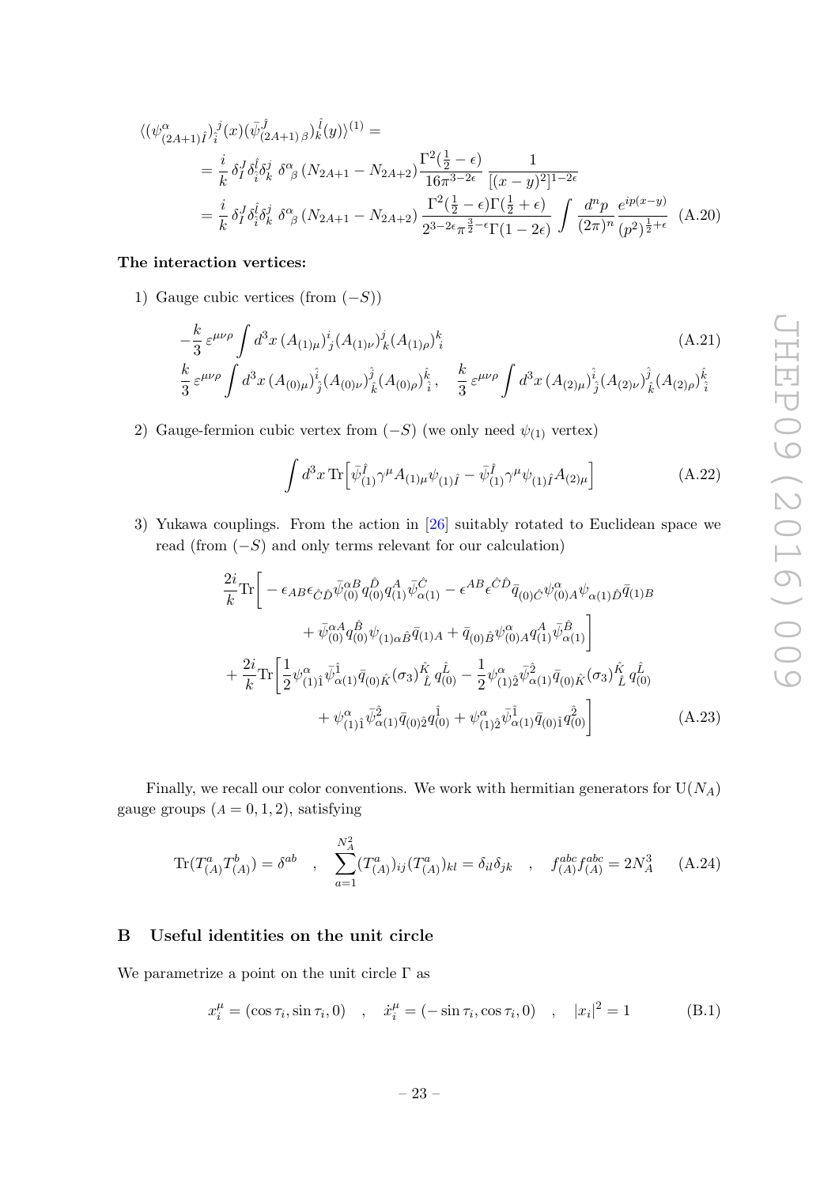$$
\begin{aligned}
&\langle (\psi^{\alpha}_{(2A+1)\hat{I}})^{\,j}_{i}(x)(\bar{\psi}^{\hat{J}}_{(2A+1)\,\beta})^{\hat{l}}_{k}(y)\rangle^{(1)} = \\
&= \frac{i}{k}\,\delta^{J}_{I}\delta^{\hat{l}}_{\hat{i}}\delta^{j}_{k}\;\delta^{\alpha}{}_{\beta}\,(N_{2A+1}-N_{2A+2})\frac{\Gamma^2(\frac{1}{2}-\epsilon)}{16\pi^{3-2\epsilon}}\,\frac{1}{[(x-y)^2]^{1-2\epsilon}} \\
&= \frac{i}{k}\,\delta^{J}_{I}\delta^{\hat{l}}_{\hat{i}}\delta^{j}_{k}\;\delta^{\alpha}{}_{\beta}\,(N_{2A+1}-N_{2A+2})\frac{\Gamma^2(\frac{1}{2}-\epsilon)\Gamma(\frac{1}{2}+\epsilon)}{2^{3-2\epsilon}\pi^{\frac{3}{2}-\epsilon}\Gamma(1-2\epsilon)}\int\frac{d^np}{(2\pi)^n}\frac{e^{ip(x-y)}}{(p^2)^{\frac{1}{2}+\epsilon}}
\end{aligned}
\tag{A.20}
$$

**The interaction vertices:**

1) Gauge cubic vertices (from $(-S)$)

$$
-\frac{k}{3}\,\varepsilon^{\mu\nu\rho}\int d^3x\,(A_{(1)\mu})^{i}_{j}(A_{(1)\nu})^{j}_{k}(A_{(1)\rho})^{k}_{i}
\tag{A.21}
$$

$$
\frac{k}{3}\,\varepsilon^{\mu\nu\rho}\int d^3x\,(A_{(0)\mu})^{\hat{i}}_{\hat{j}}(A_{(0)\nu})^{\hat{j}}_{\hat{k}}(A_{(0)\rho})^{\hat{k}}_{\hat{i}}\,,\quad \frac{k}{3}\,\varepsilon^{\mu\nu\rho}\int d^3x\,(A_{(2)\mu})^{\hat{i}}_{\hat{j}}(A_{(2)\nu})^{\hat{j}}_{\hat{k}}(A_{(2)\rho})^{\hat{k}}_{\hat{i}}
$$

2) Gauge-fermion cubic vertex from $(-S)$ (we only need $\psi_{(1)}$ vertex)

$$
\int d^3x\,\mathrm{Tr}\Big[\bar{\psi}^{\hat{I}}_{(1)}\gamma^{\mu}A_{(1)\mu}\psi_{(1)\hat{I}}-\bar{\psi}^{\hat{I}}_{(1)}\gamma^{\mu}\psi_{(1)\hat{I}}A_{(2)\mu}\Big]
\tag{A.22}
$$

3) Yukawa couplings. From the action in [26] suitably rotated to Euclidean space we read (from $(-S)$ and only terms relevant for our calculation)

$$
\begin{aligned}
&\frac{2i}{k}\mathrm{Tr}\bigg[-\epsilon_{AB}\epsilon_{\hat{C}\hat{D}}\bar{\psi}^{\alpha B}_{(0)}q^{\hat{D}}_{(0)}q^{A}_{(1)}\bar{\psi}^{\hat{C}}_{\alpha(1)}-\epsilon^{AB}\epsilon^{\hat{C}\hat{D}}\bar{q}_{(0)\hat{C}}\psi^{\alpha}_{(0)A}\psi_{\alpha(1)\hat{D}}\bar{q}_{(1)B} \\
&\qquad+\bar{\psi}^{\alpha A}_{(0)}q^{\hat{B}}_{(0)}\psi_{(1)\alpha\hat{B}}\bar{q}_{(1)A}+\bar{q}_{(0)\hat{B}}\psi^{\alpha}_{(0)A}q^{A}_{(1)}\bar{\psi}^{\hat{B}}_{\alpha(1)}\bigg] \\
&+\frac{2i}{k}\mathrm{Tr}\bigg[\frac{1}{2}\psi^{\alpha}_{(1)\hat{1}}\bar{\psi}^{\hat{1}}_{\alpha(1)}\bar{q}_{(0)\hat{K}}(\sigma_3)^{\hat{K}}_{\ \hat{L}}\,q^{\hat{L}}_{(0)}-\frac{1}{2}\psi^{\alpha}_{(1)\hat{2}}\bar{\psi}^{\hat{2}}_{\alpha(1)}\bar{q}_{(0)\hat{K}}(\sigma_3)^{\hat{K}}_{\ \hat{L}}\,q^{\hat{L}}_{(0)} \\
&\qquad+\psi^{\alpha}_{(1)\hat{1}}\bar{\psi}^{\hat{2}}_{\alpha(1)}\bar{q}_{(0)\hat{2}}q^{\hat{1}}_{(0)}+\psi^{\alpha}_{(1)\hat{2}}\bar{\psi}^{\hat{1}}_{\alpha(1)}\bar{q}_{(0)\hat{1}}q^{\hat{2}}_{(0)}\bigg]
\end{aligned}
\tag{A.23}
$$

Finally, we recall our color conventions. We work with hermitian generators for $\mathrm{U}(N_A)$ gauge groups ($A=0,1,2$), satisfying

$$
\mathrm{Tr}(T^a_{(A)}T^b_{(A)})=\delta^{ab}\quad,\quad\sum_{a=1}^{N_A^2}(T^a_{(A)})_{ij}(T^a_{(A)})_{kl}=\delta_{il}\delta_{jk}\quad,\quad f^{abc}_{(A)}f^{abc}_{(A)}=2N_A^3
\tag{A.24}
$$

## B Useful identities on the unit circle

We parametrize a point on the unit circle $\Gamma$ as

$$
x^{\mu}_i=(\cos\tau_i,\sin\tau_i,0)\quad,\quad\dot{x}^{\mu}_i=(-\sin\tau_i,\cos\tau_i,0)\quad,\quad|x_i|^2=1
\tag{B.1}
$$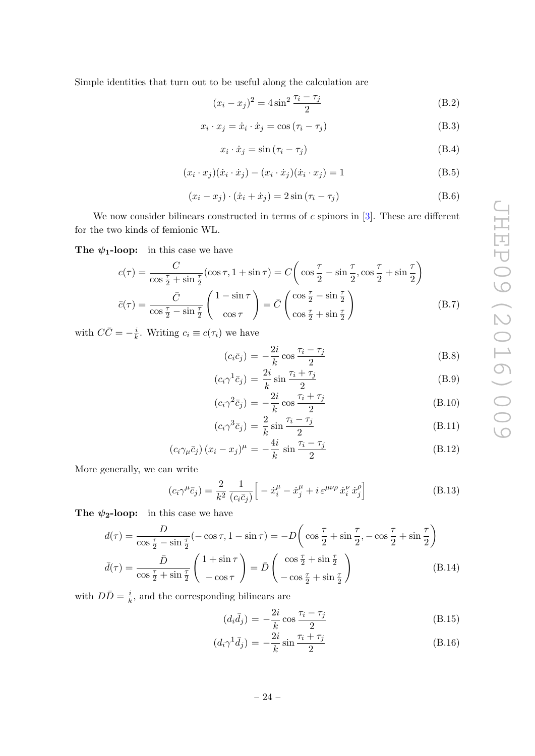Simple identities that turn out to be useful along the calculation are

$$(x_i - x_j)^2 = 4\sin^2\frac{\tau_i - \tau_j}{2} \tag{B.2}$$

$$x_i \cdot x_j = \dot{x}_i \cdot \dot{x}_j = \cos(\tau_i - \tau_j) \tag{B.3}$$

$$x_i \cdot \dot{x}_j = \sin(\tau_i - \tau_j) \tag{B.4}$$

$$(x_i \cdot x_j)(\dot{x}_i \cdot \dot{x}_j) - (x_i \cdot \dot{x}_j)(\dot{x}_i \cdot x_j) = 1 \tag{B.5}$$

$$(x_i - x_j) \cdot (\dot{x}_i + \dot{x}_j) = 2\sin(\tau_i - \tau_j) \tag{B.6}$$

We now consider bilinears constructed in terms of $c$ spinors in [3]. These are different for the two kinds of femionic WL.

**The $\psi_1$-loop:** in this case we have

$$\begin{aligned}
c(\tau) &= \frac{C}{\cos\frac{\tau}{2} + \sin\frac{\tau}{2}}(\cos\tau, 1 + \sin\tau) = C\left(\cos\frac{\tau}{2} - \sin\frac{\tau}{2}, \cos\frac{\tau}{2} + \sin\frac{\tau}{2}\right) \\
\bar{c}(\tau) &= \frac{\bar{C}}{\cos\frac{\tau}{2} - \sin\frac{\tau}{2}}\begin{pmatrix} 1 - \sin\tau \\ \cos\tau \end{pmatrix} = \bar{C}\begin{pmatrix} \cos\frac{\tau}{2} - \sin\frac{\tau}{2} \\ \cos\frac{\tau}{2} + \sin\frac{\tau}{2} \end{pmatrix}
\end{aligned} \tag{B.7}$$

with $C\bar{C} = -\frac{i}{k}$. Writing $c_i \equiv c(\tau_i)$ we have

$$(c_i \bar{c}_j) = -\frac{2i}{k}\cos\frac{\tau_i - \tau_j}{2} \tag{B.8}$$

$$(c_i \gamma^1 \bar{c}_j) = \frac{2i}{k}\sin\frac{\tau_i + \tau_j}{2} \tag{B.9}$$

$$(c_i \gamma^2 \bar{c}_j) = -\frac{2i}{k}\cos\frac{\tau_i + \tau_j}{2} \tag{B.10}$$

$$(c_i \gamma^3 \bar{c}_j) = \frac{2}{k}\sin\frac{\tau_i - \tau_j}{2} \tag{B.11}$$

$$(c_i \gamma_\mu \bar{c}_j)\,(x_i - x_j)^\mu = -\frac{4i}{k}\,\sin\frac{\tau_i - \tau_j}{2} \tag{B.12}$$

More generally, we can write

$$(c_i \gamma^\mu \bar{c}_j) = \frac{2}{k^2}\,\frac{1}{(c_i \bar{c}_j)}\Big[-\dot{x}_i^\mu - \dot{x}_j^\mu + i\,\varepsilon^{\mu\nu\rho}\,\dot{x}_{i\nu}\,\dot{x}_{j\rho}\Big] \tag{B.13}$$

**The $\psi_2$-loop:** in this case we have

$$\begin{aligned}
d(\tau) &= \frac{D}{\cos\frac{\tau}{2} - \sin\frac{\tau}{2}}(-\cos\tau, 1 - \sin\tau) = -D\left(\cos\frac{\tau}{2} + \sin\frac{\tau}{2}, -\cos\frac{\tau}{2} + \sin\frac{\tau}{2}\right) \\
\bar{d}(\tau) &= \frac{\bar{D}}{\cos\frac{\tau}{2} + \sin\frac{\tau}{2}}\begin{pmatrix} 1 + \sin\tau \\ -\cos\tau \end{pmatrix} = \bar{D}\begin{pmatrix} \cos\frac{\tau}{2} + \sin\frac{\tau}{2} \\ -\cos\frac{\tau}{2} + \sin\frac{\tau}{2} \end{pmatrix}
\end{aligned} \tag{B.14}$$

with $D\bar{D} = \frac{i}{k}$, and the corresponding bilinears are

$$(d_i \bar{d}_j) = -\frac{2i}{k}\cos\frac{\tau_i - \tau_j}{2} \tag{B.15}$$

$$(d_i \gamma^1 \bar{d}_j) = -\frac{2i}{k}\sin\frac{\tau_i + \tau_j}{2} \tag{B.16}$$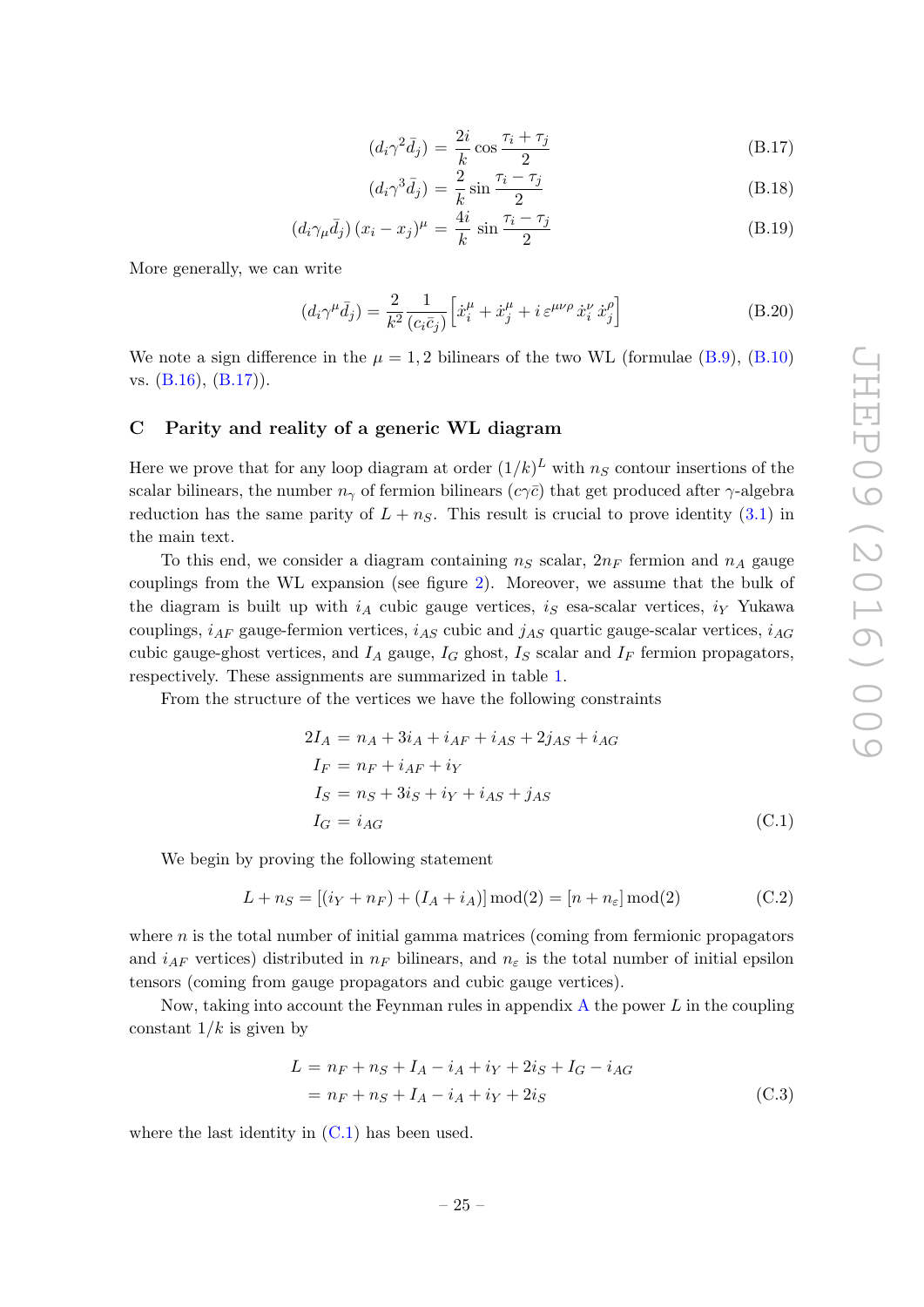$$(d_i \gamma^2 \bar{d}_j) = \frac{2i}{k} \cos \frac{\tau_i + \tau_j}{2} \tag{B.17}$$

$$(d_i \gamma^3 \bar{d}_j) = \frac{2}{k} \sin \frac{\tau_i - \tau_j}{2} \tag{B.18}$$

$$(d_i \gamma_\mu \bar{d}_j)\,(x_i - x_j)^\mu = \frac{4i}{k}\, \sin \frac{\tau_i - \tau_j}{2} \tag{B.19}$$

More generally, we can write

$$(d_i \gamma^\mu \bar{d}_j) = \frac{2}{k^2} \frac{1}{(c_i \bar{c}_j)} \Big[ \dot{x}_i^\mu + \dot{x}_j^\mu + i\, \varepsilon^{\mu\nu\rho}\, \dot{x}_i^\nu\, \dot{x}_j^\rho \Big] \tag{B.20}$$

We note a sign difference in the $\mu = 1, 2$ bilinears of the two WL (formulae (B.9), (B.10) vs. (B.16), (B.17)).

## C Parity and reality of a generic WL diagram

Here we prove that for any loop diagram at order $(1/k)^L$ with $n_S$ contour insertions of the scalar bilinears, the number $n_\gamma$ of fermion bilinears ($c\gamma\bar{c}$) that get produced after $\gamma$-algebra reduction has the same parity of $L + n_S$. This result is crucial to prove identity (3.1) in the main text.

To this end, we consider a diagram containing $n_S$ scalar, $2n_F$ fermion and $n_A$ gauge couplings from the WL expansion (see figure 2). Moreover, we assume that the bulk of the diagram is built up with $i_A$ cubic gauge vertices, $i_S$ esa-scalar vertices, $i_Y$ Yukawa couplings, $i_{AF}$ gauge-fermion vertices, $i_{AS}$ cubic and $j_{AS}$ quartic gauge-scalar vertices, $i_{AG}$ cubic gauge-ghost vertices, and $I_A$ gauge, $I_G$ ghost, $I_S$ scalar and $I_F$ fermion propagators, respectively. These assignments are summarized in table 1.

From the structure of the vertices we have the following constraints

$$\begin{aligned}
2I_A &= n_A + 3i_A + i_{AF} + i_{AS} + 2j_{AS} + i_{AG} \\
I_F &= n_F + i_{AF} + i_Y \\
I_S &= n_S + 3i_S + i_Y + i_{AS} + j_{AS} \\
I_G &= i_{AG}
\end{aligned} \tag{C.1}$$

We begin by proving the following statement

$$L + n_S = [(i_Y + n_F) + (I_A + i_A)] \bmod(2) = [n + n_\varepsilon] \bmod(2) \tag{C.2}$$

where $n$ is the total number of initial gamma matrices (coming from fermionic propagators and $i_{AF}$ vertices) distributed in $n_F$ bilinears, and $n_\varepsilon$ is the total number of initial epsilon tensors (coming from gauge propagators and cubic gauge vertices).

Now, taking into account the Feynman rules in appendix A the power $L$ in the coupling constant $1/k$ is given by

$$\begin{aligned}
L &= n_F + n_S + I_A - i_A + i_Y + 2i_S + I_G - i_{AG} \\
&= n_F + n_S + I_A - i_A + i_Y + 2i_S
\end{aligned} \tag{C.3}$$

where the last identity in (C.1) has been used.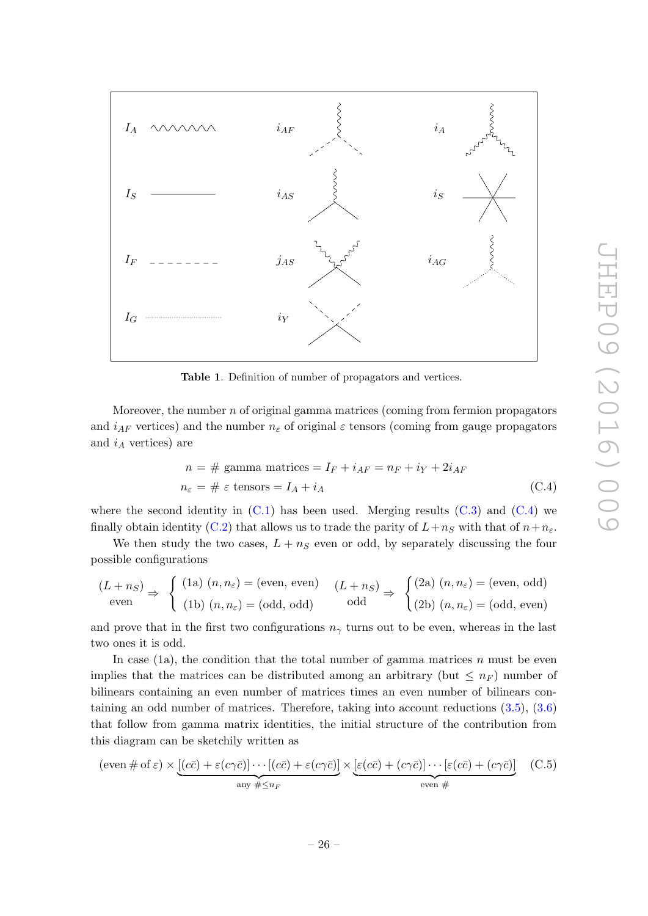| | | | | | |
|---|---|---|---|---|---|
| $I_A$ | | $i_{AF}$ | | $i_A$ | |
| $I_S$ | | $i_{AS}$ | | $i_S$ | |
| $I_F$ | | $j_{AS}$ | | $i_{AG}$ | |
| $I_G$ | | $i_Y$ | | | |

**Table 1**. Definition of number of propagators and vertices.

Moreover, the number $n$ of original gamma matrices (coming from fermion propagators and $i_{AF}$ vertices) and the number $n_\varepsilon$ of original $\varepsilon$ tensors (coming from gauge propagators and $i_A$ vertices) are

$$\begin{aligned} n &= \#\text{ gamma matrices} = I_F + i_{AF} = n_F + i_Y + 2i_{AF} \\ n_\varepsilon &= \#\ \varepsilon\text{ tensors} = I_A + i_A \end{aligned} \tag{C.4}$$

where the second identity in (C.1) has been used. Merging results (C.3) and (C.4) we finally obtain identity (C.2) that allows us to trade the parity of $L+n_S$ with that of $n+n_\varepsilon$.

We then study the two cases, $L+n_S$ even or odd, by separately discussing the four possible configurations

$$\underset{\text{even}}{(L+n_S)} \Rightarrow \begin{cases} \text{(1a)}\ (n,n_\varepsilon) = (\text{even, even}) \\ \text{(1b)}\ (n,n_\varepsilon) = (\text{odd, odd}) \end{cases} \quad \underset{\text{odd}}{(L+n_S)} \Rightarrow \begin{cases} \text{(2a)}\ (n,n_\varepsilon) = (\text{even, odd}) \\ \text{(2b)}\ (n,n_\varepsilon) = (\text{odd, even}) \end{cases}$$

and prove that in the first two configurations $n_\gamma$ turns out to be even, whereas in the last two ones it is odd.

In case (1a), the condition that the total number of gamma matrices $n$ must be even implies that the matrices can be distributed among an arbitrary (but $\leq n_F$) number of bilinears containing an even number of matrices times an even number of bilinears containing an odd number of matrices. Therefore, taking into account reductions (3.5), (3.6) that follow from gamma matrix identities, the initial structure of the contribution from this diagram can be sketchily written as

$$(\text{even}\,\#\text{ of }\varepsilon) \times \underbrace{[(c\bar{c}) + \varepsilon(c\gamma\bar{c})]\cdots[(c\bar{c}) + \varepsilon(c\gamma\bar{c})]}_{\text{any }\#\leq n_F} \times \underbrace{[\varepsilon(c\bar{c}) + (c\gamma\bar{c})]\cdots[\varepsilon(c\bar{c}) + (c\gamma\bar{c})]}_{\text{even }\#} \tag{C.5}$$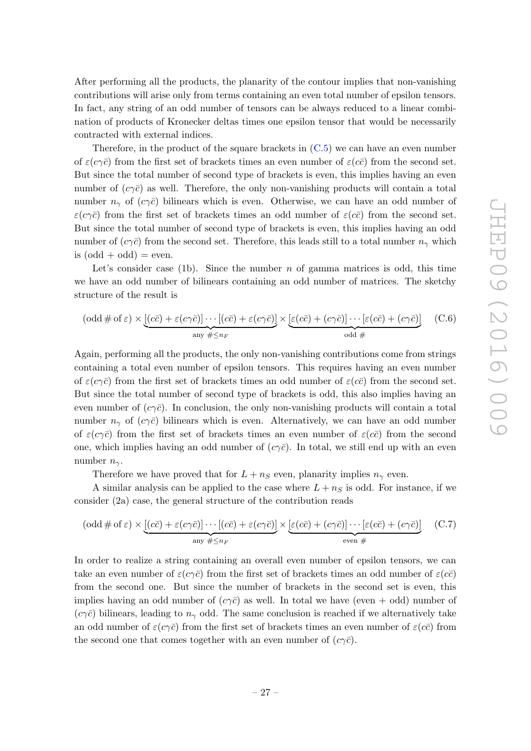After performing all the products, the planarity of the contour implies that non-vanishing contributions will arise only from terms containing an even total number of epsilon tensors. In fact, any string of an odd number of tensors can be always reduced to a linear combination of products of Kronecker deltas times one epsilon tensor that would be necessarily contracted with external indices.

Therefore, in the product of the square brackets in (C.5) we can have an even number of $\varepsilon(c\gamma\bar{c})$ from the first set of brackets times an even number of $\varepsilon(c\bar{c})$ from the second set. But since the total number of second type of brackets is even, this implies having an even number of $(c\gamma\bar{c})$ as well. Therefore, the only non-vanishing products will contain a total number $n_\gamma$ of $(c\gamma\bar{c})$ bilinears which is even. Otherwise, we can have an odd number of $\varepsilon(c\gamma\bar{c})$ from the first set of brackets times an odd number of $\varepsilon(c\bar{c})$ from the second set. But since the total number of second type of brackets is even, this implies having an odd number of $(c\gamma\bar{c})$ from the second set. Therefore, this leads still to a total number $n_\gamma$ which is (odd + odd) = even.

Let's consider case (1b). Since the number $n$ of gamma matrices is odd, this time we have an odd number of bilinears containing an odd number of matrices. The sketchy structure of the result is

$$(\text{odd}\,\#\,\text{of}\,\varepsilon) \times \underbrace{[(c\bar{c}) + \varepsilon(c\gamma\bar{c})] \cdots [(c\bar{c}) + \varepsilon(c\gamma\bar{c})]}_{\text{any}\ \# \leq n_F} \times \underbrace{[\varepsilon(c\bar{c}) + (c\gamma\bar{c})] \cdots [\varepsilon(c\bar{c}) + (c\gamma\bar{c})]}_{\text{odd}\ \#} \qquad \text{(C.6)}$$

Again, performing all the products, the only non-vanishing contributions come from strings containing a total even number of epsilon tensors. This requires having an even number of $\varepsilon(c\gamma\bar{c})$ from the first set of brackets times an odd number of $\varepsilon(c\bar{c})$ from the second set. But since the total number of second type of brackets is odd, this also implies having an even number of $(c\gamma\bar{c})$. In conclusion, the only non-vanishing products will contain a total number $n_\gamma$ of $(c\gamma\bar{c})$ bilinears which is even. Alternatively, we can have an odd number of $\varepsilon(c\gamma\bar{c})$ from the first set of brackets times an even number of $\varepsilon(c\bar{c})$ from the second one, which implies having an odd number of $(c\gamma\bar{c})$. In total, we still end up with an even number $n_\gamma$.

Therefore we have proved that for $L + n_S$ even, planarity implies $n_\gamma$ even.

A similar analysis can be applied to the case where $L + n_S$ is odd. For instance, if we consider (2a) case, the general structure of the contribution reads

$$(\text{odd}\,\#\,\text{of}\,\varepsilon) \times \underbrace{[(c\bar{c}) + \varepsilon(c\gamma\bar{c})] \cdots [(c\bar{c}) + \varepsilon(c\gamma\bar{c})]}_{\text{any}\ \# \leq n_F} \times \underbrace{[\varepsilon(c\bar{c}) + (c\gamma\bar{c})] \cdots [\varepsilon(c\bar{c}) + (c\gamma\bar{c})]}_{\text{even}\ \#} \qquad \text{(C.7)}$$

In order to realize a string containing an overall even number of epsilon tensors, we can take an even number of $\varepsilon(c\gamma\bar{c})$ from the first set of brackets times an odd number of $\varepsilon(c\bar{c})$ from the second one. But since the number of brackets in the second set is even, this implies having an odd number of $(c\gamma\bar{c})$ as well. In total we have (even + odd) number of $(c\gamma\bar{c})$ bilinears, leading to $n_\gamma$ odd. The same conclusion is reached if we alternatively take an odd number of $\varepsilon(c\gamma\bar{c})$ from the first set of brackets times an even number of $\varepsilon(c\bar{c})$ from the second one that comes together with an even number of $(c\gamma\bar{c})$.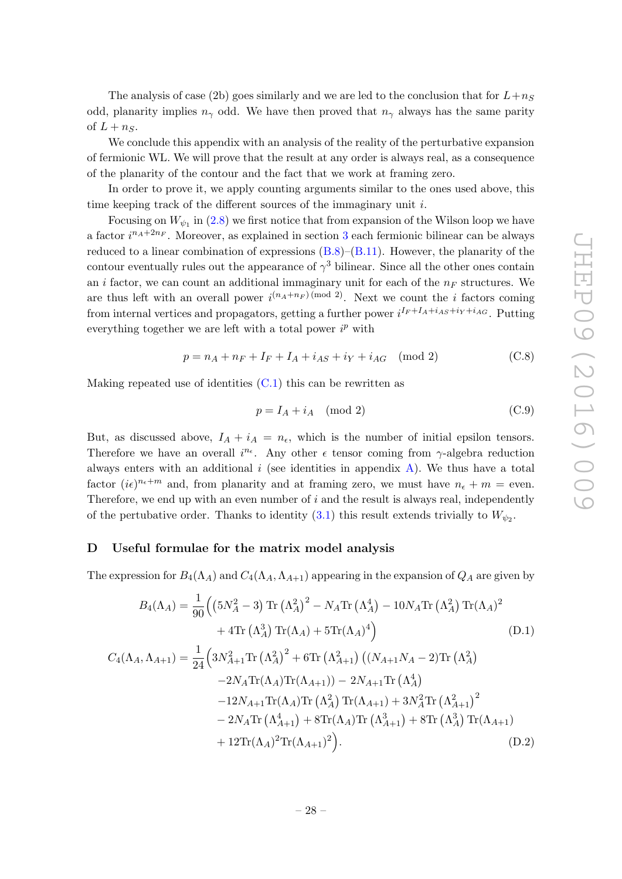The analysis of case (2b) goes similarly and we are led to the conclusion that for $L+n_S$ odd, planarity implies $n_\gamma$ odd. We have then proved that $n_\gamma$ always has the same parity of $L+n_S$.

We conclude this appendix with an analysis of the reality of the perturbative expansion of fermionic WL. We will prove that the result at any order is always real, as a consequence of the planarity of the contour and the fact that we work at framing zero.

In order to prove it, we apply counting arguments similar to the ones used above, this time keeping track of the different sources of the immaginary unit $i$.

Focusing on $W_{\psi_1}$ in (2.8) we first notice that from expansion of the Wilson loop we have a factor $i^{n_A+2n_F}$. Moreover, as explained in section 3 each fermionic bilinear can be always reduced to a linear combination of expressions (B.8)–(B.11). However, the planarity of the contour eventually rules out the appearance of $\gamma^3$ bilinear. Since all the other ones contain an $i$ factor, we can count an additional immaginary unit for each of the $n_F$ structures. We are thus left with an overall power $i^{(n_A+n_F)\,(\mathrm{mod}\ 2)}$. Next we count the $i$ factors coming from internal vertices and propagators, getting a further power $i^{I_F+I_A+i_{AS}+i_Y+i_{AG}}$. Putting everything together we are left with a total power $i^p$ with

$$p = n_A + n_F + I_F + I_A + i_{AS} + i_Y + i_{AG} \pmod 2 \tag{C.8}$$

Making repeated use of identities (C.1) this can be rewritten as

$$p = I_A + i_A \pmod 2 \tag{C.9}$$

But, as discussed above, $I_A + i_A = n_\epsilon$, which is the number of initial epsilon tensors. Therefore we have an overall $i^{n_\epsilon}$. Any other $\epsilon$ tensor coming from $\gamma$-algebra reduction always enters with an additional $i$ (see identities in appendix A). We thus have a total factor $(i\epsilon)^{n_\epsilon+m}$ and, from planarity and at framing zero, we must have $n_\epsilon + m =$ even. Therefore, we end up with an even number of $i$ and the result is always real, independently of the pertubative order. Thanks to identity (3.1) this result extends trivially to $W_{\psi_2}$.

# D Useful formulae for the matrix model analysis

The expression for $B_4(\Lambda_A)$ and $C_4(\Lambda_A, \Lambda_{A+1})$ appearing in the expansion of $Q_A$ are given by

$$\begin{aligned}
B_4(\Lambda_A) = \frac{1}{90}\Big(&\left(5N_A^2-3\right)\mathrm{Tr}\left(\Lambda_A^2\right)^2 - N_A\mathrm{Tr}\left(\Lambda_A^4\right) - 10N_A\mathrm{Tr}\left(\Lambda_A^2\right)\mathrm{Tr}(\Lambda_A)^2 \\
&+ 4\mathrm{Tr}\left(\Lambda_A^3\right)\mathrm{Tr}(\Lambda_A) + 5\mathrm{Tr}(\Lambda_A)^4\Big)
\end{aligned} \tag{D.1}$$

$$\begin{aligned}
C_4(\Lambda_A, \Lambda_{A+1}) = \frac{1}{24}\Big(&3N_{A+1}^2\mathrm{Tr}\left(\Lambda_A^2\right)^2 + 6\mathrm{Tr}\left(\Lambda_{A+1}^2\right)\left((N_{A+1}N_A-2)\mathrm{Tr}\left(\Lambda_A^2\right)\right. \\
&\left.-2N_A\mathrm{Tr}(\Lambda_A)\mathrm{Tr}(\Lambda_{A+1})\right) - 2N_{A+1}\mathrm{Tr}\left(\Lambda_A^4\right) \\
&-12N_{A+1}\mathrm{Tr}(\Lambda_A)\mathrm{Tr}\left(\Lambda_A^2\right)\mathrm{Tr}(\Lambda_{A+1}) + 3N_A^2\mathrm{Tr}\left(\Lambda_{A+1}^2\right)^2 \\
&- 2N_A\mathrm{Tr}\left(\Lambda_{A+1}^4\right) + 8\mathrm{Tr}(\Lambda_A)\mathrm{Tr}\left(\Lambda_{A+1}^3\right) + 8\mathrm{Tr}\left(\Lambda_A^3\right)\mathrm{Tr}(\Lambda_{A+1}) \\
&+ 12\mathrm{Tr}(\Lambda_A)^2\mathrm{Tr}(\Lambda_{A+1})^2\Big).
\end{aligned} \tag{D.2}$$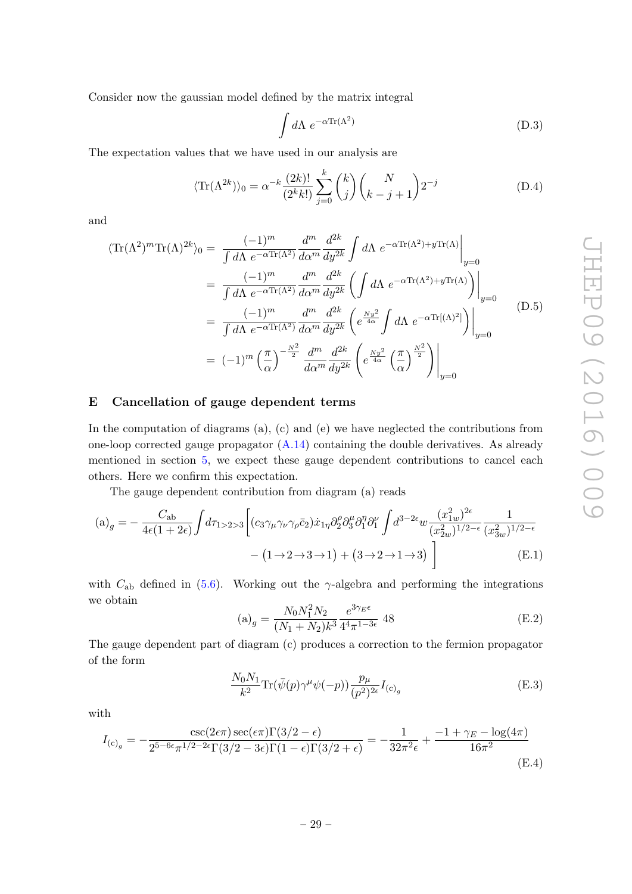Consider now the gaussian model defined by the matrix integral

$$\int d\Lambda \; e^{-\alpha \mathrm{Tr}(\Lambda^2)} \tag{D.3}$$

The expectation values that we have used in our analysis are

$$\langle \mathrm{Tr}(\Lambda^{2k})\rangle_0 = \alpha^{-k} \frac{(2k)!}{(2^k k!)} \sum_{j=0}^{k} \binom{k}{j} \binom{N}{k-j+1} 2^{-j} \tag{D.4}$$

and

$$\begin{aligned}
\langle \mathrm{Tr}(\Lambda^2)^m \mathrm{Tr}(\Lambda)^{2k}\rangle_0 &= \frac{(-1)^m}{\int d\Lambda \; e^{-\alpha \mathrm{Tr}(\Lambda^2)}} \frac{d^m}{d\alpha^m} \frac{d^{2k}}{dy^{2k}} \int d\Lambda \; e^{-\alpha \mathrm{Tr}(\Lambda^2) + y \mathrm{Tr}(\Lambda)} \bigg|_{y=0} \\
&= \frac{(-1)^m}{\int d\Lambda \; e^{-\alpha \mathrm{Tr}(\Lambda^2)}} \frac{d^m}{d\alpha^m} \frac{d^{2k}}{dy^{2k}} \left( \int d\Lambda \; e^{-\alpha \mathrm{Tr}(\Lambda^2) + y \mathrm{Tr}(\Lambda)} \right) \bigg|_{y=0} \\
&= \frac{(-1)^m}{\int d\Lambda \; e^{-\alpha \mathrm{Tr}(\Lambda^2)}} \frac{d^m}{d\alpha^m} \frac{d^{2k}}{dy^{2k}} \left( e^{\frac{N y^2}{4\alpha}} \int d\Lambda \; e^{-\alpha \mathrm{Tr}[(\Lambda)^2]} \right) \bigg|_{y=0} \\
&= (-1)^m \left(\frac{\pi}{\alpha}\right)^{-\frac{N^2}{2}} \frac{d^m}{d\alpha^m} \frac{d^{2k}}{dy^{2k}} \left( e^{\frac{N y^2}{4\alpha}} \left(\frac{\pi}{\alpha}\right)^{\frac{N^2}{2}} \right) \bigg|_{y=0}
\end{aligned} \tag{D.5}$$

## E Cancellation of gauge dependent terms

In the computation of diagrams (a), (c) and (e) we have neglected the contributions from one-loop corrected gauge propagator (A.14) containing the double derivatives. As already mentioned in section 5, we expect these gauge dependent contributions to cancel each others. Here we confirm this expectation.

The gauge dependent contribution from diagram (a) reads

$$\begin{aligned}
(\mathrm{a})_g = -\frac{C_{\mathrm{ab}}}{4\epsilon(1+2\epsilon)} \int d\tau_{1>2>3} \bigg[ & (c_3 \gamma_\mu \gamma_\nu \gamma_\rho \bar{c}_2) \dot{x}_{1\eta} \partial_2^\rho \partial_3^\mu \partial_1^\eta \partial_1^\nu \int d^{3-2\epsilon} w \frac{(x_{1w}^2)^{2\epsilon}}{(x_{2w}^2)^{1/2-\epsilon}} \frac{1}{(x_{3w}^2)^{1/2-\epsilon}} \\
& - (1\to 2\to 3\to 1) + (3\to 2\to 1\to 3) \bigg]
\end{aligned} \tag{E.1}$$

with $C_{\mathrm{ab}}$ defined in (5.6). Working out the $\gamma$-algebra and performing the integrations we obtain

$$(\mathrm{a})_g = \frac{N_0 N_1^2 N_2}{(N_1+N_2)k^3} \frac{e^{3\gamma_E \epsilon}}{4^4 \pi^{1-3\epsilon}} \; 48 \tag{E.2}$$

The gauge dependent part of diagram (c) produces a correction to the fermion propagator of the form

$$\frac{N_0 N_1}{k^2} \mathrm{Tr}(\bar{\psi}(p)\gamma^\mu \psi(-p)) \frac{p_\mu}{(p^2)^{2\epsilon}} I_{(\mathrm{c})_g} \tag{E.3}$$

with

$$I_{(\mathrm{c})_g} = -\frac{\csc(2\epsilon\pi)\sec(\epsilon\pi)\Gamma(3/2-\epsilon)}{2^{5-6\epsilon}\pi^{1/2-2\epsilon}\Gamma(3/2-3\epsilon)\Gamma(1-\epsilon)\Gamma(3/2+\epsilon)} = -\frac{1}{32\pi^2\epsilon} + \frac{-1+\gamma_E - \log(4\pi)}{16\pi^2} \tag{E.4}$$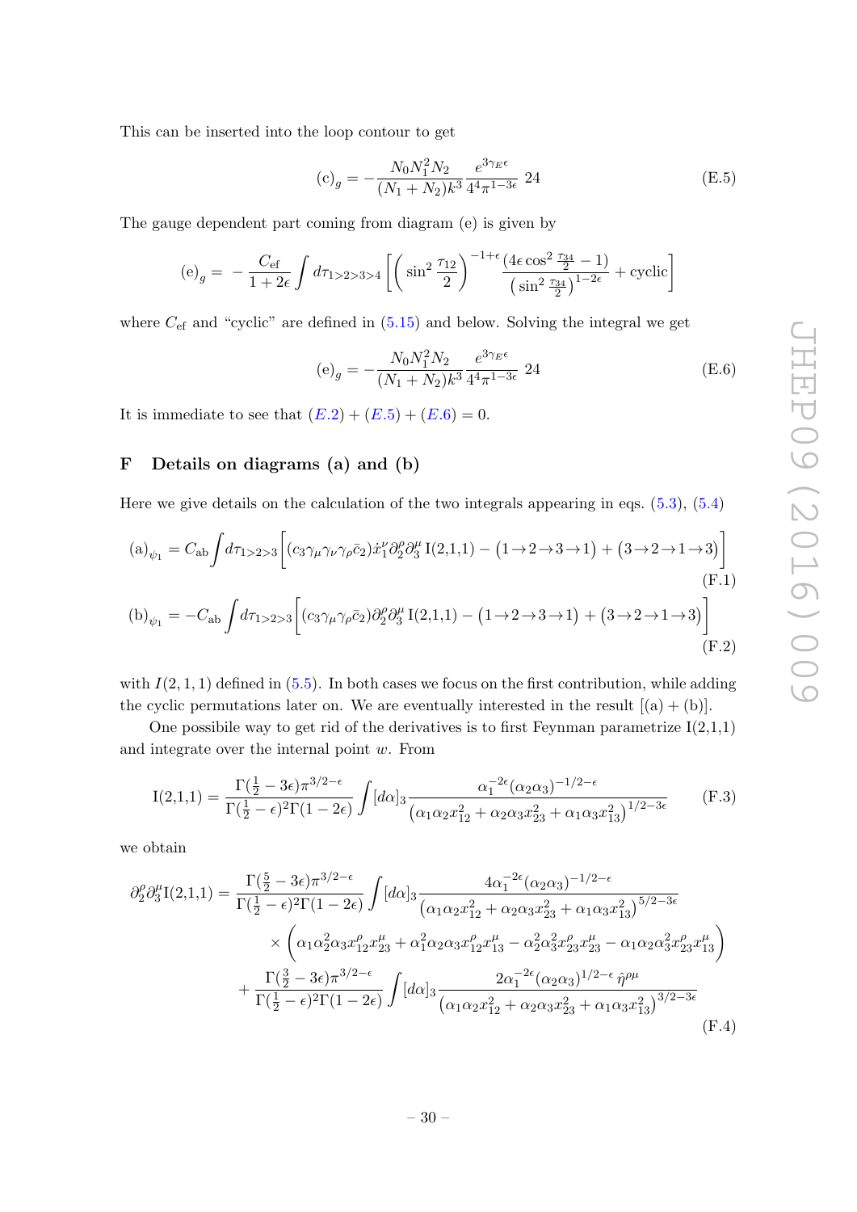This can be inserted into the loop contour to get

$$(\text{c})_g = -\frac{N_0 N_1^2 N_2}{(N_1+N_2)k^3}\frac{e^{3\gamma_E\epsilon}}{4^4\pi^{1-3\epsilon}}\;24 \tag{E.5}$$

The gauge dependent part coming from diagram (e) is given by

$$(\text{e})_g = -\frac{C_{\text{ef}}}{1+2\epsilon}\int d\tau_{1>2>3>4}\left[\left(\sin^2\frac{\tau_{12}}{2}\right)^{-1+\epsilon}\frac{(4\epsilon\cos^2\frac{\tau_{34}}{2}-1)}{\left(\sin^2\frac{\tau_{34}}{2}\right)^{1-2\epsilon}}+\text{cyclic}\right]$$

where $C_{\text{ef}}$ and "cyclic" are defined in (5.15) and below. Solving the integral we get

$$(\text{e})_g = -\frac{N_0 N_1^2 N_2}{(N_1+N_2)k^3}\frac{e^{3\gamma_E\epsilon}}{4^4\pi^{1-3\epsilon}}\;24 \tag{E.6}$$

It is immediate to see that $(E.2)+(E.5)+(E.6)=0$.

## F Details on diagrams (a) and (b)

Here we give details on the calculation of the two integrals appearing in eqs. (5.3), (5.4)

$$(\text{a})_{\psi_1} = C_{\text{ab}}\int d\tau_{1>2>3}\Big[(c_3\gamma_\mu\gamma_\nu\gamma_\rho\bar{c}_2)\dot{x}_1^\nu\partial_2^\rho\partial_3^\mu\,\text{I}(2,1,1) - \big(1\to2\to3\to1\big)+\big(3\to2\to1\to3\big)\Big] \tag{F.1}$$

$$(\text{b})_{\psi_1} = -C_{\text{ab}}\int d\tau_{1>2>3}\Big[(c_3\gamma_\mu\gamma_\rho\bar{c}_2)\partial_2^\rho\partial_3^\mu\,\text{I}(2,1,1) - \big(1\to2\to3\to1\big)+\big(3\to2\to1\to3\big)\Big] \tag{F.2}$$

with $I(2,1,1)$ defined in (5.5). In both cases we focus on the first contribution, while adding the cyclic permutations later on. We are eventually interested in the result [(a) + (b)].

One possibile way to get rid of the derivatives is to first Feynman parametrize I(2,1,1) and integrate over the internal point $w$. From

$$\text{I}(2,1,1) = \frac{\Gamma(\frac12-3\epsilon)\pi^{3/2-\epsilon}}{\Gamma(\frac12-\epsilon)^2\Gamma(1-2\epsilon)}\int[d\alpha]_3\frac{\alpha_1^{-2\epsilon}(\alpha_2\alpha_3)^{-1/2-\epsilon}}{\left(\alpha_1\alpha_2x_{12}^2+\alpha_2\alpha_3x_{23}^2+\alpha_1\alpha_3x_{13}^2\right)^{1/2-3\epsilon}} \tag{F.3}$$

we obtain

$$\begin{aligned}\partial_2^\rho\partial_3^\mu\text{I}(2,1,1) &= \frac{\Gamma(\frac52-3\epsilon)\pi^{3/2-\epsilon}}{\Gamma(\frac12-\epsilon)^2\Gamma(1-2\epsilon)}\int[d\alpha]_3\frac{4\alpha_1^{-2\epsilon}(\alpha_2\alpha_3)^{-1/2-\epsilon}}{\left(\alpha_1\alpha_2x_{12}^2+\alpha_2\alpha_3x_{23}^2+\alpha_1\alpha_3x_{13}^2\right)^{5/2-3\epsilon}}\\ &\quad\times\left(\alpha_1\alpha_2^2\alpha_3x_{12}^\rho x_{23}^\mu+\alpha_1^2\alpha_2\alpha_3x_{12}^\rho x_{13}^\mu-\alpha_2^2\alpha_3^2x_{23}^\rho x_{23}^\mu-\alpha_1\alpha_2\alpha_3^2x_{23}^\rho x_{13}^\mu\right)\\ &\quad+\frac{\Gamma(\frac32-3\epsilon)\pi^{3/2-\epsilon}}{\Gamma(\frac12-\epsilon)^2\Gamma(1-2\epsilon)}\int[d\alpha]_3\frac{2\alpha_1^{-2\epsilon}(\alpha_2\alpha_3)^{1/2-\epsilon}\,\hat{\eta}^{\rho\mu}}{\left(\alpha_1\alpha_2x_{12}^2+\alpha_2\alpha_3x_{23}^2+\alpha_1\alpha_3x_{13}^2\right)^{3/2-3\epsilon}}\end{aligned} \tag{F.4}$$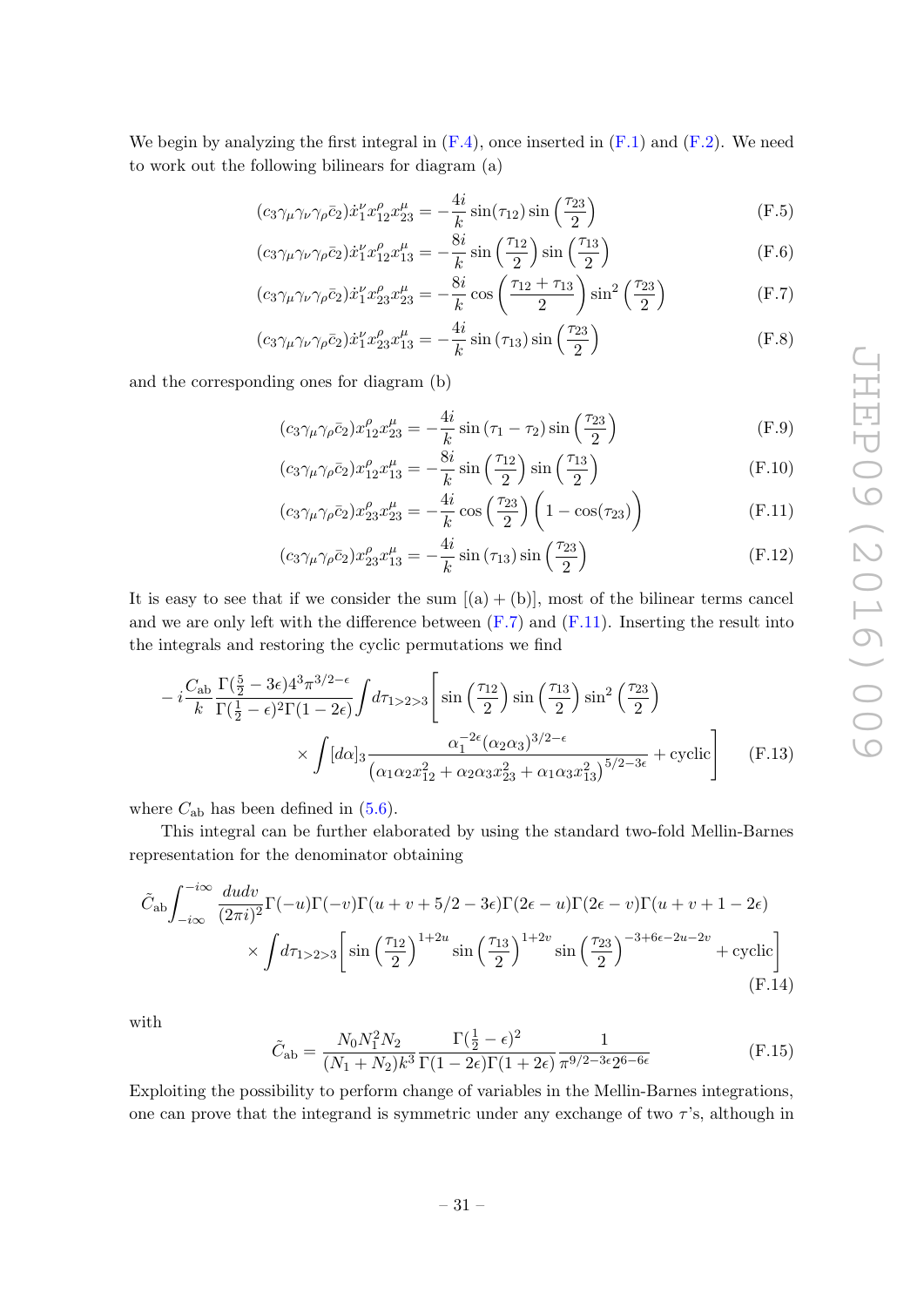We begin by analyzing the first integral in (F.4), once inserted in (F.1) and (F.2). We need to work out the following bilinears for diagram (a)

$$(c_3\gamma_\mu\gamma_\nu\gamma_\rho\bar{c}_2)\dot{x}_1^\nu x_{12}^\rho x_{23}^\mu = -\frac{4i}{k}\sin(\tau_{12})\sin\left(\frac{\tau_{23}}{2}\right) \tag{F.5}$$

$$(c_3\gamma_\mu\gamma_\nu\gamma_\rho\bar{c}_2)\dot{x}_1^\nu x_{12}^\rho x_{13}^\mu = -\frac{8i}{k}\sin\left(\frac{\tau_{12}}{2}\right)\sin\left(\frac{\tau_{13}}{2}\right) \tag{F.6}$$

$$(c_3\gamma_\mu\gamma_\nu\gamma_\rho\bar{c}_2)\dot{x}_1^\nu x_{23}^\rho x_{23}^\mu = -\frac{8i}{k}\cos\left(\frac{\tau_{12}+\tau_{13}}{2}\right)\sin^2\left(\frac{\tau_{23}}{2}\right) \tag{F.7}$$

$$(c_3\gamma_\mu\gamma_\nu\gamma_\rho\bar{c}_2)\dot{x}_1^\nu x_{23}^\rho x_{13}^\mu = -\frac{4i}{k}\sin\left(\tau_{13}\right)\sin\left(\frac{\tau_{23}}{2}\right) \tag{F.8}$$

and the corresponding ones for diagram (b)

$$(c_3\gamma_\mu\gamma_\rho\bar{c}_2)x_{12}^\rho x_{23}^\mu = -\frac{4i}{k}\sin\left(\tau_1-\tau_2\right)\sin\left(\frac{\tau_{23}}{2}\right) \tag{F.9}$$

$$(c_3\gamma_\mu\gamma_\rho\bar{c}_2)x_{12}^\rho x_{13}^\mu = -\frac{8i}{k}\sin\left(\frac{\tau_{12}}{2}\right)\sin\left(\frac{\tau_{13}}{2}\right) \tag{F.10}$$

$$(c_3\gamma_\mu\gamma_\rho\bar{c}_2)x_{23}^\rho x_{23}^\mu = -\frac{4i}{k}\cos\left(\frac{\tau_{23}}{2}\right)\Big(1-\cos(\tau_{23})\Big) \tag{F.11}$$

$$(c_3\gamma_\mu\gamma_\rho\bar{c}_2)x_{23}^\rho x_{13}^\mu = -\frac{4i}{k}\sin\left(\tau_{13}\right)\sin\left(\frac{\tau_{23}}{2}\right) \tag{F.12}$$

It is easy to see that if we consider the sum [(a) + (b)], most of the bilinear terms cancel and we are only left with the difference between (F.7) and (F.11). Inserting the result into the integrals and restoring the cyclic permutations we find

$$-i\frac{C_{\rm ab}}{k}\frac{\Gamma(\frac{5}{2}-3\epsilon)4^3\pi^{3/2-\epsilon}}{\Gamma(\frac{1}{2}-\epsilon)^2\Gamma(1-2\epsilon)}\int d\tau_{1>2>3}\Bigg[\sin\left(\frac{\tau_{12}}{2}\right)\sin\left(\frac{\tau_{13}}{2}\right)\sin^2\left(\frac{\tau_{23}}{2}\right) \\ \times\int [d\alpha]_3\frac{\alpha_1^{-2\epsilon}(\alpha_2\alpha_3)^{3/2-\epsilon}}{\left(\alpha_1\alpha_2 x_{12}^2+\alpha_2\alpha_3 x_{23}^2+\alpha_1\alpha_3 x_{13}^2\right)^{5/2-3\epsilon}}+\text{cyclic}\Bigg] \tag{F.13}$$

where $C_{\rm ab}$ has been defined in (5.6).

This integral can be further elaborated by using the standard two-fold Mellin-Barnes representation for the denominator obtaining

$$\tilde{C}_{\rm ab}\int_{-i\infty}^{-i\infty}\frac{du dv}{(2\pi i)^2}\Gamma(-u)\Gamma(-v)\Gamma(u+v+5/2-3\epsilon)\Gamma(2\epsilon-u)\Gamma(2\epsilon-v)\Gamma(u+v+1-2\epsilon) \\ \times\int d\tau_{1>2>3}\Bigg[\sin\left(\frac{\tau_{12}}{2}\right)^{1+2u}\sin\left(\frac{\tau_{13}}{2}\right)^{1+2v}\sin\left(\frac{\tau_{23}}{2}\right)^{-3+6\epsilon-2u-2v}+\text{cyclic}\Bigg] \tag{F.14}$$

with

$$\tilde{C}_{\rm ab}=\frac{N_0N_1^2N_2}{(N_1+N_2)k^3}\frac{\Gamma(\frac{1}{2}-\epsilon)^2}{\Gamma(1-2\epsilon)\Gamma(1+2\epsilon)}\frac{1}{\pi^{9/2-3\epsilon}2^{6-6\epsilon}} \tag{F.15}$$

Exploiting the possibility to perform change of variables in the Mellin-Barnes integrations, one can prove that the integrand is symmetric under any exchange of two $\tau$'s, although in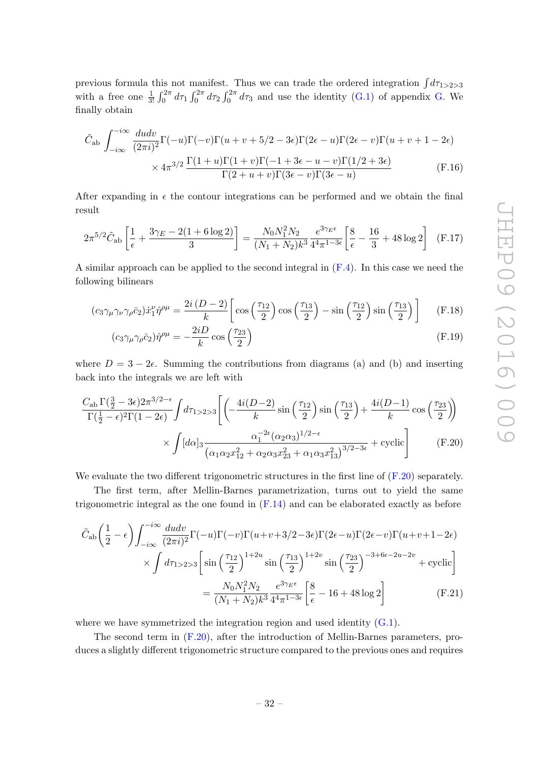previous formula this not manifest. Thus we can trade the ordered integration $\int d\tau_{1>2>3}$ with a free one $\frac{1}{3!}\int_0^{2\pi} d\tau_1 \int_0^{2\pi} d\tau_2 \int_0^{2\pi} d\tau_3$ and use the identity (G.1) of appendix G. We finally obtain

$$\tilde{C}_{\rm ab} \int_{-i\infty}^{-i\infty} \frac{du dv}{(2\pi i)^2} \Gamma(-u)\Gamma(-v)\Gamma(u+v+5/2-3\epsilon)\Gamma(2\epsilon-u)\Gamma(2\epsilon-v)\Gamma(u+v+1-2\epsilon)$$
$$\times\, 4\pi^{3/2}\, \frac{\Gamma(1+u)\Gamma(1+v)\Gamma(-1+3\epsilon-u-v)\Gamma(1/2+3\epsilon)}{\Gamma(2+u+v)\Gamma(3\epsilon-v)\Gamma(3\epsilon-u)} \tag{F.16}$$

After expanding in $\epsilon$ the contour integrations can be performed and we obtain the final result

$$2\pi^{5/2}\tilde{C}_{\rm ab}\left[\frac{1}{\epsilon}+\frac{3\gamma_E-2(1+6\log 2)}{3}\right] = \frac{N_0 N_1^2 N_2}{(N_1+N_2)k^3}\frac{e^{3\gamma_E\epsilon}}{4^4\pi^{1-3\epsilon}}\left[\frac{8}{\epsilon}-\frac{16}{3}+48\log 2\right] \tag{F.17}$$

A similar approach can be applied to the second integral in (F.4). In this case we need the following bilinears

$$(c_3\gamma_\mu\gamma_\nu\gamma_\rho\bar{c}_2)\dot{x}_1^\nu\hat{\eta}^{\rho\mu} = \frac{2i\,(D-2)}{k}\left[\cos\left(\frac{\tau_{12}}{2}\right)\cos\left(\frac{\tau_{13}}{2}\right)-\sin\left(\frac{\tau_{12}}{2}\right)\sin\left(\frac{\tau_{13}}{2}\right)\right] \tag{F.18}$$

$$(c_3\gamma_\mu\gamma_\rho\bar{c}_2)\hat{\eta}^{\rho\mu} = -\frac{2iD}{k}\cos\left(\frac{\tau_{23}}{2}\right) \tag{F.19}$$

where $D=3-2\epsilon$. Summing the contributions from diagrams (a) and (b) and inserting back into the integrals we are left with

$$\frac{C_{\rm ab}\,\Gamma(\frac{3}{2}-3\epsilon)2\pi^{3/2-\epsilon}}{\Gamma(\frac{1}{2}-\epsilon)^2\Gamma(1-2\epsilon)}\int d\tau_{1>2>3}\left[\left(-\frac{4i(D-2)}{k}\sin\left(\frac{\tau_{12}}{2}\right)\sin\left(\frac{\tau_{13}}{2}\right)+\frac{4i(D-1)}{k}\cos\left(\frac{\tau_{23}}{2}\right)\right)\right.$$
$$\left.\times\int [d\alpha]_3\frac{\alpha_1^{-2\epsilon}(\alpha_2\alpha_3)^{1/2-\epsilon}}{\left(\alpha_1\alpha_2 x_{12}^2+\alpha_2\alpha_3 x_{23}^2+\alpha_1\alpha_3 x_{13}^2\right)^{3/2-3\epsilon}}+\text{cyclic}\right] \tag{F.20}$$

We evaluate the two different trigonometric structures in the first line of (F.20) separately.

The first term, after Mellin-Barnes parametrization, turns out to yield the same trigonometric integral as the one found in (F.14) and can be elaborated exactly as before

$$\tilde{C}_{\rm ab}\left(\frac{1}{2}-\epsilon\right)\int_{-i\infty}^{-i\infty}\frac{du dv}{(2\pi i)^2}\Gamma(-u)\Gamma(-v)\Gamma(u+v+3/2-3\epsilon)\Gamma(2\epsilon-u)\Gamma(2\epsilon-v)\Gamma(u+v+1-2\epsilon)$$
$$\times\int d\tau_{1>2>3}\left[\sin\left(\frac{\tau_{12}}{2}\right)^{1+2u}\sin\left(\frac{\tau_{13}}{2}\right)^{1+2v}\sin\left(\frac{\tau_{23}}{2}\right)^{-3+6\epsilon-2u-2v}+\text{cyclic}\right]$$
$$=\frac{N_0 N_1^2 N_2}{(N_1+N_2)k^3}\frac{e^{3\gamma_E\epsilon}}{4^4\pi^{1-3\epsilon}}\left[\frac{8}{\epsilon}-16+48\log 2\right] \tag{F.21}$$

where we have symmetrized the integration region and used identity (G.1).

The second term in (F.20), after the introduction of Mellin-Barnes parameters, produces a slightly different trigonometric structure compared to the previous ones and requires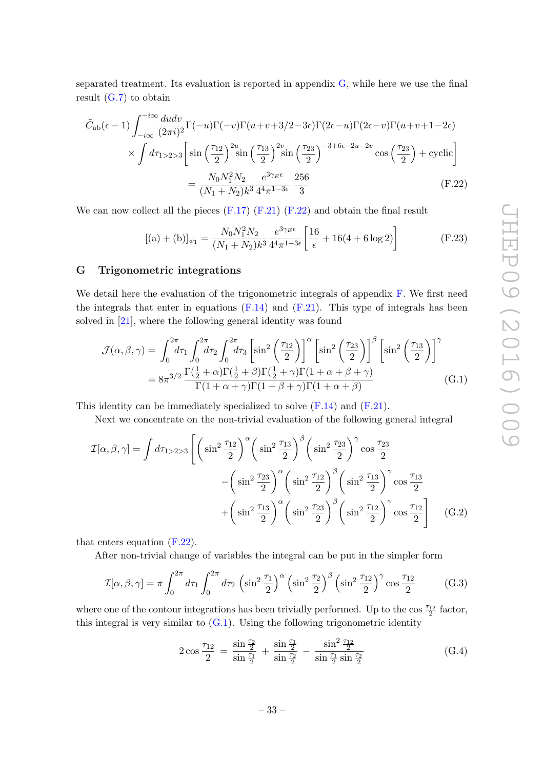separated treatment. Its evaluation is reported in appendix G, while here we use the final result (G.7) to obtain

$$
\begin{aligned}
\tilde{C}_{\rm ab}(\epsilon-1)\int_{-i\infty}^{-i\infty}\frac{du dv}{(2\pi i)^2}&\Gamma(-u)\Gamma(-v)\Gamma(u+v+3/2-3\epsilon)\Gamma(2\epsilon-u)\Gamma(2\epsilon-v)\Gamma(u+v+1-2\epsilon)\\
&\times\int d\tau_{1>2>3}\left[\sin\left(\frac{\tau_{12}}{2}\right)^{2u}\sin\left(\frac{\tau_{13}}{2}\right)^{2v}\sin\left(\frac{\tau_{23}}{2}\right)^{-3+6\epsilon-2u-2v}\cos\left(\frac{\tau_{23}}{2}\right)+\text{cyclic}\right]\\
&=\frac{N_0N_1^2N_2}{(N_1+N_2)k^3}\frac{e^{3\gamma_E\epsilon}}{4^4\pi^{1-3\epsilon}}\frac{256}{3}
\end{aligned}
\tag{F.22}
$$

We can now collect all the pieces (F.17) (F.21) (F.22) and obtain the final result

$$
[(\text{a})+(\text{b})]_{\psi_1}=\frac{N_0N_1^2N_2}{(N_1+N_2)k^3}\frac{e^{3\gamma_E\epsilon}}{4^4\pi^{1-3\epsilon}}\left[\frac{16}{\epsilon}+16(4+6\log 2)\right] \tag{F.23}
$$

## G Trigonometric integrations

We detail here the evaluation of the trigonometric integrals of appendix F. We first need the integrals that enter in equations (F.14) and (F.21). This type of integrals has been solved in [21], where the following general identity was found

$$
\begin{aligned}
\mathcal{J}(\alpha,\beta,\gamma)&=\int_0^{2\pi}d\tau_1\int_0^{2\pi}d\tau_2\int_0^{2\pi}d\tau_3\left[\sin^2\left(\frac{\tau_{12}}{2}\right)\right]^{\alpha}\left[\sin^2\left(\frac{\tau_{23}}{2}\right)\right]^{\beta}\left[\sin^2\left(\frac{\tau_{13}}{2}\right)\right]^{\gamma}\\
&=8\pi^{3/2}\frac{\Gamma(\frac12+\alpha)\Gamma(\frac12+\beta)\Gamma(\frac12+\gamma)\Gamma(1+\alpha+\beta+\gamma)}{\Gamma(1+\alpha+\gamma)\Gamma(1+\beta+\gamma)\Gamma(1+\alpha+\beta)}
\end{aligned}
\tag{G.1}
$$

This identity can be immediately specialized to solve (F.14) and (F.21).

Next we concentrate on the non-trivial evaluation of the following general integral

$$
\begin{aligned}
\mathcal{I}[\alpha,\beta,\gamma]=\int d\tau_{1>2>3}\Bigg[&\left(\sin^2\frac{\tau_{12}}{2}\right)^{\alpha}\left(\sin^2\frac{\tau_{13}}{2}\right)^{\beta}\left(\sin^2\frac{\tau_{23}}{2}\right)^{\gamma}\cos\frac{\tau_{23}}{2}\\
&-\left(\sin^2\frac{\tau_{23}}{2}\right)^{\alpha}\left(\sin^2\frac{\tau_{12}}{2}\right)^{\beta}\left(\sin^2\frac{\tau_{13}}{2}\right)^{\gamma}\cos\frac{\tau_{13}}{2}\\
&+\left(\sin^2\frac{\tau_{13}}{2}\right)^{\alpha}\left(\sin^2\frac{\tau_{23}}{2}\right)^{\beta}\left(\sin^2\frac{\tau_{12}}{2}\right)^{\gamma}\cos\frac{\tau_{12}}{2}\Bigg]
\end{aligned}
\tag{G.2}
$$

that enters equation (F.22).

After non-trivial change of variables the integral can be put in the simpler form

$$
\mathcal{I}[\alpha,\beta,\gamma]=\pi\int_0^{2\pi}d\tau_1\int_0^{2\pi}d\tau_2\left(\sin^2\frac{\tau_1}{2}\right)^{\alpha}\left(\sin^2\frac{\tau_2}{2}\right)^{\beta}\left(\sin^2\frac{\tau_{12}}{2}\right)^{\gamma}\cos\frac{\tau_{12}}{2} \tag{G.3}
$$

where one of the contour integrations has been trivially performed. Up to the $\cos\frac{\tau_{12}}{2}$ factor, this integral is very similar to (G.1). Using the following trigonometric identity

$$
2\cos\frac{\tau_{12}}{2}=\frac{\sin\frac{\tau_2}{2}}{\sin\frac{\tau_1}{2}}+\frac{\sin\frac{\tau_1}{2}}{\sin\frac{\tau_2}{2}}-\frac{\sin^2\frac{\tau_{12}}{2}}{\sin\frac{\tau_1}{2}\sin\frac{\tau_2}{2}} \tag{G.4}
$$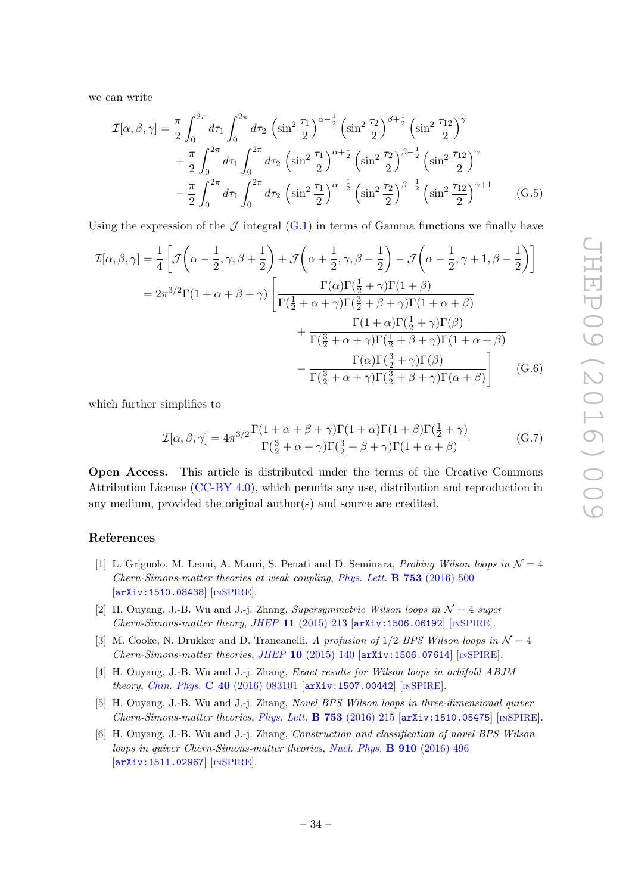we can write

$$
\begin{aligned}
\mathcal{I}[\alpha,\beta,\gamma] = &\frac{\pi}{2}\int_0^{2\pi} d\tau_1 \int_0^{2\pi} d\tau_2 \left(\sin^2\frac{\tau_1}{2}\right)^{\alpha-\frac{1}{2}} \left(\sin^2\frac{\tau_2}{2}\right)^{\beta+\frac{1}{2}} \left(\sin^2\frac{\tau_{12}}{2}\right)^{\gamma} \\
&+\frac{\pi}{2}\int_0^{2\pi} d\tau_1 \int_0^{2\pi} d\tau_2 \left(\sin^2\frac{\tau_1}{2}\right)^{\alpha+\frac{1}{2}} \left(\sin^2\frac{\tau_2}{2}\right)^{\beta-\frac{1}{2}} \left(\sin^2\frac{\tau_{12}}{2}\right)^{\gamma} \\
&-\frac{\pi}{2}\int_0^{2\pi} d\tau_1 \int_0^{2\pi} d\tau_2 \left(\sin^2\frac{\tau_1}{2}\right)^{\alpha-\frac{1}{2}} \left(\sin^2\frac{\tau_2}{2}\right)^{\beta-\frac{1}{2}} \left(\sin^2\frac{\tau_{12}}{2}\right)^{\gamma+1} \qquad \text{(G.5)}
\end{aligned}
$$

Using the expression of the $\mathcal{J}$ integral (G.1) in terms of Gamma functions we finally have

$$
\begin{aligned}
\mathcal{I}[\alpha,\beta,\gamma] &= \frac{1}{4}\left[\mathcal{J}\left(\alpha-\frac{1}{2},\gamma,\beta+\frac{1}{2}\right)+\mathcal{J}\left(\alpha+\frac{1}{2},\gamma,\beta-\frac{1}{2}\right)-\mathcal{J}\left(\alpha-\frac{1}{2},\gamma+1,\beta-\frac{1}{2}\right)\right] \\
&= 2\pi^{3/2}\Gamma(1+\alpha+\beta+\gamma)\left[\frac{\Gamma(\alpha)\Gamma(\frac{1}{2}+\gamma)\Gamma(1+\beta)}{\Gamma(\frac{1}{2}+\alpha+\gamma)\Gamma(\frac{3}{2}+\beta+\gamma)\Gamma(1+\alpha+\beta)}\right. \\
&\qquad\qquad + \frac{\Gamma(1+\alpha)\Gamma(\frac{1}{2}+\gamma)\Gamma(\beta)}{\Gamma(\frac{3}{2}+\alpha+\gamma)\Gamma(\frac{1}{2}+\beta+\gamma)\Gamma(1+\alpha+\beta)} \\
&\qquad\qquad \left. - \frac{\Gamma(\alpha)\Gamma(\frac{3}{2}+\gamma)\Gamma(\beta)}{\Gamma(\frac{3}{2}+\alpha+\gamma)\Gamma(\frac{3}{2}+\beta+\gamma)\Gamma(\alpha+\beta)}\right] \qquad \text{(G.6)}
\end{aligned}
$$

which further simplifies to

$$
\mathcal{I}[\alpha,\beta,\gamma] = 4\pi^{3/2}\frac{\Gamma(1+\alpha+\beta+\gamma)\Gamma(1+\alpha)\Gamma(1+\beta)\Gamma(\frac{1}{2}+\gamma)}{\Gamma(\frac{3}{2}+\alpha+\gamma)\Gamma(\frac{3}{2}+\beta+\gamma)\Gamma(1+\alpha+\beta)} \qquad \text{(G.7)}
$$

**Open Access.** This article is distributed under the terms of the Creative Commons Attribution License (CC-BY 4.0), which permits any use, distribution and reproduction in any medium, provided the original author(s) and source are credited.

## References

[1] L. Griguolo, M. Leoni, A. Mauri, S. Penati and D. Seminara, *Probing Wilson loops in $\mathcal{N}=4$ Chern-Simons-matter theories at weak coupling*, Phys. Lett. **B 753** (2016) 500 [arXiv:1510.08438] [INSPIRE].

[2] H. Ouyang, J.-B. Wu and J.-j. Zhang, *Supersymmetric Wilson loops in $\mathcal{N}=4$ super Chern-Simons-matter theory*, JHEP **11** (2015) 213 [arXiv:1506.06192] [INSPIRE].

[3] M. Cooke, N. Drukker and D. Trancanelli, *A profusion of 1/2 BPS Wilson loops in $\mathcal{N}=4$ Chern-Simons-matter theories*, JHEP **10** (2015) 140 [arXiv:1506.07614] [INSPIRE].

[4] H. Ouyang, J.-B. Wu and J.-j. Zhang, *Exact results for Wilson loops in orbifold ABJM theory*, Chin. Phys. **C 40** (2016) 083101 [arXiv:1507.00442] [INSPIRE].

[5] H. Ouyang, J.-B. Wu and J.-j. Zhang, *Novel BPS Wilson loops in three-dimensional quiver Chern-Simons-matter theories*, Phys. Lett. **B 753** (2016) 215 [arXiv:1510.05475] [INSPIRE].

[6] H. Ouyang, J.-B. Wu and J.-j. Zhang, *Construction and classification of novel BPS Wilson loops in quiver Chern-Simons-matter theories*, Nucl. Phys. **B 910** (2016) 496 [arXiv:1511.02967] [INSPIRE].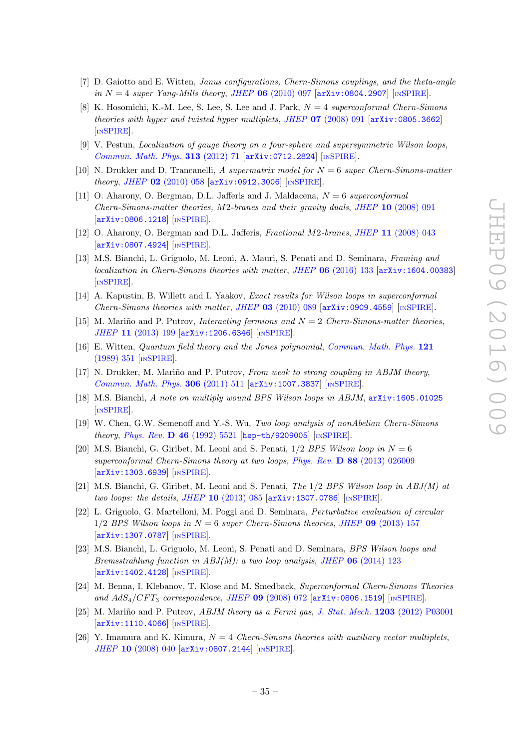[7] D. Gaiotto and E. Witten, *Janus configurations, Chern-Simons couplings, and the theta-angle in $N = 4$ super Yang-Mills theory*, *JHEP* **06** (2010) 097 [arXiv:0804.2907] [INSPIRE].

[8] K. Hosomichi, K.-M. Lee, S. Lee, S. Lee and J. Park, *$N = 4$ superconformal Chern-Simons theories with hyper and twisted hyper multiplets*, *JHEP* **07** (2008) 091 [arXiv:0805.3662] [INSPIRE].

[9] V. Pestun, *Localization of gauge theory on a four-sphere and supersymmetric Wilson loops*, *Commun. Math. Phys.* **313** (2012) 71 [arXiv:0712.2824] [INSPIRE].

[10] N. Drukker and D. Trancanelli, *A supermatrix model for $N = 6$ super Chern-Simons-matter theory*, *JHEP* **02** (2010) 058 [arXiv:0912.3006] [INSPIRE].

[11] O. Aharony, O. Bergman, D.L. Jafferis and J. Maldacena, *$N = 6$ superconformal Chern-Simons-matter theories, M2-branes and their gravity duals*, *JHEP* **10** (2008) 091 [arXiv:0806.1218] [INSPIRE].

[12] O. Aharony, O. Bergman and D.L. Jafferis, *Fractional M2-branes*, *JHEP* **11** (2008) 043 [arXiv:0807.4924] [INSPIRE].

[13] M.S. Bianchi, L. Griguolo, M. Leoni, A. Mauri, S. Penati and D. Seminara, *Framing and localization in Chern-Simons theories with matter*, *JHEP* **06** (2016) 133 [arXiv:1604.00383] [INSPIRE].

[14] A. Kapustin, B. Willett and I. Yaakov, *Exact results for Wilson loops in superconformal Chern-Simons theories with matter*, *JHEP* **03** (2010) 089 [arXiv:0909.4559] [INSPIRE].

[15] M. Mariño and P. Putrov, *Interacting fermions and $N = 2$ Chern-Simons-matter theories*, *JHEP* **11** (2013) 199 [arXiv:1206.6346] [INSPIRE].

[16] E. Witten, *Quantum field theory and the Jones polynomial*, *Commun. Math. Phys.* **121** (1989) 351 [INSPIRE].

[17] N. Drukker, M. Mariño and P. Putrov, *From weak to strong coupling in ABJM theory*, *Commun. Math. Phys.* **306** (2011) 511 [arXiv:1007.3837] [INSPIRE].

[18] M.S. Bianchi, *A note on multiply wound BPS Wilson loops in ABJM*, arXiv:1605.01025 [INSPIRE].

[19] W. Chen, G.W. Semenoff and Y.-S. Wu, *Two loop analysis of nonAbelian Chern-Simons theory*, *Phys. Rev.* **D 46** (1992) 5521 [hep-th/9209005] [INSPIRE].

[20] M.S. Bianchi, G. Giribet, M. Leoni and S. Penati, *1/2 BPS Wilson loop in $N = 6$ superconformal Chern-Simons theory at two loops*, *Phys. Rev.* **D 88** (2013) 026009 [arXiv:1303.6939] [INSPIRE].

[21] M.S. Bianchi, G. Giribet, M. Leoni and S. Penati, *The 1/2 BPS Wilson loop in ABJ(M) at two loops: the details*, *JHEP* **10** (2013) 085 [arXiv:1307.0786] [INSPIRE].

[22] L. Griguolo, G. Martelloni, M. Poggi and D. Seminara, *Perturbative evaluation of circular 1/2 BPS Wilson loops in $N = 6$ super Chern-Simons theories*, *JHEP* **09** (2013) 157 [arXiv:1307.0787] [INSPIRE].

[23] M.S. Bianchi, L. Griguolo, M. Leoni, S. Penati and D. Seminara, *BPS Wilson loops and Bremsstrahlung function in ABJ(M): a two loop analysis*, *JHEP* **06** (2014) 123 [arXiv:1402.4128] [INSPIRE].

[24] M. Benna, I. Klebanov, T. Klose and M. Smedback, *Superconformal Chern-Simons Theories and $AdS_4/CFT_3$ correspondence*, *JHEP* **09** (2008) 072 [arXiv:0806.1519] [INSPIRE].

[25] M. Mariño and P. Putrov, *ABJM theory as a Fermi gas*, *J. Stat. Mech.* **1203** (2012) P03001 [arXiv:1110.4066] [INSPIRE].

[26] Y. Imamura and K. Kimura, *$N = 4$ Chern-Simons theories with auxiliary vector multiplets*, *JHEP* **10** (2008) 040 [arXiv:0807.2144] [INSPIRE].